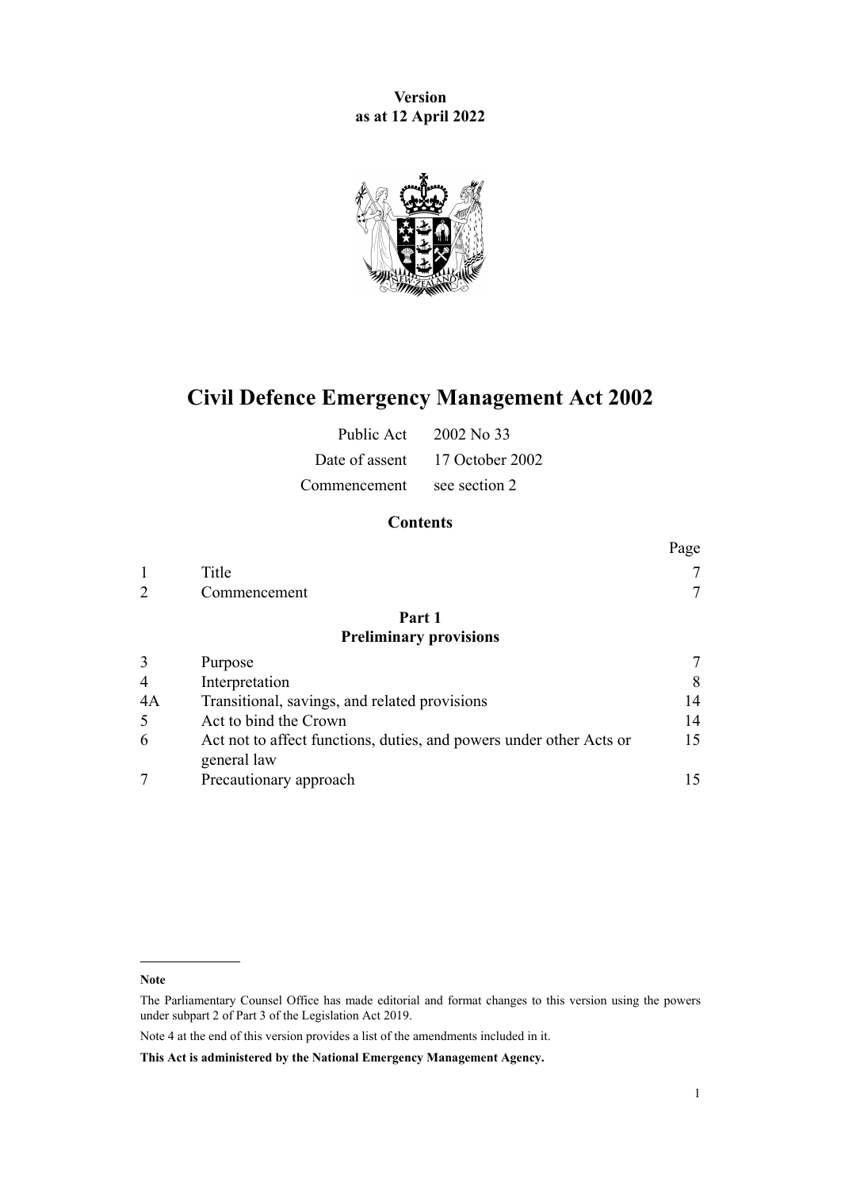**Version**
**as at 12 April 2022**

# Civil Defence Emergency Management Act 2002

| | |
|---|---|
| Public Act | 2002 No 33 |
| Date of assent | 17 October 2002 |
| Commencement | see section 2 |

## Contents

| | | Page |
|---|---|---|
| 1 | Title | 7 |
| 2 | Commencement | 7 |
| | **Part 1** **Preliminary provisions** | |
| 3 | Purpose | 7 |
| 4 | Interpretation | 8 |
| 4A | Transitional, savings, and related provisions | 14 |
| 5 | Act to bind the Crown | 14 |
| 6 | Act not to affect functions, duties, and powers under other Acts or general law | 15 |
| 7 | Precautionary approach | 15 |

**Note**

The Parliamentary Counsel Office has made editorial and format changes to this version using the powers under subpart 2 of Part 3 of the Legislation Act 2019.

Note 4 at the end of this version provides a list of the amendments included in it.

**This Act is administered by the National Emergency Management Agency.**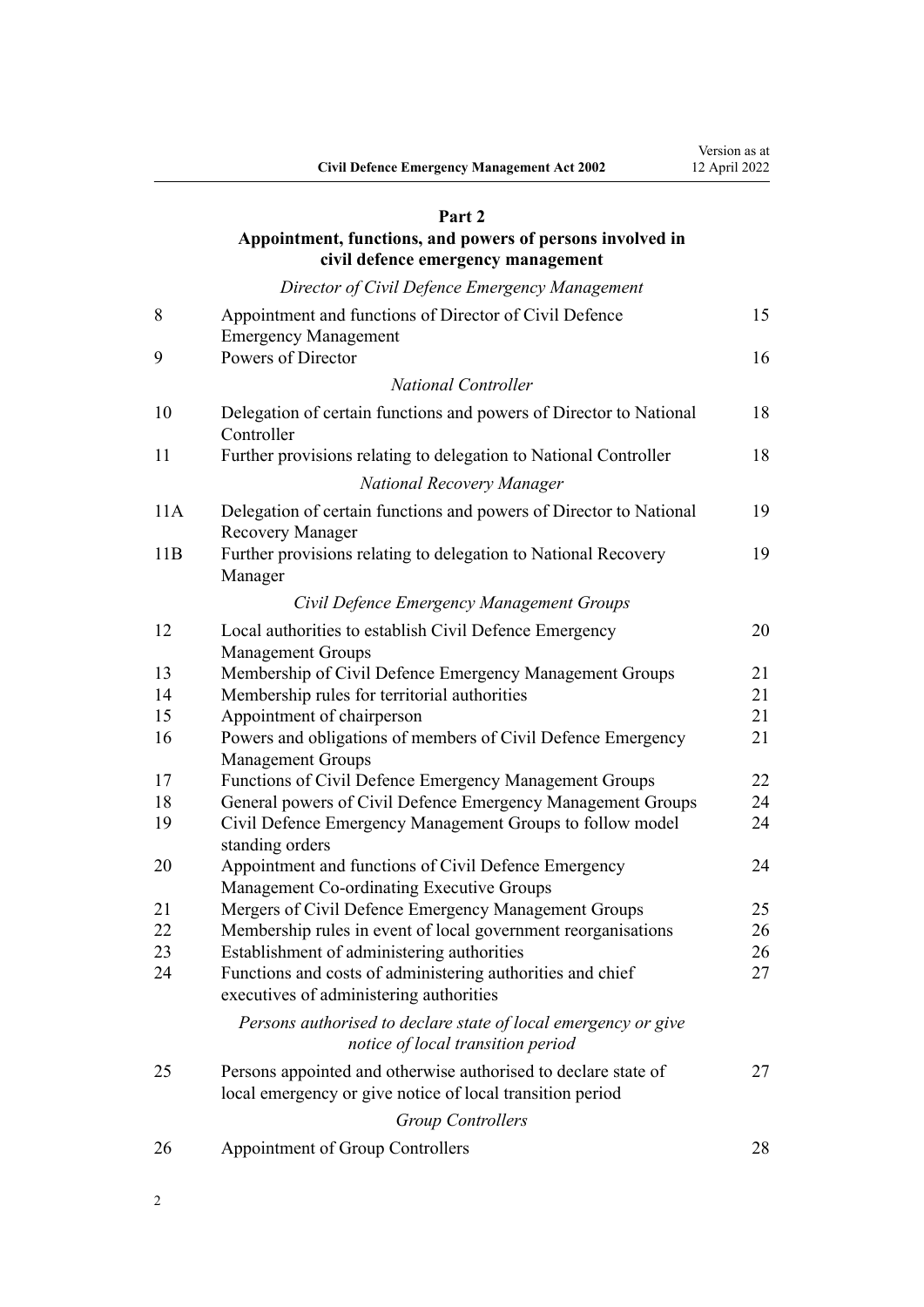## Part 2
## Appointment, functions, and powers of persons involved in civil defence emergency management

*Director of Civil Defence Emergency Management*

| | | |
|---|---|---|
| 8 | Appointment and functions of Director of Civil Defence Emergency Management | 15 |
| 9 | Powers of Director | 16 |

*National Controller*

| | | |
|---|---|---|
| 10 | Delegation of certain functions and powers of Director to National Controller | 18 |
| 11 | Further provisions relating to delegation to National Controller | 18 |

*National Recovery Manager*

| | | |
|---|---|---|
| 11A | Delegation of certain functions and powers of Director to National Recovery Manager | 19 |
| 11B | Further provisions relating to delegation to National Recovery Manager | 19 |

*Civil Defence Emergency Management Groups*

| | | |
|---|---|---|
| 12 | Local authorities to establish Civil Defence Emergency Management Groups | 20 |
| 13 | Membership of Civil Defence Emergency Management Groups | 21 |
| 14 | Membership rules for territorial authorities | 21 |
| 15 | Appointment of chairperson | 21 |
| 16 | Powers and obligations of members of Civil Defence Emergency Management Groups | 21 |
| 17 | Functions of Civil Defence Emergency Management Groups | 22 |
| 18 | General powers of Civil Defence Emergency Management Groups | 24 |
| 19 | Civil Defence Emergency Management Groups to follow model standing orders | 24 |
| 20 | Appointment and functions of Civil Defence Emergency Management Co-ordinating Executive Groups | 24 |
| 21 | Mergers of Civil Defence Emergency Management Groups | 25 |
| 22 | Membership rules in event of local government reorganisations | 26 |
| 23 | Establishment of administering authorities | 26 |
| 24 | Functions and costs of administering authorities and chief executives of administering authorities | 27 |

*Persons authorised to declare state of local emergency or give notice of local transition period*

| | | |
|---|---|---|
| 25 | Persons appointed and otherwise authorised to declare state of local emergency or give notice of local transition period | 27 |

*Group Controllers*

| | | |
|---|---|---|
| 26 | Appointment of Group Controllers | 28 |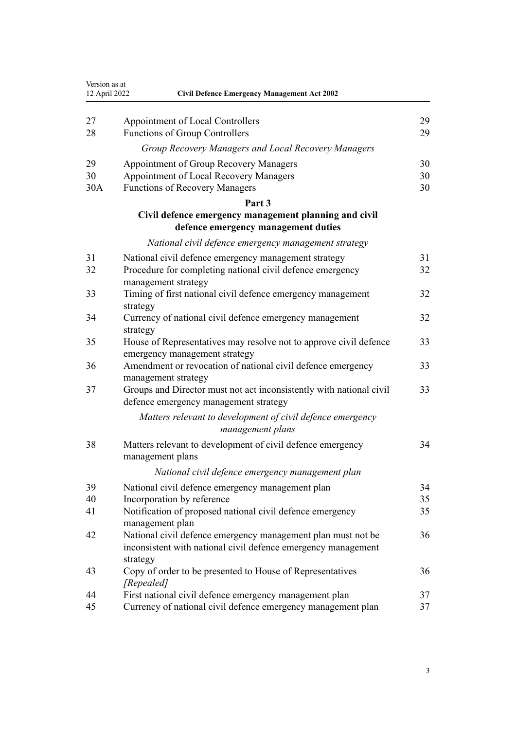| | | |
|---|---|---|
| 27 | Appointment of Local Controllers | 29 |
| 28 | Functions of Group Controllers | 29 |
| | *Group Recovery Managers and Local Recovery Managers* | |
| 29 | Appointment of Group Recovery Managers | 30 |
| 30 | Appointment of Local Recovery Managers | 30 |
| 30A | Functions of Recovery Managers | 30 |

## Part 3
## Civil defence emergency management planning and civil defence emergency management duties

| | | |
|---|---|---|
| | *National civil defence emergency management strategy* | |
| 31 | National civil defence emergency management strategy | 31 |
| 32 | Procedure for completing national civil defence emergency management strategy | 32 |
| 33 | Timing of first national civil defence emergency management strategy | 32 |
| 34 | Currency of national civil defence emergency management strategy | 32 |
| 35 | House of Representatives may resolve not to approve civil defence emergency management strategy | 33 |
| 36 | Amendment or revocation of national civil defence emergency management strategy | 33 |
| 37 | Groups and Director must not act inconsistently with national civil defence emergency management strategy | 33 |
| | *Matters relevant to development of civil defence emergency management plans* | |
| 38 | Matters relevant to development of civil defence emergency management plans | 34 |
| | *National civil defence emergency management plan* | |
| 39 | National civil defence emergency management plan | 34 |
| 40 | Incorporation by reference | 35 |
| 41 | Notification of proposed national civil defence emergency management plan | 35 |
| 42 | National civil defence emergency management plan must not be inconsistent with national civil defence emergency management strategy | 36 |
| 43 | Copy of order to be presented to House of Representatives *[Repealed]* | 36 |
| 44 | First national civil defence emergency management plan | 37 |
| 45 | Currency of national civil defence emergency management plan | 37 |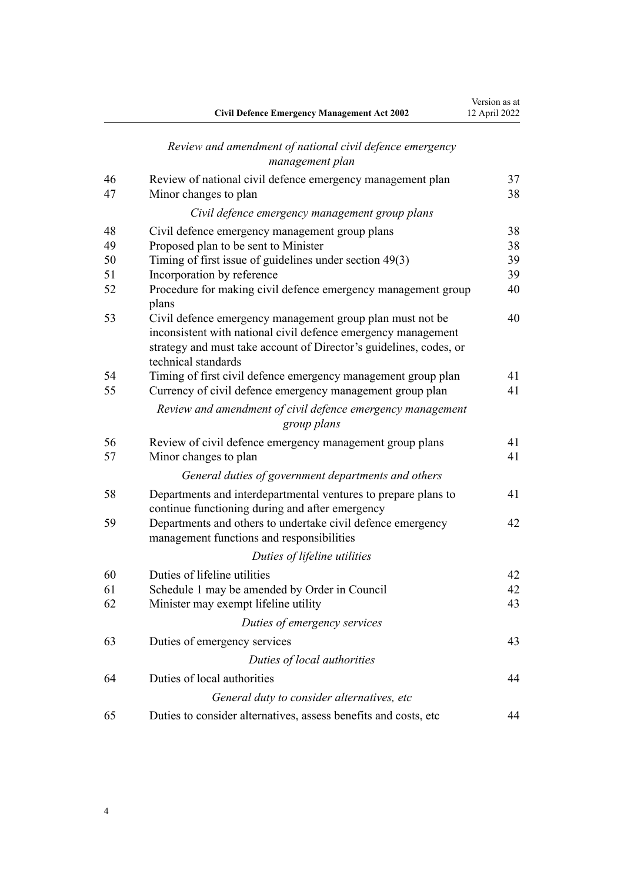*Review and amendment of national civil defence emergency management plan*

| | | |
|---|---|---|
| 46 | Review of national civil defence emergency management plan | 37 |
| 47 | Minor changes to plan | 38 |

*Civil defence emergency management group plans*

| | | |
|---|---|---|
| 48 | Civil defence emergency management group plans | 38 |
| 49 | Proposed plan to be sent to Minister | 38 |
| 50 | Timing of first issue of guidelines under section 49(3) | 39 |
| 51 | Incorporation by reference | 39 |
| 52 | Procedure for making civil defence emergency management group plans | 40 |
| 53 | Civil defence emergency management group plan must not be inconsistent with national civil defence emergency management strategy and must take account of Director's guidelines, codes, or technical standards | 40 |
| 54 | Timing of first civil defence emergency management group plan | 41 |
| 55 | Currency of civil defence emergency management group plan | 41 |

*Review and amendment of civil defence emergency management group plans*

| | | |
|---|---|---|
| 56 | Review of civil defence emergency management group plans | 41 |
| 57 | Minor changes to plan | 41 |

*General duties of government departments and others*

| | | |
|---|---|---|
| 58 | Departments and interdepartmental ventures to prepare plans to continue functioning during and after emergency | 41 |
| 59 | Departments and others to undertake civil defence emergency management functions and responsibilities | 42 |

*Duties of lifeline utilities*

| | | |
|---|---|---|
| 60 | Duties of lifeline utilities | 42 |
| 61 | Schedule 1 may be amended by Order in Council | 42 |
| 62 | Minister may exempt lifeline utility | 43 |

*Duties of emergency services*

| | | |
|---|---|---|
| 63 | Duties of emergency services | 43 |

*Duties of local authorities*

| | | |
|---|---|---|
| 64 | Duties of local authorities | 44 |

*General duty to consider alternatives, etc*

| | | |
|---|---|---|
| 65 | Duties to consider alternatives, assess benefits and costs, etc | 44 |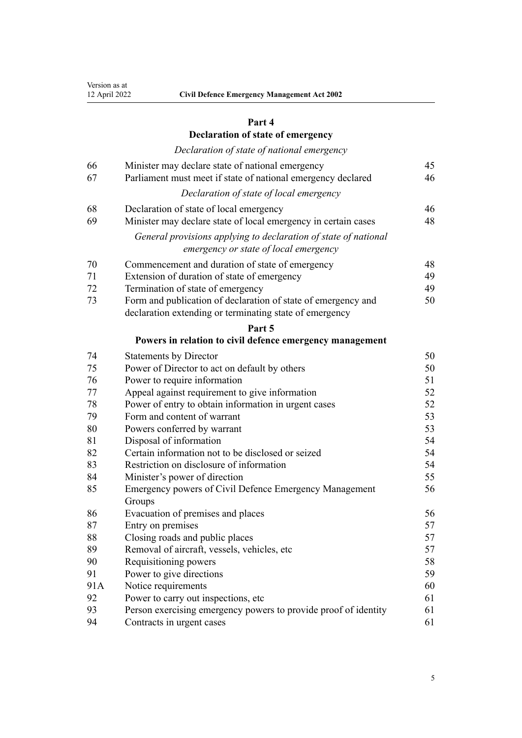## Part 4
## Declaration of state of emergency

*Declaration of state of national emergency*

| | | |
|---|---|---|
| 66 | Minister may declare state of national emergency | 45 |
| 67 | Parliament must meet if state of national emergency declared | 46 |

*Declaration of state of local emergency*

| | | |
|---|---|---|
| 68 | Declaration of state of local emergency | 46 |
| 69 | Minister may declare state of local emergency in certain cases | 48 |

*General provisions applying to declaration of state of national emergency or state of local emergency*

| | | |
|---|---|---|
| 70 | Commencement and duration of state of emergency | 48 |
| 71 | Extension of duration of state of emergency | 49 |
| 72 | Termination of state of emergency | 49 |
| 73 | Form and publication of declaration of state of emergency and declaration extending or terminating state of emergency | 50 |

## Part 5
## Powers in relation to civil defence emergency management

| | | |
|---|---|---|
| 74 | Statements by Director | 50 |
| 75 | Power of Director to act on default by others | 50 |
| 76 | Power to require information | 51 |
| 77 | Appeal against requirement to give information | 52 |
| 78 | Power of entry to obtain information in urgent cases | 52 |
| 79 | Form and content of warrant | 53 |
| 80 | Powers conferred by warrant | 53 |
| 81 | Disposal of information | 54 |
| 82 | Certain information not to be disclosed or seized | 54 |
| 83 | Restriction on disclosure of information | 54 |
| 84 | Minister's power of direction | 55 |
| 85 | Emergency powers of Civil Defence Emergency Management Groups | 56 |
| 86 | Evacuation of premises and places | 56 |
| 87 | Entry on premises | 57 |
| 88 | Closing roads and public places | 57 |
| 89 | Removal of aircraft, vessels, vehicles, etc | 57 |
| 90 | Requisitioning powers | 58 |
| 91 | Power to give directions | 59 |
| 91A | Notice requirements | 60 |
| 92 | Power to carry out inspections, etc | 61 |
| 93 | Person exercising emergency powers to provide proof of identity | 61 |
| 94 | Contracts in urgent cases | 61 |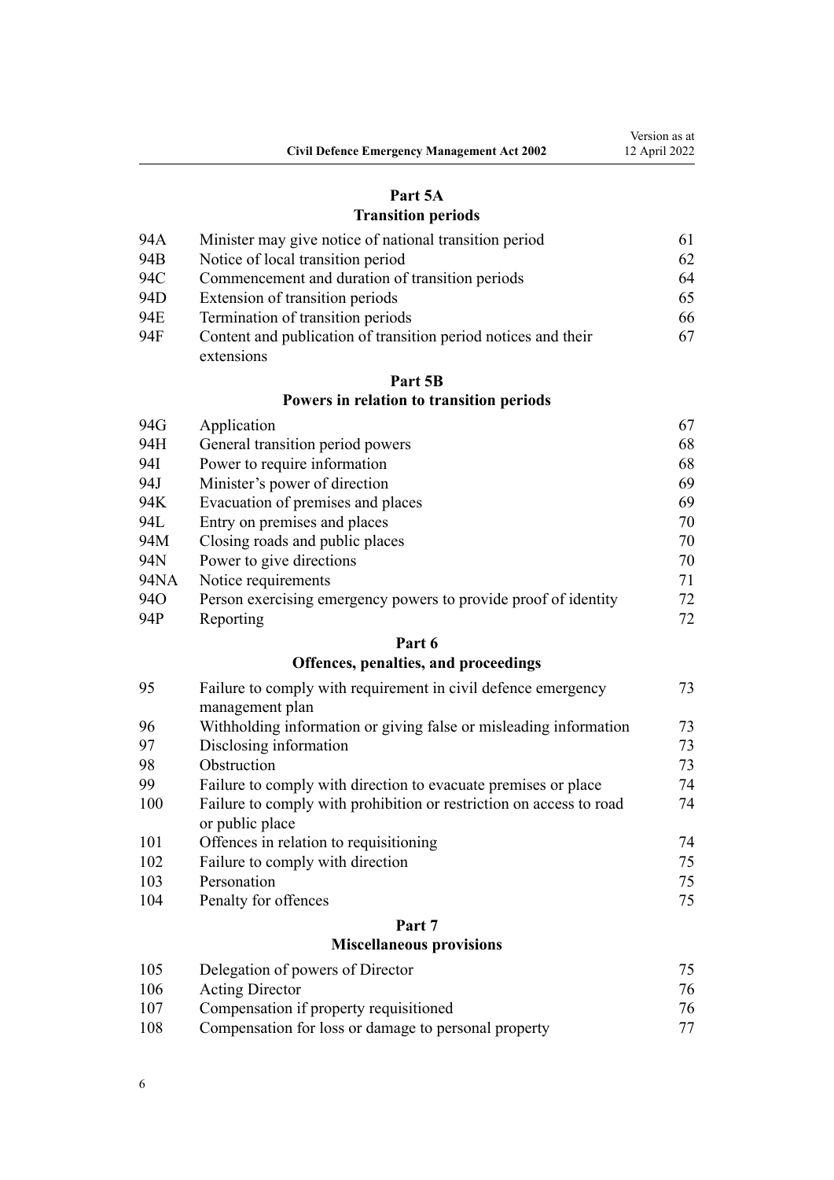## Part 5A
## Transition periods

| | | |
|---|---|---|
| 94A | Minister may give notice of national transition period | 61 |
| 94B | Notice of local transition period | 62 |
| 94C | Commencement and duration of transition periods | 64 |
| 94D | Extension of transition periods | 65 |
| 94E | Termination of transition periods | 66 |
| 94F | Content and publication of transition period notices and their extensions | 67 |

## Part 5B
## Powers in relation to transition periods

| | | |
|---|---|---|
| 94G | Application | 67 |
| 94H | General transition period powers | 68 |
| 94I | Power to require information | 68 |
| 94J | Minister's power of direction | 69 |
| 94K | Evacuation of premises and places | 69 |
| 94L | Entry on premises and places | 70 |
| 94M | Closing roads and public places | 70 |
| 94N | Power to give directions | 70 |
| 94NA | Notice requirements | 71 |
| 94O | Person exercising emergency powers to provide proof of identity | 72 |
| 94P | Reporting | 72 |

## Part 6
## Offences, penalties, and proceedings

| | | |
|---|---|---|
| 95 | Failure to comply with requirement in civil defence emergency management plan | 73 |
| 96 | Withholding information or giving false or misleading information | 73 |
| 97 | Disclosing information | 73 |
| 98 | Obstruction | 73 |
| 99 | Failure to comply with direction to evacuate premises or place | 74 |
| 100 | Failure to comply with prohibition or restriction on access to road or public place | 74 |
| 101 | Offences in relation to requisitioning | 74 |
| 102 | Failure to comply with direction | 75 |
| 103 | Personation | 75 |
| 104 | Penalty for offences | 75 |

## Part 7
## Miscellaneous provisions

| | | |
|---|---|---|
| 105 | Delegation of powers of Director | 75 |
| 106 | Acting Director | 76 |
| 107 | Compensation if property requisitioned | 76 |
| 108 | Compensation for loss or damage to personal property | 77 |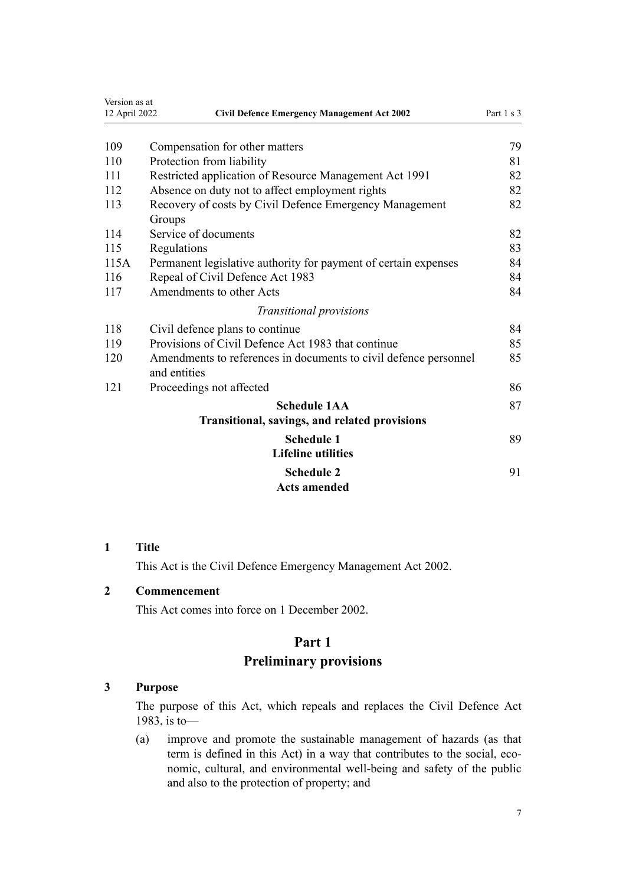| | | |
|---|---|---|
| 109 | Compensation for other matters | 79 |
| 110 | Protection from liability | 81 |
| 111 | Restricted application of Resource Management Act 1991 | 82 |
| 112 | Absence on duty not to affect employment rights | 82 |
| 113 | Recovery of costs by Civil Defence Emergency Management Groups | 82 |
| 114 | Service of documents | 82 |
| 115 | Regulations | 83 |
| 115A | Permanent legislative authority for payment of certain expenses | 84 |
| 116 | Repeal of Civil Defence Act 1983 | 84 |
| 117 | Amendments to other Acts | 84 |
| | *Transitional provisions* | |
| 118 | Civil defence plans to continue | 84 |
| 119 | Provisions of Civil Defence Act 1983 that continue | 85 |
| 120 | Amendments to references in documents to civil defence personnel and entities | 85 |
| 121 | Proceedings not affected | 86 |
| | **Schedule 1AA** **Transitional, savings, and related provisions** | 87 |
| | **Schedule 1** **Lifeline utilities** | 89 |
| | **Schedule 2** **Acts amended** | 91 |

### 1 Title

This Act is the Civil Defence Emergency Management Act 2002.

### 2 Commencement

This Act comes into force on 1 December 2002.

## Part 1
## Preliminary provisions

### 3 Purpose

The purpose of this Act, which repeals and replaces the Civil Defence Act 1983, is to—

(a) improve and promote the sustainable management of hazards (as that term is defined in this Act) in a way that contributes to the social, economic, cultural, and environmental well-being and safety of the public and also to the protection of property; and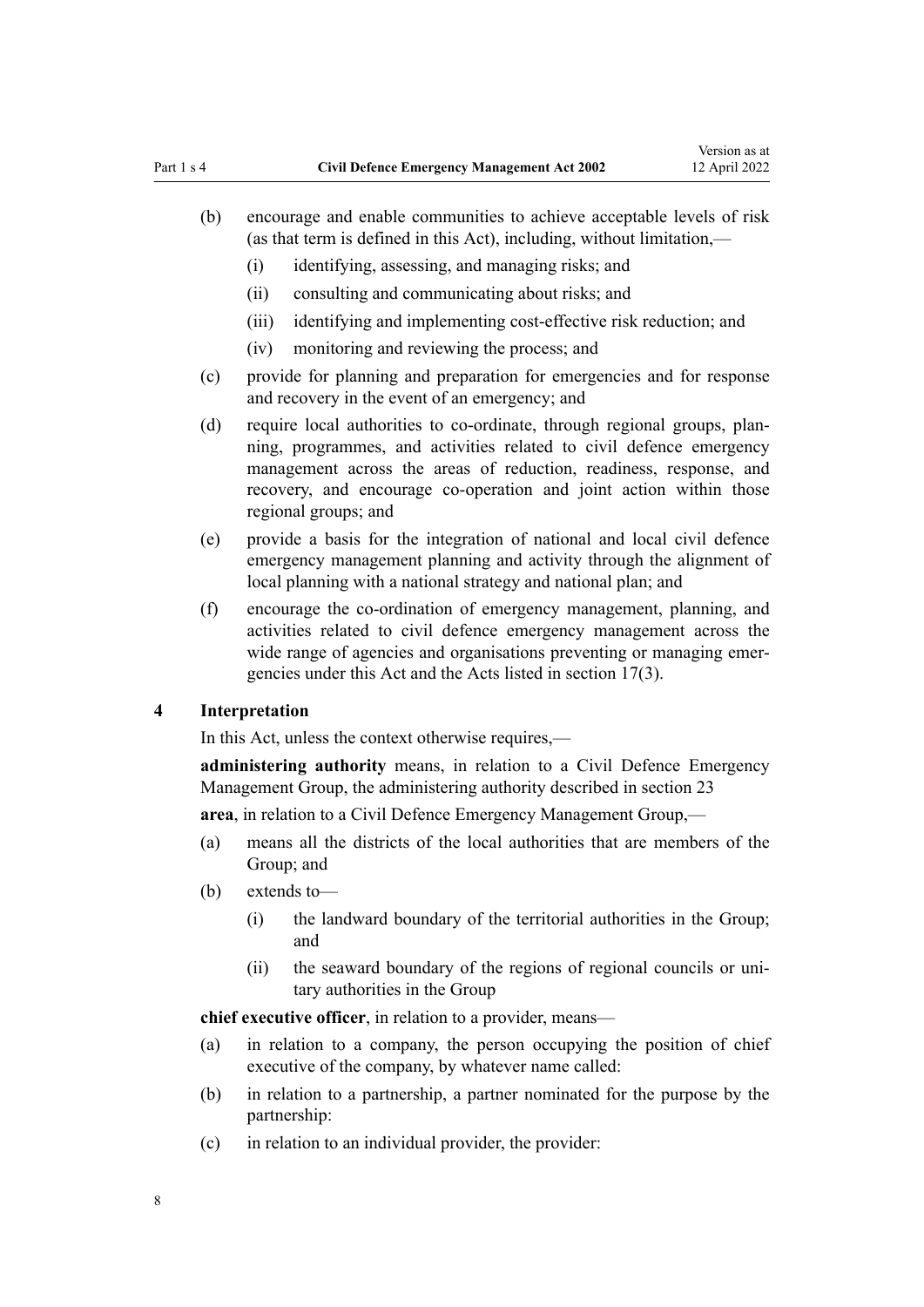(b) encourage and enable communities to achieve acceptable levels of risk (as that term is defined in this Act), including, without limitation,—

  (i) identifying, assessing, and managing risks; and

  (ii) consulting and communicating about risks; and

  (iii) identifying and implementing cost-effective risk reduction; and

  (iv) monitoring and reviewing the process; and

(c) provide for planning and preparation for emergencies and for response and recovery in the event of an emergency; and

(d) require local authorities to co-ordinate, through regional groups, planning, programmes, and activities related to civil defence emergency management across the areas of reduction, readiness, response, and recovery, and encourage co-operation and joint action within those regional groups; and

(e) provide a basis for the integration of national and local civil defence emergency management planning and activity through the alignment of local planning with a national strategy and national plan; and

(f) encourage the co-ordination of emergency management, planning, and activities related to civil defence emergency management across the wide range of agencies and organisations preventing or managing emergencies under this Act and the Acts listed in section 17(3).

### 4 Interpretation

In this Act, unless the context otherwise requires,—

**administering authority** means, in relation to a Civil Defence Emergency Management Group, the administering authority described in section 23

**area**, in relation to a Civil Defence Emergency Management Group,—

(a) means all the districts of the local authorities that are members of the Group; and

(b) extends to—

  (i) the landward boundary of the territorial authorities in the Group; and

  (ii) the seaward boundary of the regions of regional councils or unitary authorities in the Group

**chief executive officer**, in relation to a provider, means—

(a) in relation to a company, the person occupying the position of chief executive of the company, by whatever name called:

(b) in relation to a partnership, a partner nominated for the purpose by the partnership:

(c) in relation to an individual provider, the provider: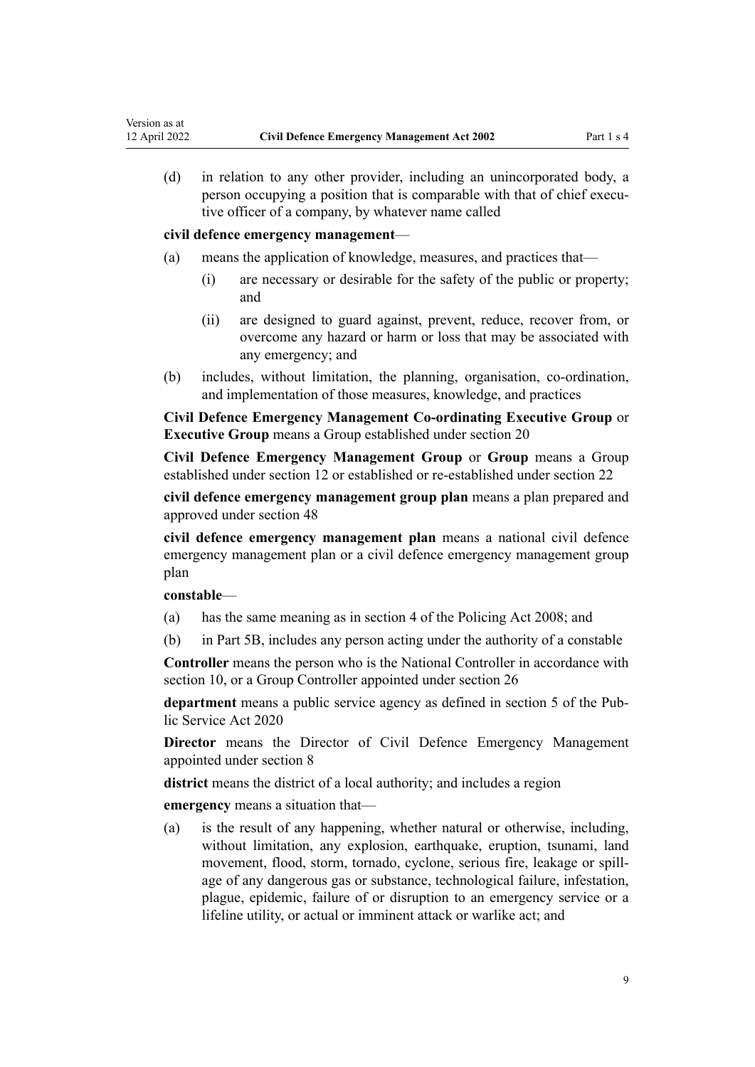(d) in relation to any other provider, including an unincorporated body, a person occupying a position that is comparable with that of chief executive officer of a company, by whatever name called

**civil defence emergency management**—

(a) means the application of knowledge, measures, and practices that—

  (i) are necessary or desirable for the safety of the public or property; and

  (ii) are designed to guard against, prevent, reduce, recover from, or overcome any hazard or harm or loss that may be associated with any emergency; and

(b) includes, without limitation, the planning, organisation, co-ordination, and implementation of those measures, knowledge, and practices

**Civil Defence Emergency Management Co-ordinating Executive Group** or **Executive Group** means a Group established under section 20

**Civil Defence Emergency Management Group** or **Group** means a Group established under section 12 or established or re-established under section 22

**civil defence emergency management group plan** means a plan prepared and approved under section 48

**civil defence emergency management plan** means a national civil defence emergency management plan or a civil defence emergency management group plan

**constable**—

(a) has the same meaning as in section 4 of the Policing Act 2008; and

(b) in Part 5B, includes any person acting under the authority of a constable

**Controller** means the person who is the National Controller in accordance with section 10, or a Group Controller appointed under section 26

**department** means a public service agency as defined in section 5 of the Public Service Act 2020

**Director** means the Director of Civil Defence Emergency Management appointed under section 8

**district** means the district of a local authority; and includes a region

**emergency** means a situation that—

(a) is the result of any happening, whether natural or otherwise, including, without limitation, any explosion, earthquake, eruption, tsunami, land movement, flood, storm, tornado, cyclone, serious fire, leakage or spillage of any dangerous gas or substance, technological failure, infestation, plague, epidemic, failure of or disruption to an emergency service or a lifeline utility, or actual or imminent attack or warlike act; and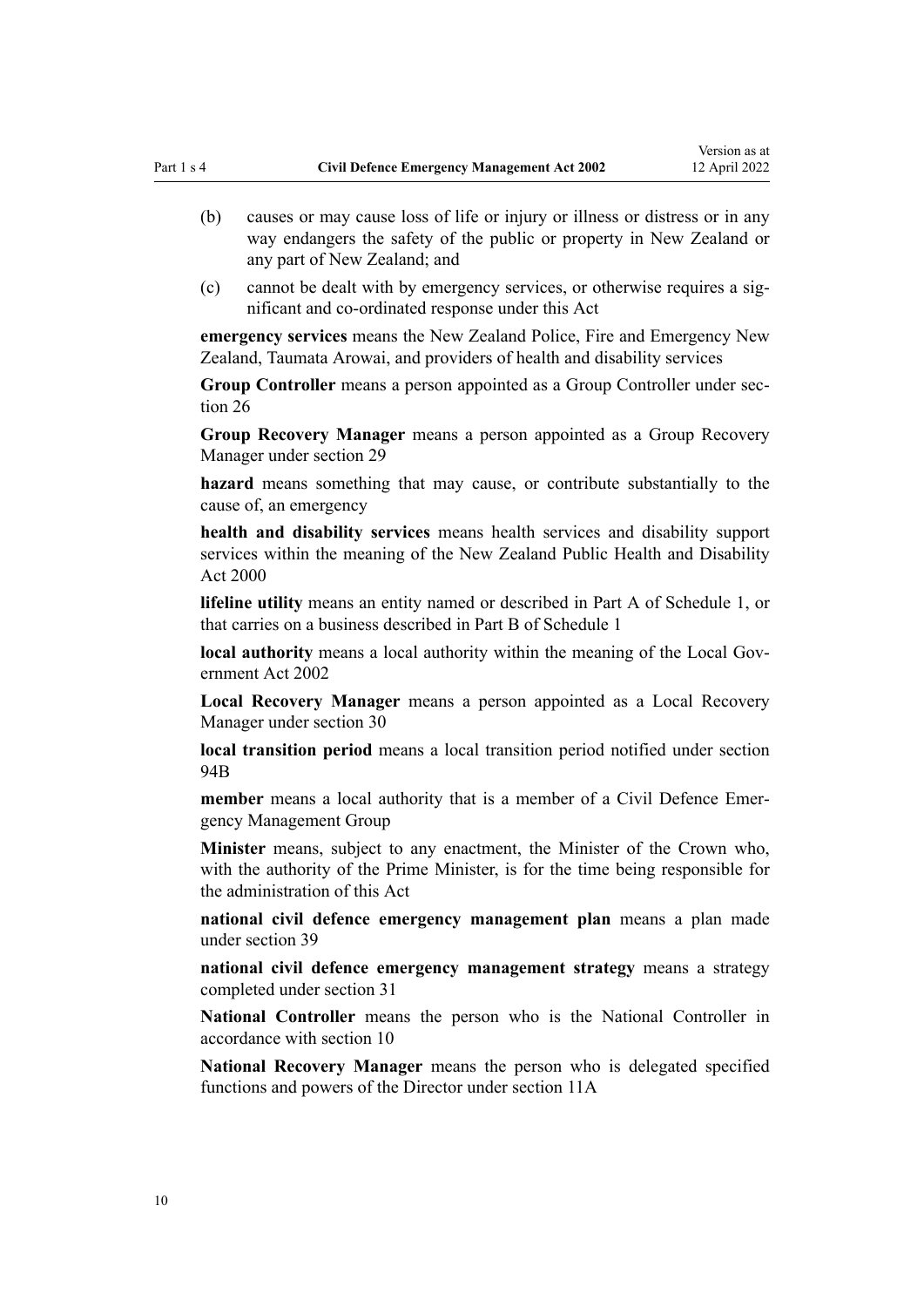(b) causes or may cause loss of life or injury or illness or distress or in any way endangers the safety of the public or property in New Zealand or any part of New Zealand; and

(c) cannot be dealt with by emergency services, or otherwise requires a significant and co-ordinated response under this Act

**emergency services** means the New Zealand Police, Fire and Emergency New Zealand, Taumata Arowai, and providers of health and disability services

**Group Controller** means a person appointed as a Group Controller under section 26

**Group Recovery Manager** means a person appointed as a Group Recovery Manager under section 29

**hazard** means something that may cause, or contribute substantially to the cause of, an emergency

**health and disability services** means health services and disability support services within the meaning of the New Zealand Public Health and Disability Act 2000

**lifeline utility** means an entity named or described in Part A of Schedule 1, or that carries on a business described in Part B of Schedule 1

**local authority** means a local authority within the meaning of the Local Government Act 2002

**Local Recovery Manager** means a person appointed as a Local Recovery Manager under section 30

**local transition period** means a local transition period notified under section 94B

**member** means a local authority that is a member of a Civil Defence Emergency Management Group

**Minister** means, subject to any enactment, the Minister of the Crown who, with the authority of the Prime Minister, is for the time being responsible for the administration of this Act

**national civil defence emergency management plan** means a plan made under section 39

**national civil defence emergency management strategy** means a strategy completed under section 31

**National Controller** means the person who is the National Controller in accordance with section 10

**National Recovery Manager** means the person who is delegated specified functions and powers of the Director under section 11A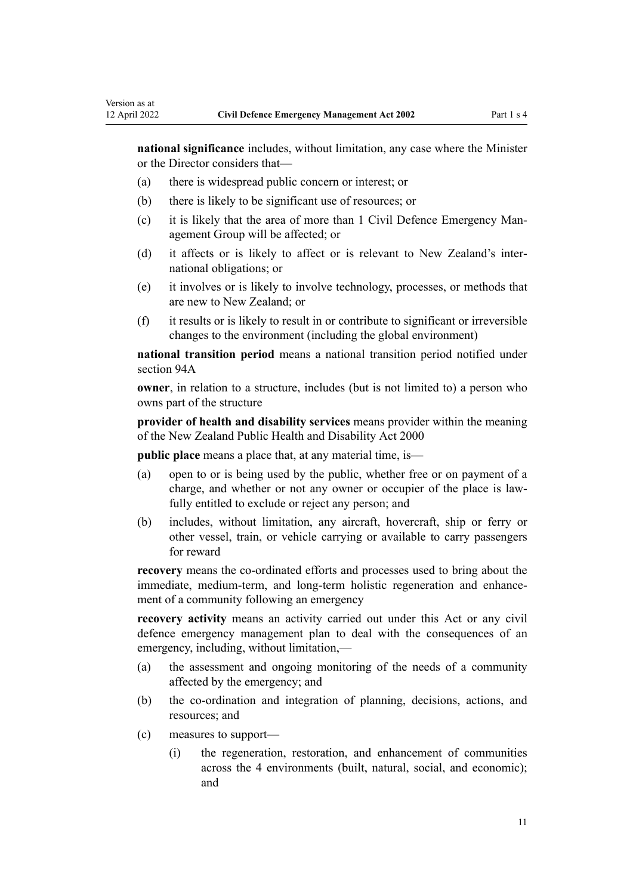**national significance** includes, without limitation, any case where the Minister or the Director considers that—

- (a) there is widespread public concern or interest; or
- (b) there is likely to be significant use of resources; or
- (c) it is likely that the area of more than 1 Civil Defence Emergency Management Group will be affected; or
- (d) it affects or is likely to affect or is relevant to New Zealand's international obligations; or
- (e) it involves or is likely to involve technology, processes, or methods that are new to New Zealand; or
- (f) it results or is likely to result in or contribute to significant or irreversible changes to the environment (including the global environment)

**national transition period** means a national transition period notified under section 94A

**owner**, in relation to a structure, includes (but is not limited to) a person who owns part of the structure

**provider of health and disability services** means provider within the meaning of the New Zealand Public Health and Disability Act 2000

**public place** means a place that, at any material time, is—

- (a) open to or is being used by the public, whether free or on payment of a charge, and whether or not any owner or occupier of the place is lawfully entitled to exclude or reject any person; and
- (b) includes, without limitation, any aircraft, hovercraft, ship or ferry or other vessel, train, or vehicle carrying or available to carry passengers for reward

**recovery** means the co-ordinated efforts and processes used to bring about the immediate, medium-term, and long-term holistic regeneration and enhancement of a community following an emergency

**recovery activity** means an activity carried out under this Act or any civil defence emergency management plan to deal with the consequences of an emergency, including, without limitation,—

- (a) the assessment and ongoing monitoring of the needs of a community affected by the emergency; and
- (b) the co-ordination and integration of planning, decisions, actions, and resources; and
- (c) measures to support—
  - (i) the regeneration, restoration, and enhancement of communities across the 4 environments (built, natural, social, and economic); and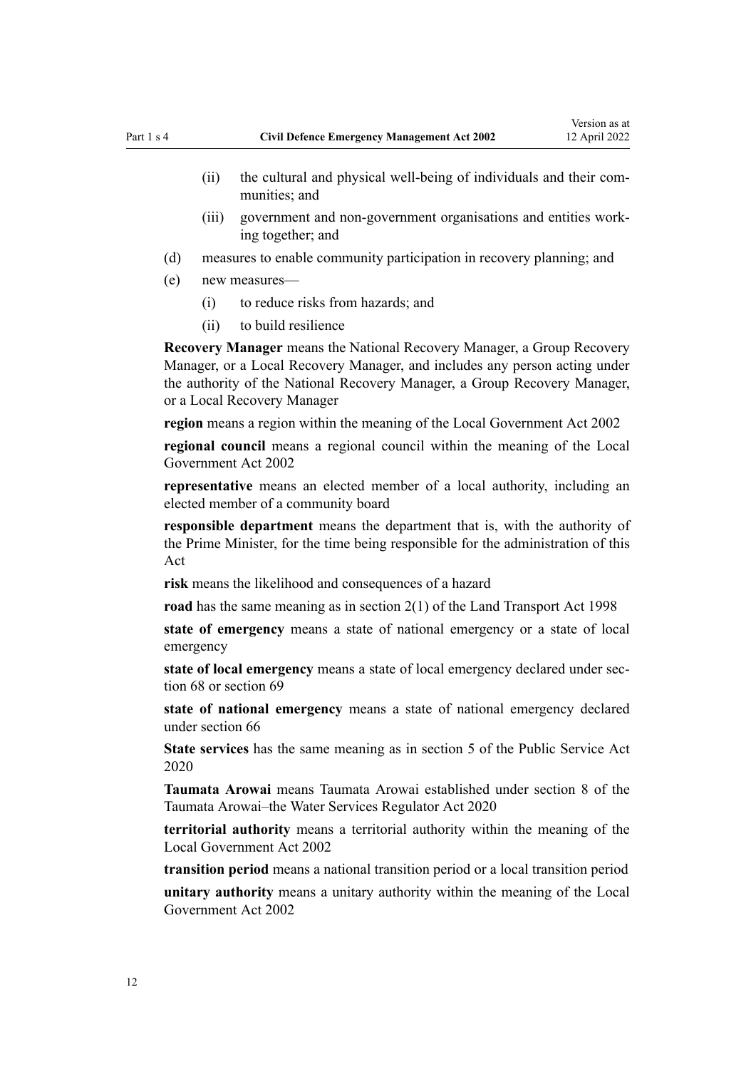- (ii) the cultural and physical well-being of individuals and their communities; and
- (iii) government and non-government organisations and entities working together; and

(d) measures to enable community participation in recovery planning; and

(e) new measures—

- (i) to reduce risks from hazards; and
- (ii) to build resilience

**Recovery Manager** means the National Recovery Manager, a Group Recovery Manager, or a Local Recovery Manager, and includes any person acting under the authority of the National Recovery Manager, a Group Recovery Manager, or a Local Recovery Manager

**region** means a region within the meaning of the Local Government Act 2002

**regional council** means a regional council within the meaning of the Local Government Act 2002

**representative** means an elected member of a local authority, including an elected member of a community board

**responsible department** means the department that is, with the authority of the Prime Minister, for the time being responsible for the administration of this Act

**risk** means the likelihood and consequences of a hazard

**road** has the same meaning as in section 2(1) of the Land Transport Act 1998

**state of emergency** means a state of national emergency or a state of local emergency

**state of local emergency** means a state of local emergency declared under section 68 or section 69

**state of national emergency** means a state of national emergency declared under section 66

**State services** has the same meaning as in section 5 of the Public Service Act 2020

**Taumata Arowai** means Taumata Arowai established under section 8 of the Taumata Arowai–the Water Services Regulator Act 2020

**territorial authority** means a territorial authority within the meaning of the Local Government Act 2002

**transition period** means a national transition period or a local transition period

**unitary authority** means a unitary authority within the meaning of the Local Government Act 2002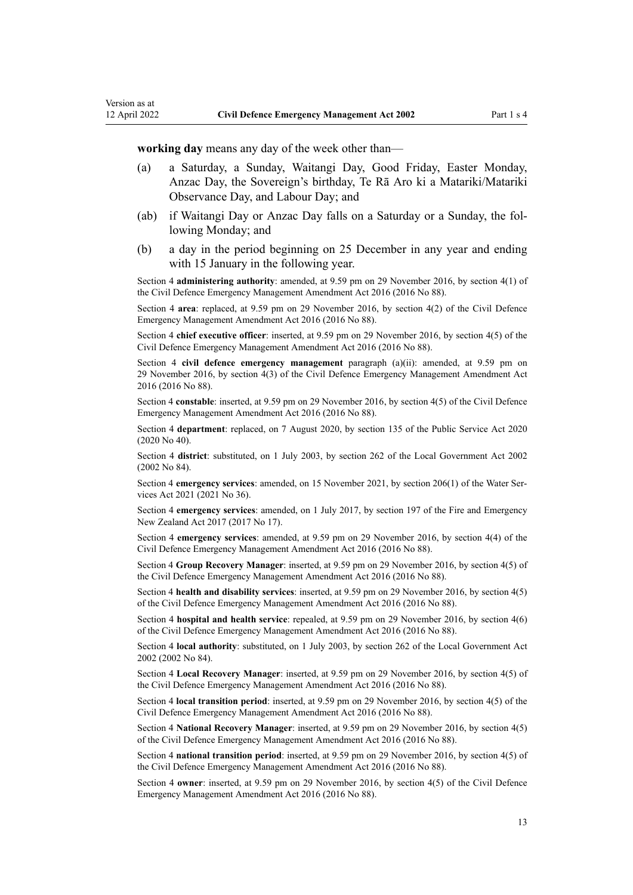**working day** means any day of the week other than—

(a) a Saturday, a Sunday, Waitangi Day, Good Friday, Easter Monday, Anzac Day, the Sovereign's birthday, Te Rā Aro ki a Matariki/Matariki Observance Day, and Labour Day; and

(ab) if Waitangi Day or Anzac Day falls on a Saturday or a Sunday, the following Monday; and

(b) a day in the period beginning on 25 December in any year and ending with 15 January in the following year.

Section 4 **administering authority**: amended, at 9.59 pm on 29 November 2016, by section 4(1) of the Civil Defence Emergency Management Amendment Act 2016 (2016 No 88).

Section 4 **area**: replaced, at 9.59 pm on 29 November 2016, by section 4(2) of the Civil Defence Emergency Management Amendment Act 2016 (2016 No 88).

Section 4 **chief executive officer**: inserted, at 9.59 pm on 29 November 2016, by section 4(5) of the Civil Defence Emergency Management Amendment Act 2016 (2016 No 88).

Section 4 **civil defence emergency management** paragraph (a)(ii): amended, at 9.59 pm on 29 November 2016, by section 4(3) of the Civil Defence Emergency Management Amendment Act 2016 (2016 No 88).

Section 4 **constable**: inserted, at 9.59 pm on 29 November 2016, by section 4(5) of the Civil Defence Emergency Management Amendment Act 2016 (2016 No 88).

Section 4 **department**: replaced, on 7 August 2020, by section 135 of the Public Service Act 2020 (2020 No 40).

Section 4 **district**: substituted, on 1 July 2003, by section 262 of the Local Government Act 2002 (2002 No 84).

Section 4 **emergency services**: amended, on 15 November 2021, by section 206(1) of the Water Services Act 2021 (2021 No 36).

Section 4 **emergency services**: amended, on 1 July 2017, by section 197 of the Fire and Emergency New Zealand Act 2017 (2017 No 17).

Section 4 **emergency services**: amended, at 9.59 pm on 29 November 2016, by section 4(4) of the Civil Defence Emergency Management Amendment Act 2016 (2016 No 88).

Section 4 **Group Recovery Manager**: inserted, at 9.59 pm on 29 November 2016, by section 4(5) of the Civil Defence Emergency Management Amendment Act 2016 (2016 No 88).

Section 4 **health and disability services**: inserted, at 9.59 pm on 29 November 2016, by section 4(5) of the Civil Defence Emergency Management Amendment Act 2016 (2016 No 88).

Section 4 **hospital and health service**: repealed, at 9.59 pm on 29 November 2016, by section 4(6) of the Civil Defence Emergency Management Amendment Act 2016 (2016 No 88).

Section 4 **local authority**: substituted, on 1 July 2003, by section 262 of the Local Government Act 2002 (2002 No 84).

Section 4 **Local Recovery Manager**: inserted, at 9.59 pm on 29 November 2016, by section 4(5) of the Civil Defence Emergency Management Amendment Act 2016 (2016 No 88).

Section 4 **local transition period**: inserted, at 9.59 pm on 29 November 2016, by section 4(5) of the Civil Defence Emergency Management Amendment Act 2016 (2016 No 88).

Section 4 **National Recovery Manager**: inserted, at 9.59 pm on 29 November 2016, by section 4(5) of the Civil Defence Emergency Management Amendment Act 2016 (2016 No 88).

Section 4 **national transition period**: inserted, at 9.59 pm on 29 November 2016, by section 4(5) of the Civil Defence Emergency Management Amendment Act 2016 (2016 No 88).

Section 4 **owner**: inserted, at 9.59 pm on 29 November 2016, by section 4(5) of the Civil Defence Emergency Management Amendment Act 2016 (2016 No 88).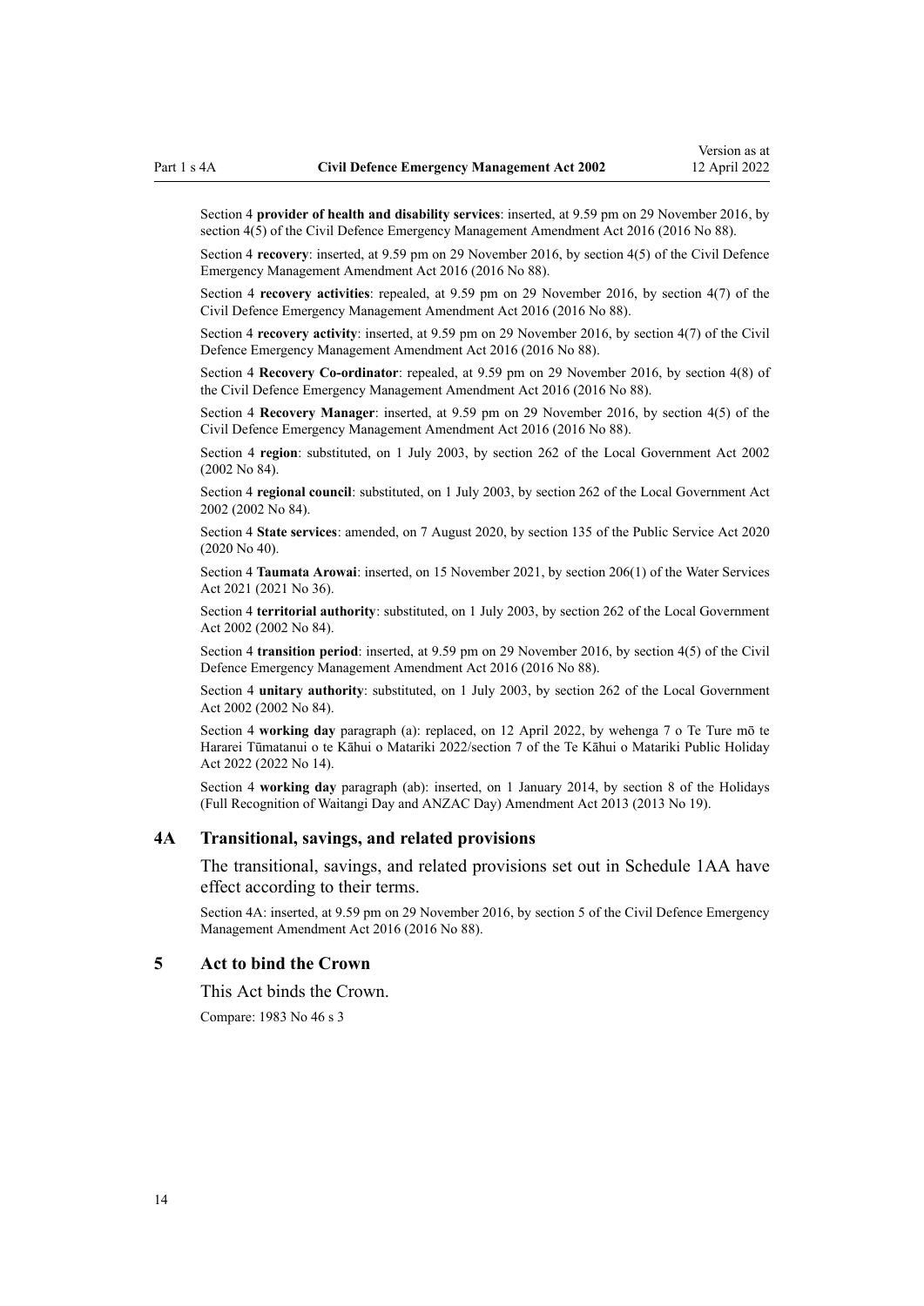Section 4 **provider of health and disability services**: inserted, at 9.59 pm on 29 November 2016, by section 4(5) of the Civil Defence Emergency Management Amendment Act 2016 (2016 No 88).

Section 4 **recovery**: inserted, at 9.59 pm on 29 November 2016, by section 4(5) of the Civil Defence Emergency Management Amendment Act 2016 (2016 No 88).

Section 4 **recovery activities**: repealed, at 9.59 pm on 29 November 2016, by section 4(7) of the Civil Defence Emergency Management Amendment Act 2016 (2016 No 88).

Section 4 **recovery activity**: inserted, at 9.59 pm on 29 November 2016, by section 4(7) of the Civil Defence Emergency Management Amendment Act 2016 (2016 No 88).

Section 4 **Recovery Co-ordinator**: repealed, at 9.59 pm on 29 November 2016, by section 4(8) of the Civil Defence Emergency Management Amendment Act 2016 (2016 No 88).

Section 4 **Recovery Manager**: inserted, at 9.59 pm on 29 November 2016, by section 4(5) of the Civil Defence Emergency Management Amendment Act 2016 (2016 No 88).

Section 4 **region**: substituted, on 1 July 2003, by section 262 of the Local Government Act 2002 (2002 No 84).

Section 4 **regional council**: substituted, on 1 July 2003, by section 262 of the Local Government Act 2002 (2002 No 84).

Section 4 **State services**: amended, on 7 August 2020, by section 135 of the Public Service Act 2020 (2020 No 40).

Section 4 **Taumata Arowai**: inserted, on 15 November 2021, by section 206(1) of the Water Services Act 2021 (2021 No 36).

Section 4 **territorial authority**: substituted, on 1 July 2003, by section 262 of the Local Government Act 2002 (2002 No 84).

Section 4 **transition period**: inserted, at 9.59 pm on 29 November 2016, by section 4(5) of the Civil Defence Emergency Management Amendment Act 2016 (2016 No 88).

Section 4 **unitary authority**: substituted, on 1 July 2003, by section 262 of the Local Government Act 2002 (2002 No 84).

Section 4 **working day** paragraph (a): replaced, on 12 April 2022, by wehenga 7 o Te Ture mō te Hararei Tūmatanui o te Kāhui o Matariki 2022/section 7 of the Te Kāhui o Matariki Public Holiday Act 2022 (2022 No 14).

Section 4 **working day** paragraph (ab): inserted, on 1 January 2014, by section 8 of the Holidays (Full Recognition of Waitangi Day and ANZAC Day) Amendment Act 2013 (2013 No 19).

### 4A Transitional, savings, and related provisions

The transitional, savings, and related provisions set out in Schedule 1AA have effect according to their terms.

Section 4A: inserted, at 9.59 pm on 29 November 2016, by section 5 of the Civil Defence Emergency Management Amendment Act 2016 (2016 No 88).

### 5 Act to bind the Crown

This Act binds the Crown.

Compare: 1983 No 46 s 3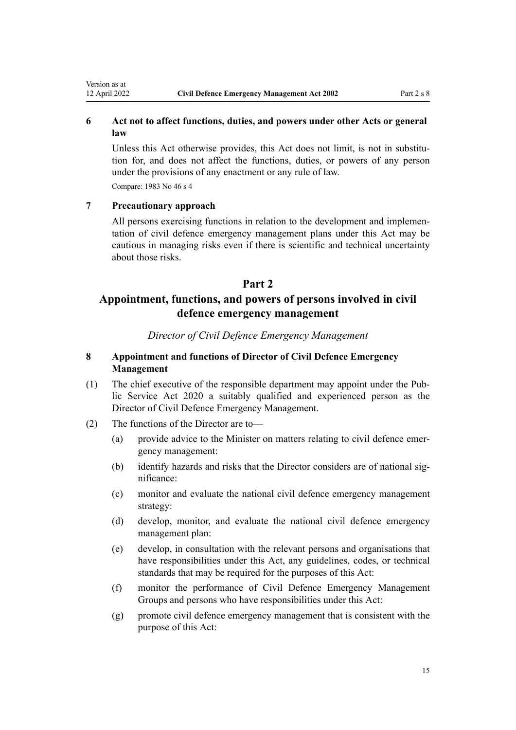### 6 Act not to affect functions, duties, and powers under other Acts or general law

Unless this Act otherwise provides, this Act does not limit, is not in substitution for, and does not affect the functions, duties, or powers of any person under the provisions of any enactment or any rule of law.

Compare: 1983 No 46 s 4

### 7 Precautionary approach

All persons exercising functions in relation to the development and implementation of civil defence emergency management plans under this Act may be cautious in managing risks even if there is scientific and technical uncertainty about those risks.

# Part 2
# Appointment, functions, and powers of persons involved in civil defence emergency management

*Director of Civil Defence Emergency Management*

### 8 Appointment and functions of Director of Civil Defence Emergency Management

(1) The chief executive of the responsible department may appoint under the Public Service Act 2020 a suitably qualified and experienced person as the Director of Civil Defence Emergency Management.

(2) The functions of the Director are to—

(a) provide advice to the Minister on matters relating to civil defence emergency management:

(b) identify hazards and risks that the Director considers are of national significance:

(c) monitor and evaluate the national civil defence emergency management strategy:

(d) develop, monitor, and evaluate the national civil defence emergency management plan:

(e) develop, in consultation with the relevant persons and organisations that have responsibilities under this Act, any guidelines, codes, or technical standards that may be required for the purposes of this Act:

(f) monitor the performance of Civil Defence Emergency Management Groups and persons who have responsibilities under this Act:

(g) promote civil defence emergency management that is consistent with the purpose of this Act: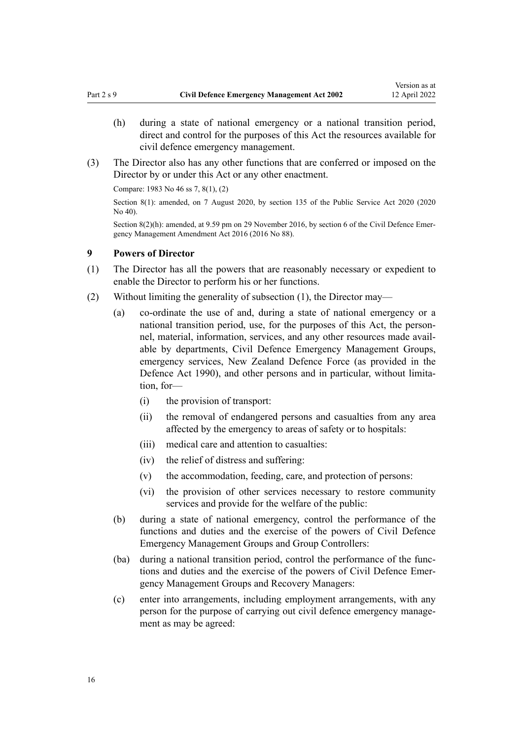(h) during a state of national emergency or a national transition period, direct and control for the purposes of this Act the resources available for civil defence emergency management.

(3) The Director also has any other functions that are conferred or imposed on the Director by or under this Act or any other enactment.

Compare: 1983 No 46 ss 7, 8(1), (2)

Section 8(1): amended, on 7 August 2020, by section 135 of the Public Service Act 2020 (2020 No 40).

Section 8(2)(h): amended, at 9.59 pm on 29 November 2016, by section 6 of the Civil Defence Emergency Management Amendment Act 2016 (2016 No 88).

### 9 Powers of Director

(1) The Director has all the powers that are reasonably necessary or expedient to enable the Director to perform his or her functions.

(2) Without limiting the generality of subsection (1), the Director may—

(a) co-ordinate the use of and, during a state of national emergency or a national transition period, use, for the purposes of this Act, the personnel, material, information, services, and any other resources made available by departments, Civil Defence Emergency Management Groups, emergency services, New Zealand Defence Force (as provided in the Defence Act 1990), and other persons and in particular, without limitation, for—

(i) the provision of transport:

(ii) the removal of endangered persons and casualties from any area affected by the emergency to areas of safety or to hospitals:

(iii) medical care and attention to casualties:

(iv) the relief of distress and suffering:

(v) the accommodation, feeding, care, and protection of persons:

(vi) the provision of other services necessary to restore community services and provide for the welfare of the public:

(b) during a state of national emergency, control the performance of the functions and duties and the exercise of the powers of Civil Defence Emergency Management Groups and Group Controllers:

(ba) during a national transition period, control the performance of the functions and duties and the exercise of the powers of Civil Defence Emergency Management Groups and Recovery Managers:

(c) enter into arrangements, including employment arrangements, with any person for the purpose of carrying out civil defence emergency management as may be agreed: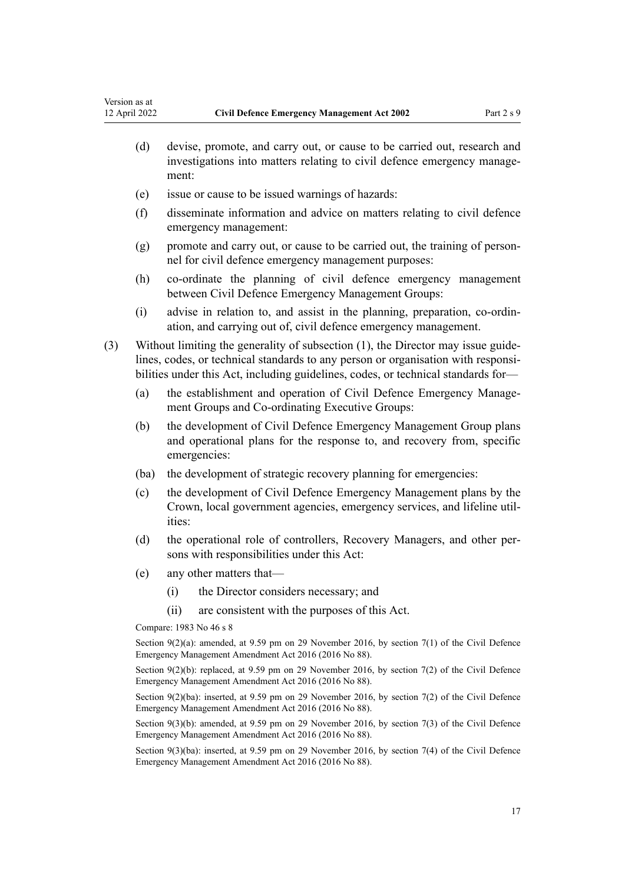(d) devise, promote, and carry out, or cause to be carried out, research and investigations into matters relating to civil defence emergency management:

(e) issue or cause to be issued warnings of hazards:

(f) disseminate information and advice on matters relating to civil defence emergency management:

(g) promote and carry out, or cause to be carried out, the training of personnel for civil defence emergency management purposes:

(h) co-ordinate the planning of civil defence emergency management between Civil Defence Emergency Management Groups:

(i) advise in relation to, and assist in the planning, preparation, co-ordination, and carrying out of, civil defence emergency management.

(3) Without limiting the generality of subsection (1), the Director may issue guidelines, codes, or technical standards to any person or organisation with responsibilities under this Act, including guidelines, codes, or technical standards for—

(a) the establishment and operation of Civil Defence Emergency Management Groups and Co-ordinating Executive Groups:

(b) the development of Civil Defence Emergency Management Group plans and operational plans for the response to, and recovery from, specific emergencies:

(ba) the development of strategic recovery planning for emergencies:

(c) the development of Civil Defence Emergency Management plans by the Crown, local government agencies, emergency services, and lifeline utilities:

(d) the operational role of controllers, Recovery Managers, and other persons with responsibilities under this Act:

(e) any other matters that—

(i) the Director considers necessary; and

(ii) are consistent with the purposes of this Act.

Compare: 1983 No 46 s 8

Section 9(2)(a): amended, at 9.59 pm on 29 November 2016, by section 7(1) of the Civil Defence Emergency Management Amendment Act 2016 (2016 No 88).

Section 9(2)(b): replaced, at 9.59 pm on 29 November 2016, by section 7(2) of the Civil Defence Emergency Management Amendment Act 2016 (2016 No 88).

Section 9(2)(ba): inserted, at 9.59 pm on 29 November 2016, by section 7(2) of the Civil Defence Emergency Management Amendment Act 2016 (2016 No 88).

Section 9(3)(b): amended, at 9.59 pm on 29 November 2016, by section 7(3) of the Civil Defence Emergency Management Amendment Act 2016 (2016 No 88).

Section 9(3)(ba): inserted, at 9.59 pm on 29 November 2016, by section 7(4) of the Civil Defence Emergency Management Amendment Act 2016 (2016 No 88).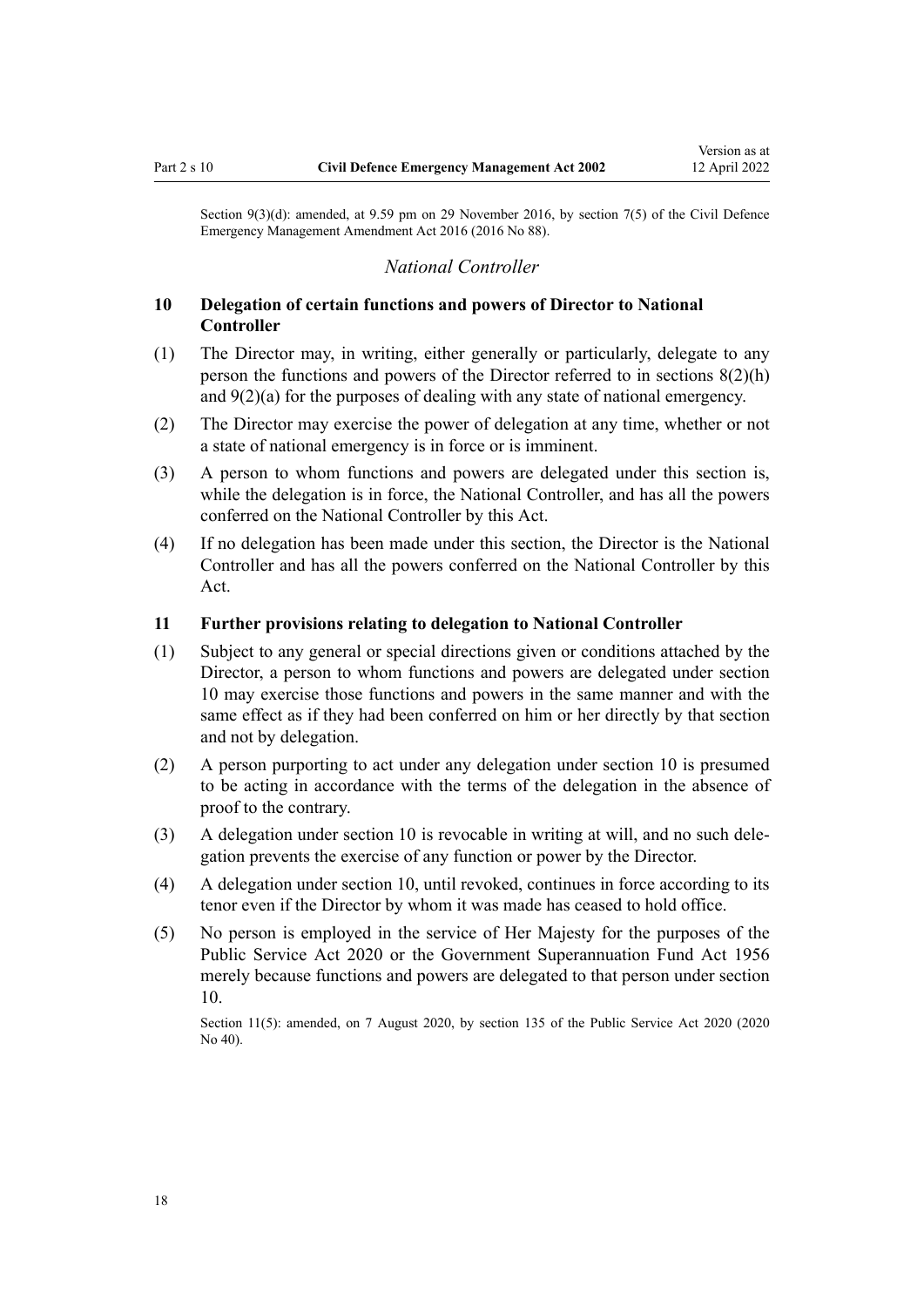Section 9(3)(d): amended, at 9.59 pm on 29 November 2016, by section 7(5) of the Civil Defence Emergency Management Amendment Act 2016 (2016 No 88).

*National Controller*

## 10 Delegation of certain functions and powers of Director to National Controller

(1) The Director may, in writing, either generally or particularly, delegate to any person the functions and powers of the Director referred to in sections 8(2)(h) and 9(2)(a) for the purposes of dealing with any state of national emergency.

(2) The Director may exercise the power of delegation at any time, whether or not a state of national emergency is in force or is imminent.

(3) A person to whom functions and powers are delegated under this section is, while the delegation is in force, the National Controller, and has all the powers conferred on the National Controller by this Act.

(4) If no delegation has been made under this section, the Director is the National Controller and has all the powers conferred on the National Controller by this Act.

## 11 Further provisions relating to delegation to National Controller

(1) Subject to any general or special directions given or conditions attached by the Director, a person to whom functions and powers are delegated under section 10 may exercise those functions and powers in the same manner and with the same effect as if they had been conferred on him or her directly by that section and not by delegation.

(2) A person purporting to act under any delegation under section 10 is presumed to be acting in accordance with the terms of the delegation in the absence of proof to the contrary.

(3) A delegation under section 10 is revocable in writing at will, and no such delegation prevents the exercise of any function or power by the Director.

(4) A delegation under section 10, until revoked, continues in force according to its tenor even if the Director by whom it was made has ceased to hold office.

(5) No person is employed in the service of Her Majesty for the purposes of the Public Service Act 2020 or the Government Superannuation Fund Act 1956 merely because functions and powers are delegated to that person under section 10.

Section 11(5): amended, on 7 August 2020, by section 135 of the Public Service Act 2020 (2020 No 40).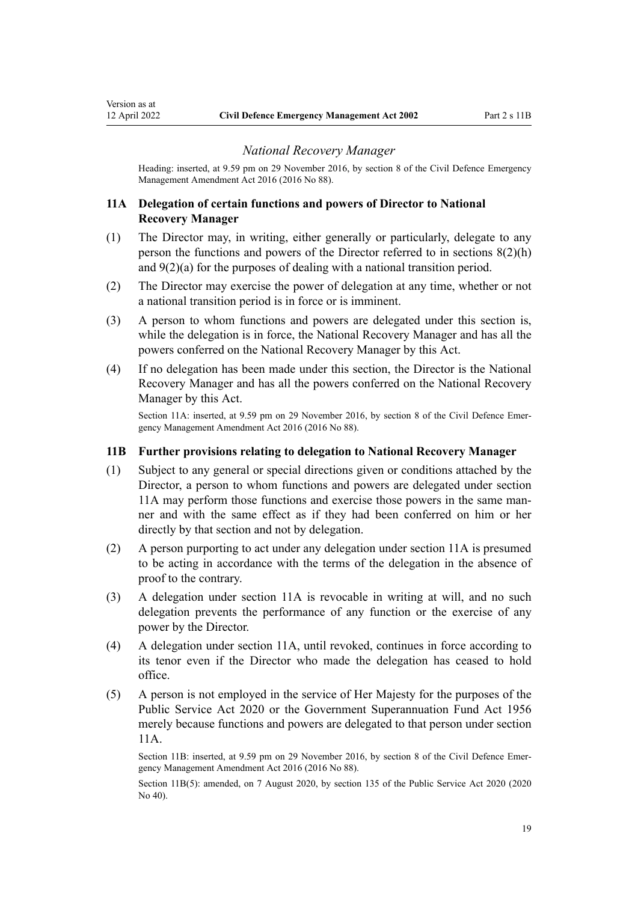### *National Recovery Manager*

Heading: inserted, at 9.59 pm on 29 November 2016, by section 8 of the Civil Defence Emergency Management Amendment Act 2016 (2016 No 88).

### 11A Delegation of certain functions and powers of Director to National Recovery Manager

(1) The Director may, in writing, either generally or particularly, delegate to any person the functions and powers of the Director referred to in sections 8(2)(h) and 9(2)(a) for the purposes of dealing with a national transition period.

(2) The Director may exercise the power of delegation at any time, whether or not a national transition period is in force or is imminent.

(3) A person to whom functions and powers are delegated under this section is, while the delegation is in force, the National Recovery Manager and has all the powers conferred on the National Recovery Manager by this Act.

(4) If no delegation has been made under this section, the Director is the National Recovery Manager and has all the powers conferred on the National Recovery Manager by this Act.

Section 11A: inserted, at 9.59 pm on 29 November 2016, by section 8 of the Civil Defence Emergency Management Amendment Act 2016 (2016 No 88).

### 11B Further provisions relating to delegation to National Recovery Manager

(1) Subject to any general or special directions given or conditions attached by the Director, a person to whom functions and powers are delegated under section 11A may perform those functions and exercise those powers in the same manner and with the same effect as if they had been conferred on him or her directly by that section and not by delegation.

(2) A person purporting to act under any delegation under section 11A is presumed to be acting in accordance with the terms of the delegation in the absence of proof to the contrary.

(3) A delegation under section 11A is revocable in writing at will, and no such delegation prevents the performance of any function or the exercise of any power by the Director.

(4) A delegation under section 11A, until revoked, continues in force according to its tenor even if the Director who made the delegation has ceased to hold office.

(5) A person is not employed in the service of Her Majesty for the purposes of the Public Service Act 2020 or the Government Superannuation Fund Act 1956 merely because functions and powers are delegated to that person under section 11A.

Section 11B: inserted, at 9.59 pm on 29 November 2016, by section 8 of the Civil Defence Emergency Management Amendment Act 2016 (2016 No 88).

Section 11B(5): amended, on 7 August 2020, by section 135 of the Public Service Act 2020 (2020 No 40).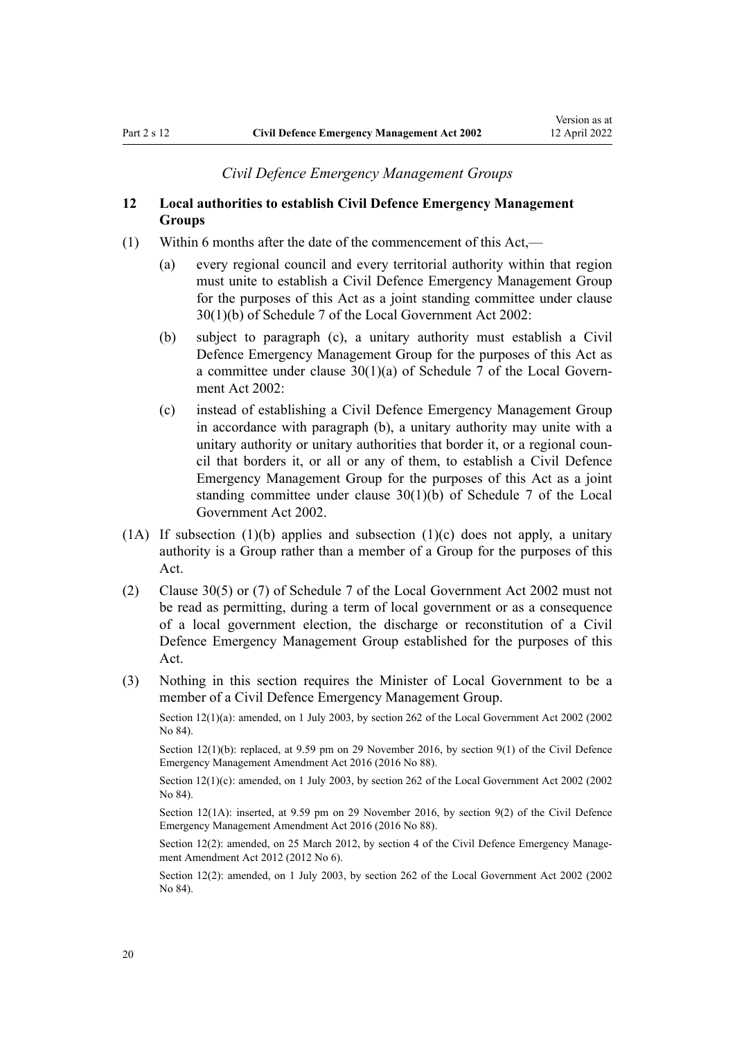*Civil Defence Emergency Management Groups*

**12 Local authorities to establish Civil Defence Emergency Management Groups**

(1) Within 6 months after the date of the commencement of this Act,—

(a) every regional council and every territorial authority within that region must unite to establish a Civil Defence Emergency Management Group for the purposes of this Act as a joint standing committee under clause 30(1)(b) of Schedule 7 of the Local Government Act 2002:

(b) subject to paragraph (c), a unitary authority must establish a Civil Defence Emergency Management Group for the purposes of this Act as a committee under clause 30(1)(a) of Schedule 7 of the Local Government Act 2002:

(c) instead of establishing a Civil Defence Emergency Management Group in accordance with paragraph (b), a unitary authority may unite with a unitary authority or unitary authorities that border it, or a regional council that borders it, or all or any of them, to establish a Civil Defence Emergency Management Group for the purposes of this Act as a joint standing committee under clause 30(1)(b) of Schedule 7 of the Local Government Act 2002.

(1A) If subsection (1)(b) applies and subsection (1)(c) does not apply, a unitary authority is a Group rather than a member of a Group for the purposes of this Act.

(2) Clause 30(5) or (7) of Schedule 7 of the Local Government Act 2002 must not be read as permitting, during a term of local government or as a consequence of a local government election, the discharge or reconstitution of a Civil Defence Emergency Management Group established for the purposes of this Act.

(3) Nothing in this section requires the Minister of Local Government to be a member of a Civil Defence Emergency Management Group.

Section 12(1)(a): amended, on 1 July 2003, by section 262 of the Local Government Act 2002 (2002 No 84).

Section 12(1)(b): replaced, at 9.59 pm on 29 November 2016, by section 9(1) of the Civil Defence Emergency Management Amendment Act 2016 (2016 No 88).

Section 12(1)(c): amended, on 1 July 2003, by section 262 of the Local Government Act 2002 (2002 No 84).

Section 12(1A): inserted, at 9.59 pm on 29 November 2016, by section 9(2) of the Civil Defence Emergency Management Amendment Act 2016 (2016 No 88).

Section 12(2): amended, on 25 March 2012, by section 4 of the Civil Defence Emergency Management Amendment Act 2012 (2012 No 6).

Section 12(2): amended, on 1 July 2003, by section 262 of the Local Government Act 2002 (2002 No 84).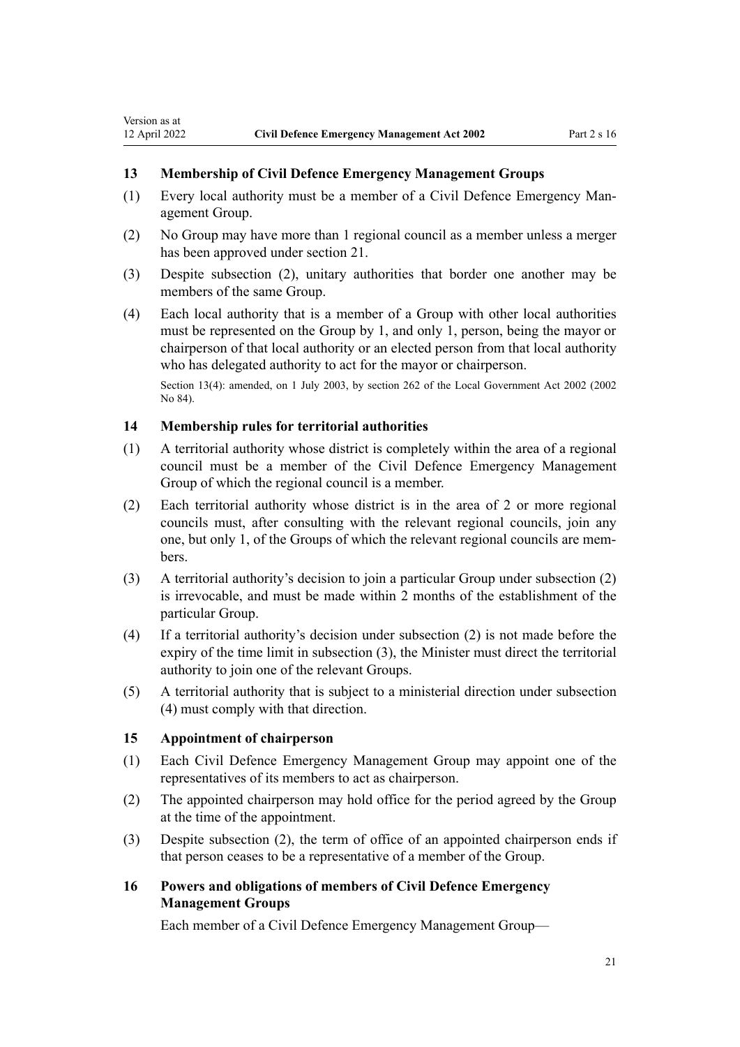## 13 Membership of Civil Defence Emergency Management Groups

(1) Every local authority must be a member of a Civil Defence Emergency Management Group.

(2) No Group may have more than 1 regional council as a member unless a merger has been approved under section 21.

(3) Despite subsection (2), unitary authorities that border one another may be members of the same Group.

(4) Each local authority that is a member of a Group with other local authorities must be represented on the Group by 1, and only 1, person, being the mayor or chairperson of that local authority or an elected person from that local authority who has delegated authority to act for the mayor or chairperson.

Section 13(4): amended, on 1 July 2003, by section 262 of the Local Government Act 2002 (2002 No 84).

## 14 Membership rules for territorial authorities

(1) A territorial authority whose district is completely within the area of a regional council must be a member of the Civil Defence Emergency Management Group of which the regional council is a member.

(2) Each territorial authority whose district is in the area of 2 or more regional councils must, after consulting with the relevant regional councils, join any one, but only 1, of the Groups of which the relevant regional councils are members.

(3) A territorial authority's decision to join a particular Group under subsection (2) is irrevocable, and must be made within 2 months of the establishment of the particular Group.

(4) If a territorial authority's decision under subsection (2) is not made before the expiry of the time limit in subsection (3), the Minister must direct the territorial authority to join one of the relevant Groups.

(5) A territorial authority that is subject to a ministerial direction under subsection (4) must comply with that direction.

## 15 Appointment of chairperson

(1) Each Civil Defence Emergency Management Group may appoint one of the representatives of its members to act as chairperson.

(2) The appointed chairperson may hold office for the period agreed by the Group at the time of the appointment.

(3) Despite subsection (2), the term of office of an appointed chairperson ends if that person ceases to be a representative of a member of the Group.

## 16 Powers and obligations of members of Civil Defence Emergency Management Groups

Each member of a Civil Defence Emergency Management Group—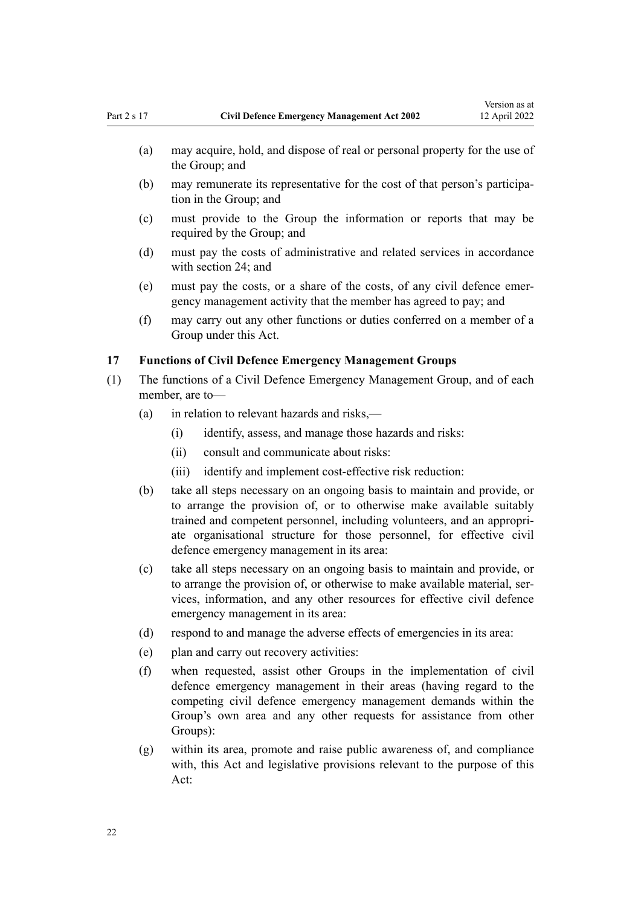(a) may acquire, hold, and dispose of real or personal property for the use of the Group; and

(b) may remunerate its representative for the cost of that person's participation in the Group; and

(c) must provide to the Group the information or reports that may be required by the Group; and

(d) must pay the costs of administrative and related services in accordance with section 24; and

(e) must pay the costs, or a share of the costs, of any civil defence emergency management activity that the member has agreed to pay; and

(f) may carry out any other functions or duties conferred on a member of a Group under this Act.

**17 Functions of Civil Defence Emergency Management Groups**

(1) The functions of a Civil Defence Emergency Management Group, and of each member, are to—

(a) in relation to relevant hazards and risks,—

(i) identify, assess, and manage those hazards and risks:

(ii) consult and communicate about risks:

(iii) identify and implement cost-effective risk reduction:

(b) take all steps necessary on an ongoing basis to maintain and provide, or to arrange the provision of, or to otherwise make available suitably trained and competent personnel, including volunteers, and an appropriate organisational structure for those personnel, for effective civil defence emergency management in its area:

(c) take all steps necessary on an ongoing basis to maintain and provide, or to arrange the provision of, or otherwise to make available material, services, information, and any other resources for effective civil defence emergency management in its area:

(d) respond to and manage the adverse effects of emergencies in its area:

(e) plan and carry out recovery activities:

(f) when requested, assist other Groups in the implementation of civil defence emergency management in their areas (having regard to the competing civil defence emergency management demands within the Group's own area and any other requests for assistance from other Groups):

(g) within its area, promote and raise public awareness of, and compliance with, this Act and legislative provisions relevant to the purpose of this Act: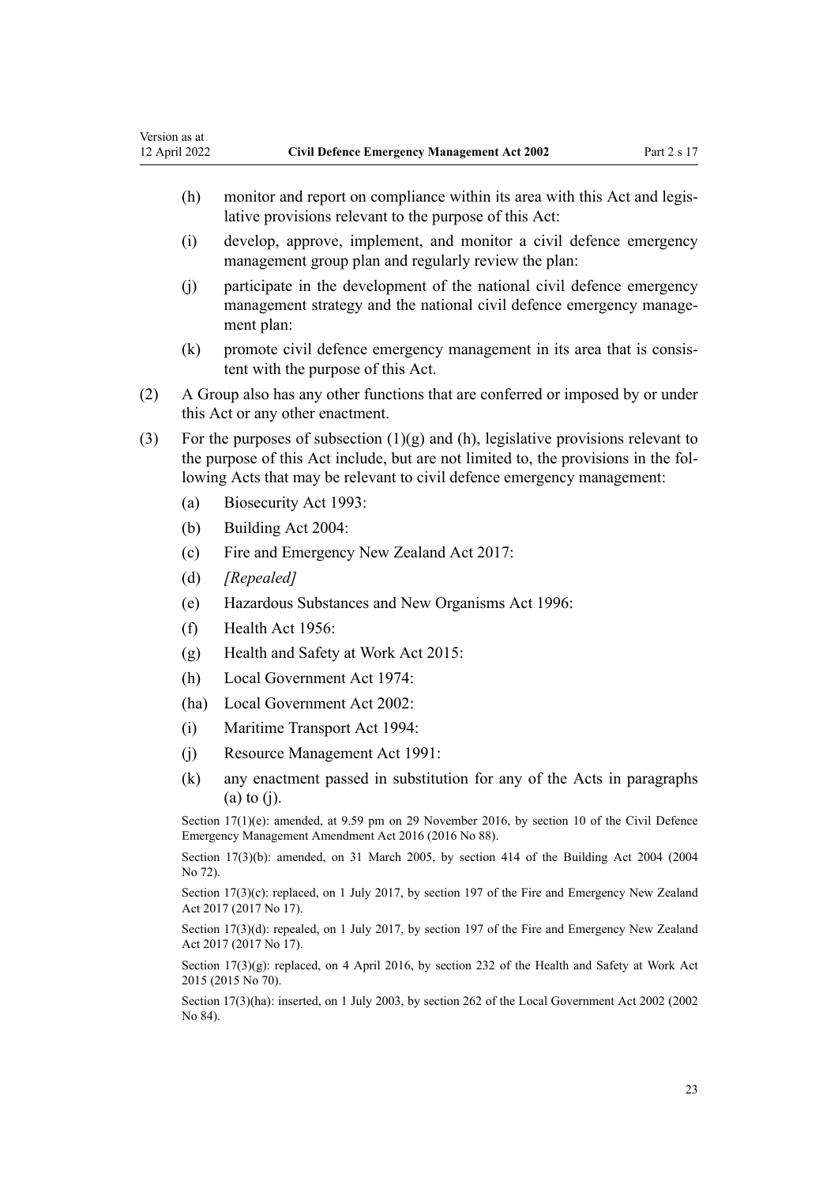(h) monitor and report on compliance within its area with this Act and legislative provisions relevant to the purpose of this Act:

(i) develop, approve, implement, and monitor a civil defence emergency management group plan and regularly review the plan:

(j) participate in the development of the national civil defence emergency management strategy and the national civil defence emergency management plan:

(k) promote civil defence emergency management in its area that is consistent with the purpose of this Act.

(2) A Group also has any other functions that are conferred or imposed by or under this Act or any other enactment.

(3) For the purposes of subsection (1)(g) and (h), legislative provisions relevant to the purpose of this Act include, but are not limited to, the provisions in the following Acts that may be relevant to civil defence emergency management:

- (a) Biosecurity Act 1993:
- (b) Building Act 2004:
- (c) Fire and Emergency New Zealand Act 2017:
- (d) *[Repealed]*
- (e) Hazardous Substances and New Organisms Act 1996:
- (f) Health Act 1956:
- (g) Health and Safety at Work Act 2015:
- (h) Local Government Act 1974:
- (ha) Local Government Act 2002:
- (i) Maritime Transport Act 1994:
- (j) Resource Management Act 1991:
- (k) any enactment passed in substitution for any of the Acts in paragraphs (a) to (j).

Section 17(1)(e): amended, at 9.59 pm on 29 November 2016, by section 10 of the Civil Defence Emergency Management Amendment Act 2016 (2016 No 88).

Section 17(3)(b): amended, on 31 March 2005, by section 414 of the Building Act 2004 (2004 No 72).

Section 17(3)(c): replaced, on 1 July 2017, by section 197 of the Fire and Emergency New Zealand Act 2017 (2017 No 17).

Section 17(3)(d): repealed, on 1 July 2017, by section 197 of the Fire and Emergency New Zealand Act 2017 (2017 No 17).

Section 17(3)(g): replaced, on 4 April 2016, by section 232 of the Health and Safety at Work Act 2015 (2015 No 70).

Section 17(3)(ha): inserted, on 1 July 2003, by section 262 of the Local Government Act 2002 (2002 No 84).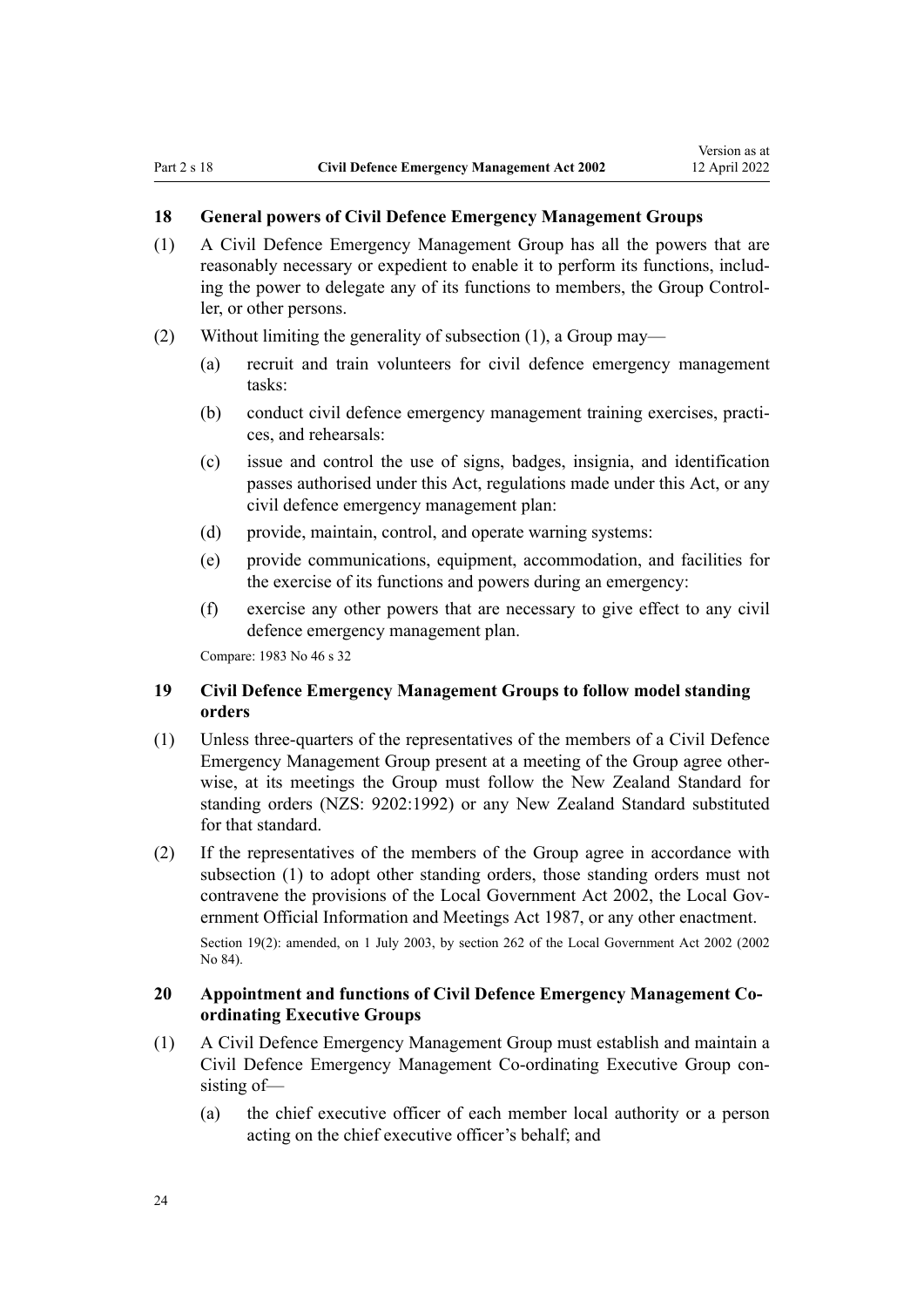### 18 General powers of Civil Defence Emergency Management Groups

(1) A Civil Defence Emergency Management Group has all the powers that are reasonably necessary or expedient to enable it to perform its functions, including the power to delegate any of its functions to members, the Group Controller, or other persons.

(2) Without limiting the generality of subsection (1), a Group may—

  (a) recruit and train volunteers for civil defence emergency management tasks:

  (b) conduct civil defence emergency management training exercises, practices, and rehearsals:

  (c) issue and control the use of signs, badges, insignia, and identification passes authorised under this Act, regulations made under this Act, or any civil defence emergency management plan:

  (d) provide, maintain, control, and operate warning systems:

  (e) provide communications, equipment, accommodation, and facilities for the exercise of its functions and powers during an emergency:

  (f) exercise any other powers that are necessary to give effect to any civil defence emergency management plan.

Compare: 1983 No 46 s 32

### 19 Civil Defence Emergency Management Groups to follow model standing orders

(1) Unless three-quarters of the representatives of the members of a Civil Defence Emergency Management Group present at a meeting of the Group agree otherwise, at its meetings the Group must follow the New Zealand Standard for standing orders (NZS: 9202:1992) or any New Zealand Standard substituted for that standard.

(2) If the representatives of the members of the Group agree in accordance with subsection (1) to adopt other standing orders, those standing orders must not contravene the provisions of the Local Government Act 2002, the Local Government Official Information and Meetings Act 1987, or any other enactment.

Section 19(2): amended, on 1 July 2003, by section 262 of the Local Government Act 2002 (2002 No 84).

### 20 Appointment and functions of Civil Defence Emergency Management Co-ordinating Executive Groups

(1) A Civil Defence Emergency Management Group must establish and maintain a Civil Defence Emergency Management Co-ordinating Executive Group consisting of—

  (a) the chief executive officer of each member local authority or a person acting on the chief executive officer's behalf; and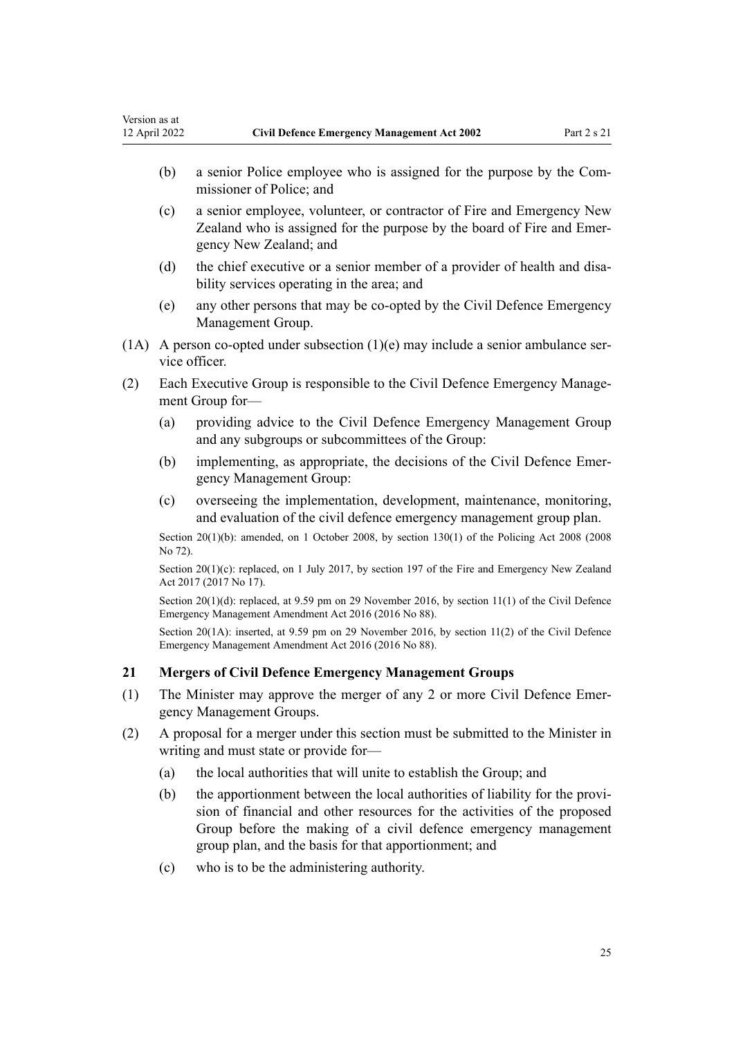(b) a senior Police employee who is assigned for the purpose by the Commissioner of Police; and

(c) a senior employee, volunteer, or contractor of Fire and Emergency New Zealand who is assigned for the purpose by the board of Fire and Emergency New Zealand; and

(d) the chief executive or a senior member of a provider of health and disability services operating in the area; and

(e) any other persons that may be co-opted by the Civil Defence Emergency Management Group.

(1A) A person co-opted under subsection (1)(e) may include a senior ambulance service officer.

(2) Each Executive Group is responsible to the Civil Defence Emergency Management Group for—

(a) providing advice to the Civil Defence Emergency Management Group and any subgroups or subcommittees of the Group:

(b) implementing, as appropriate, the decisions of the Civil Defence Emergency Management Group:

(c) overseeing the implementation, development, maintenance, monitoring, and evaluation of the civil defence emergency management group plan.

Section 20(1)(b): amended, on 1 October 2008, by section 130(1) of the Policing Act 2008 (2008 No 72).

Section 20(1)(c): replaced, on 1 July 2017, by section 197 of the Fire and Emergency New Zealand Act 2017 (2017 No 17).

Section 20(1)(d): replaced, at 9.59 pm on 29 November 2016, by section 11(1) of the Civil Defence Emergency Management Amendment Act 2016 (2016 No 88).

Section 20(1A): inserted, at 9.59 pm on 29 November 2016, by section 11(2) of the Civil Defence Emergency Management Amendment Act 2016 (2016 No 88).

### 21 Mergers of Civil Defence Emergency Management Groups

(1) The Minister may approve the merger of any 2 or more Civil Defence Emergency Management Groups.

(2) A proposal for a merger under this section must be submitted to the Minister in writing and must state or provide for—

(a) the local authorities that will unite to establish the Group; and

(b) the apportionment between the local authorities of liability for the provision of financial and other resources for the activities of the proposed Group before the making of a civil defence emergency management group plan, and the basis for that apportionment; and

(c) who is to be the administering authority.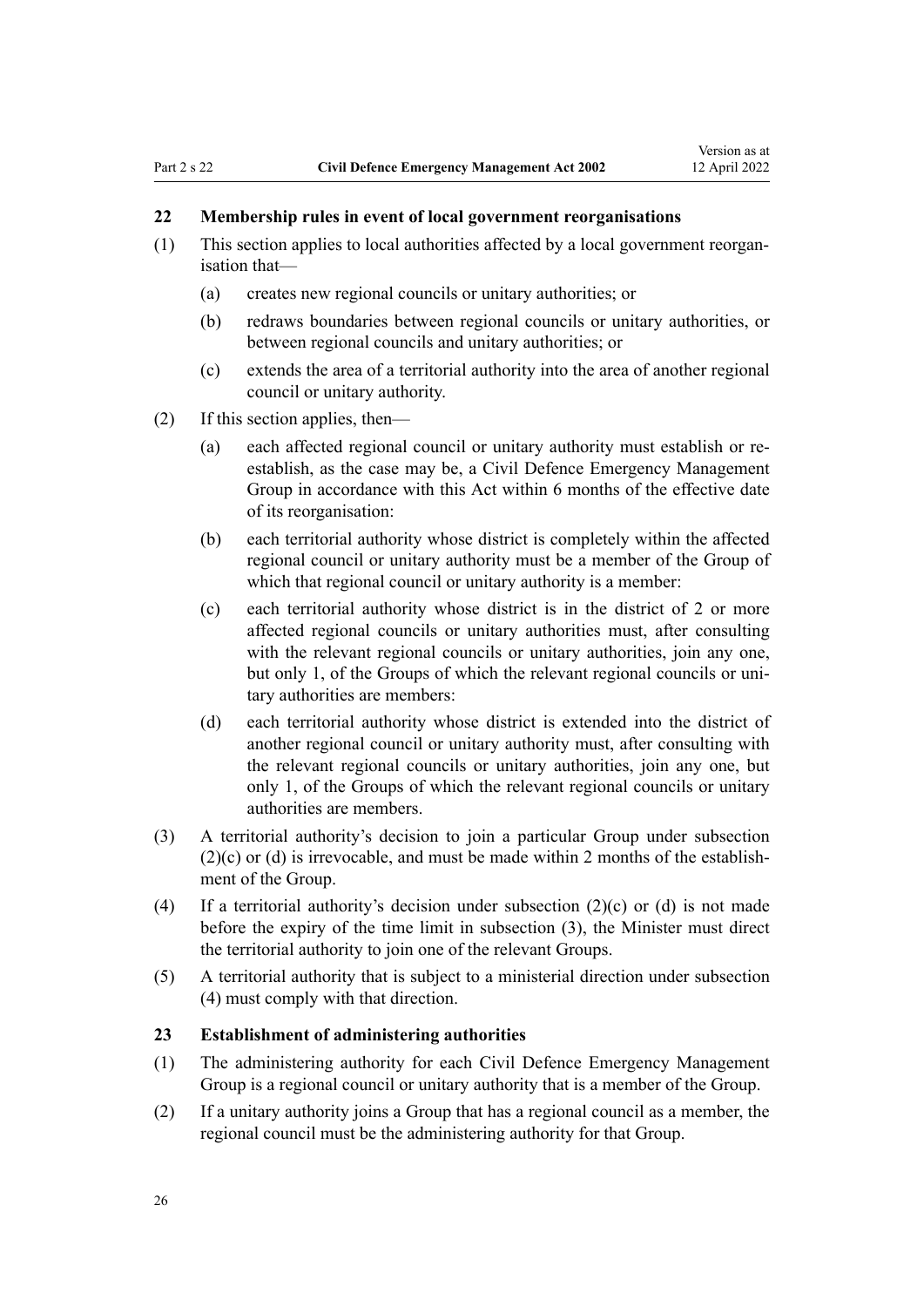### 22 Membership rules in event of local government reorganisations

(1) This section applies to local authorities affected by a local government reorganisation that—

  (a) creates new regional councils or unitary authorities; or

  (b) redraws boundaries between regional councils or unitary authorities, or between regional councils and unitary authorities; or

  (c) extends the area of a territorial authority into the area of another regional council or unitary authority.

(2) If this section applies, then—

  (a) each affected regional council or unitary authority must establish or re-establish, as the case may be, a Civil Defence Emergency Management Group in accordance with this Act within 6 months of the effective date of its reorganisation:

  (b) each territorial authority whose district is completely within the affected regional council or unitary authority must be a member of the Group of which that regional council or unitary authority is a member:

  (c) each territorial authority whose district is in the district of 2 or more affected regional councils or unitary authorities must, after consulting with the relevant regional councils or unitary authorities, join any one, but only 1, of the Groups of which the relevant regional councils or unitary authorities are members:

  (d) each territorial authority whose district is extended into the district of another regional council or unitary authority must, after consulting with the relevant regional councils or unitary authorities, join any one, but only 1, of the Groups of which the relevant regional councils or unitary authorities are members.

(3) A territorial authority's decision to join a particular Group under subsection (2)(c) or (d) is irrevocable, and must be made within 2 months of the establishment of the Group.

(4) If a territorial authority's decision under subsection (2)(c) or (d) is not made before the expiry of the time limit in subsection (3), the Minister must direct the territorial authority to join one of the relevant Groups.

(5) A territorial authority that is subject to a ministerial direction under subsection (4) must comply with that direction.

### 23 Establishment of administering authorities

(1) The administering authority for each Civil Defence Emergency Management Group is a regional council or unitary authority that is a member of the Group.

(2) If a unitary authority joins a Group that has a regional council as a member, the regional council must be the administering authority for that Group.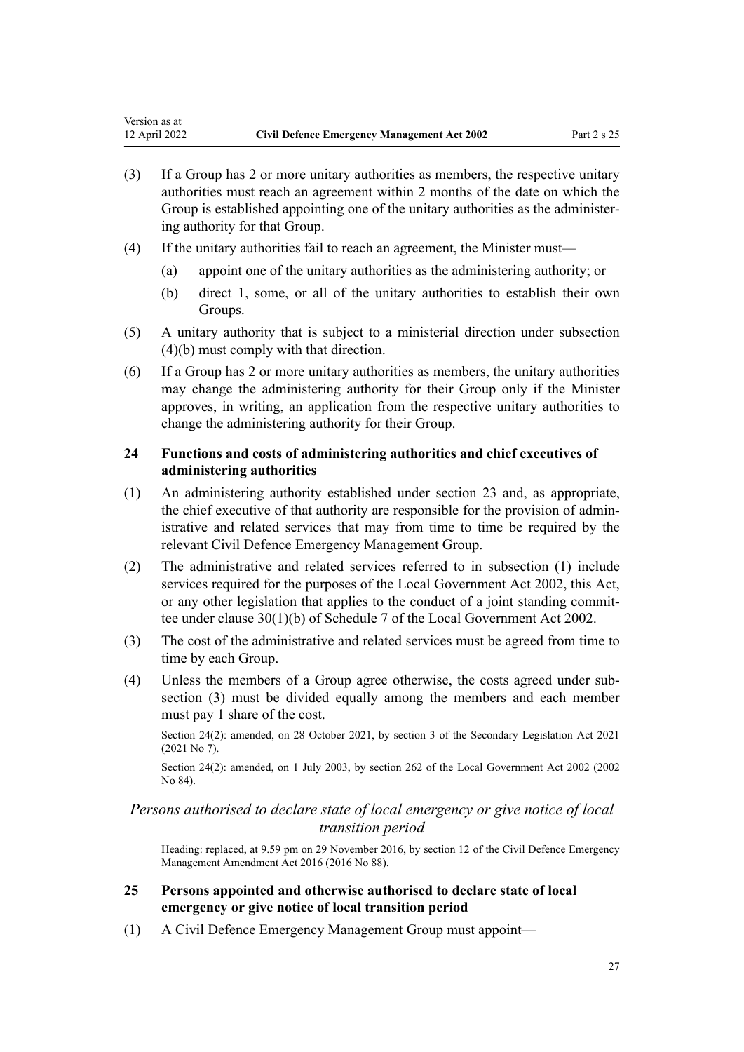(3) If a Group has 2 or more unitary authorities as members, the respective unitary authorities must reach an agreement within 2 months of the date on which the Group is established appointing one of the unitary authorities as the administering authority for that Group.

(4) If the unitary authorities fail to reach an agreement, the Minister must—

(a) appoint one of the unitary authorities as the administering authority; or

(b) direct 1, some, or all of the unitary authorities to establish their own Groups.

(5) A unitary authority that is subject to a ministerial direction under subsection (4)(b) must comply with that direction.

(6) If a Group has 2 or more unitary authorities as members, the unitary authorities may change the administering authority for their Group only if the Minister approves, in writing, an application from the respective unitary authorities to change the administering authority for their Group.

### 24 Functions and costs of administering authorities and chief executives of administering authorities

(1) An administering authority established under section 23 and, as appropriate, the chief executive of that authority are responsible for the provision of administrative and related services that may from time to time be required by the relevant Civil Defence Emergency Management Group.

(2) The administrative and related services referred to in subsection (1) include services required for the purposes of the Local Government Act 2002, this Act, or any other legislation that applies to the conduct of a joint standing committee under clause 30(1)(b) of Schedule 7 of the Local Government Act 2002.

(3) The cost of the administrative and related services must be agreed from time to time by each Group.

(4) Unless the members of a Group agree otherwise, the costs agreed under subsection (3) must be divided equally among the members and each member must pay 1 share of the cost.

Section 24(2): amended, on 28 October 2021, by section 3 of the Secondary Legislation Act 2021 (2021 No 7).

Section 24(2): amended, on 1 July 2003, by section 262 of the Local Government Act 2002 (2002 No 84).

*Persons authorised to declare state of local emergency or give notice of local transition period*

Heading: replaced, at 9.59 pm on 29 November 2016, by section 12 of the Civil Defence Emergency Management Amendment Act 2016 (2016 No 88).

### 25 Persons appointed and otherwise authorised to declare state of local emergency or give notice of local transition period

(1) A Civil Defence Emergency Management Group must appoint—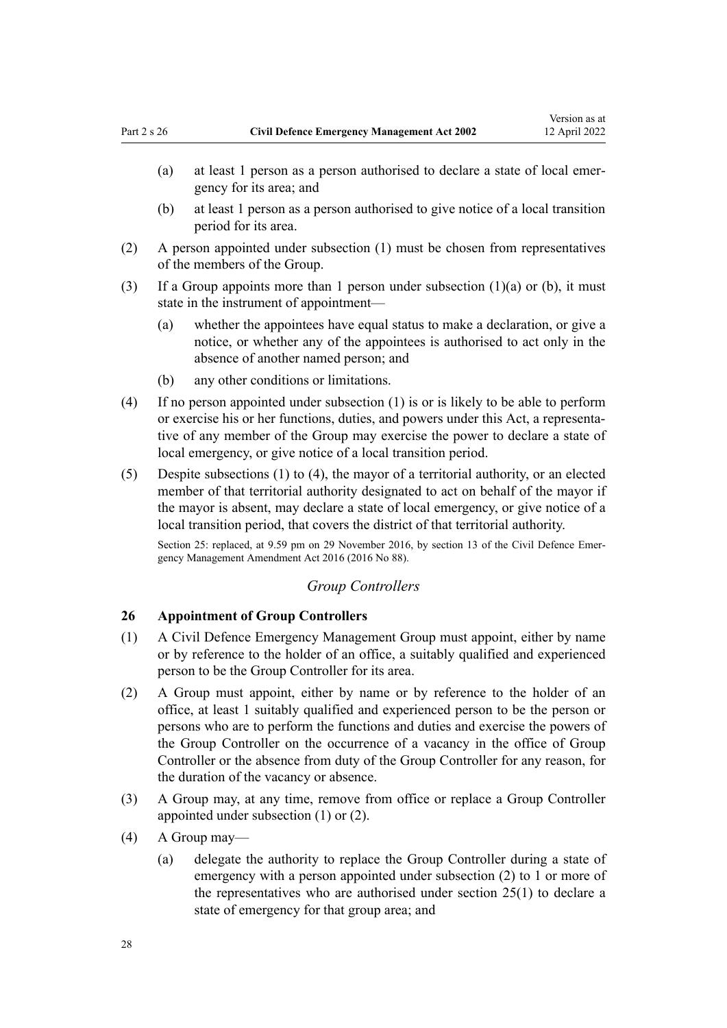(a) at least 1 person as a person authorised to declare a state of local emergency for its area; and

(b) at least 1 person as a person authorised to give notice of a local transition period for its area.

(2) A person appointed under subsection (1) must be chosen from representatives of the members of the Group.

(3) If a Group appoints more than 1 person under subsection (1)(a) or (b), it must state in the instrument of appointment—

(a) whether the appointees have equal status to make a declaration, or give a notice, or whether any of the appointees is authorised to act only in the absence of another named person; and

(b) any other conditions or limitations.

(4) If no person appointed under subsection (1) is or is likely to be able to perform or exercise his or her functions, duties, and powers under this Act, a representative of any member of the Group may exercise the power to declare a state of local emergency, or give notice of a local transition period.

(5) Despite subsections (1) to (4), the mayor of a territorial authority, or an elected member of that territorial authority designated to act on behalf of the mayor if the mayor is absent, may declare a state of local emergency, or give notice of a local transition period, that covers the district of that territorial authority.

Section 25: replaced, at 9.59 pm on 29 November 2016, by section 13 of the Civil Defence Emergency Management Amendment Act 2016 (2016 No 88).

*Group Controllers*

### 26 Appointment of Group Controllers

(1) A Civil Defence Emergency Management Group must appoint, either by name or by reference to the holder of an office, a suitably qualified and experienced person to be the Group Controller for its area.

(2) A Group must appoint, either by name or by reference to the holder of an office, at least 1 suitably qualified and experienced person to be the person or persons who are to perform the functions and duties and exercise the powers of the Group Controller on the occurrence of a vacancy in the office of Group Controller or the absence from duty of the Group Controller for any reason, for the duration of the vacancy or absence.

(3) A Group may, at any time, remove from office or replace a Group Controller appointed under subsection (1) or (2).

(4) A Group may—

(a) delegate the authority to replace the Group Controller during a state of emergency with a person appointed under subsection (2) to 1 or more of the representatives who are authorised under section 25(1) to declare a state of emergency for that group area; and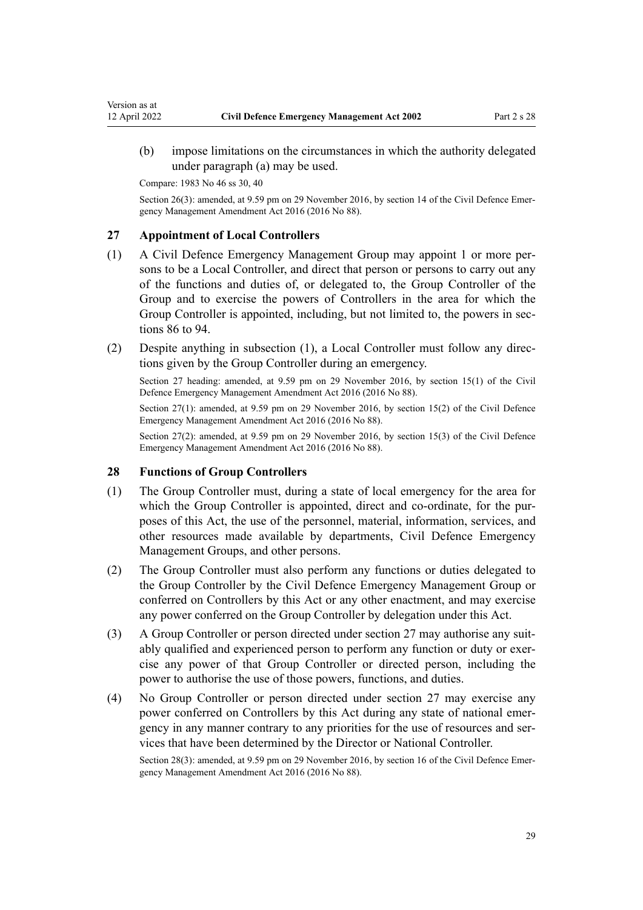(b) impose limitations on the circumstances in which the authority delegated under paragraph (a) may be used.

Compare: 1983 No 46 ss 30, 40

Section 26(3): amended, at 9.59 pm on 29 November 2016, by section 14 of the Civil Defence Emergency Management Amendment Act 2016 (2016 No 88).

### 27 Appointment of Local Controllers

(1) A Civil Defence Emergency Management Group may appoint 1 or more persons to be a Local Controller, and direct that person or persons to carry out any of the functions and duties of, or delegated to, the Group Controller of the Group and to exercise the powers of Controllers in the area for which the Group Controller is appointed, including, but not limited to, the powers in sections 86 to 94.

(2) Despite anything in subsection (1), a Local Controller must follow any directions given by the Group Controller during an emergency.

Section 27 heading: amended, at 9.59 pm on 29 November 2016, by section 15(1) of the Civil Defence Emergency Management Amendment Act 2016 (2016 No 88).

Section 27(1): amended, at 9.59 pm on 29 November 2016, by section 15(2) of the Civil Defence Emergency Management Amendment Act 2016 (2016 No 88).

Section 27(2): amended, at 9.59 pm on 29 November 2016, by section 15(3) of the Civil Defence Emergency Management Amendment Act 2016 (2016 No 88).

### 28 Functions of Group Controllers

(1) The Group Controller must, during a state of local emergency for the area for which the Group Controller is appointed, direct and co-ordinate, for the purposes of this Act, the use of the personnel, material, information, services, and other resources made available by departments, Civil Defence Emergency Management Groups, and other persons.

(2) The Group Controller must also perform any functions or duties delegated to the Group Controller by the Civil Defence Emergency Management Group or conferred on Controllers by this Act or any other enactment, and may exercise any power conferred on the Group Controller by delegation under this Act.

(3) A Group Controller or person directed under section 27 may authorise any suitably qualified and experienced person to perform any function or duty or exercise any power of that Group Controller or directed person, including the power to authorise the use of those powers, functions, and duties.

(4) No Group Controller or person directed under section 27 may exercise any power conferred on Controllers by this Act during any state of national emergency in any manner contrary to any priorities for the use of resources and services that have been determined by the Director or National Controller.

Section 28(3): amended, at 9.59 pm on 29 November 2016, by section 16 of the Civil Defence Emergency Management Amendment Act 2016 (2016 No 88).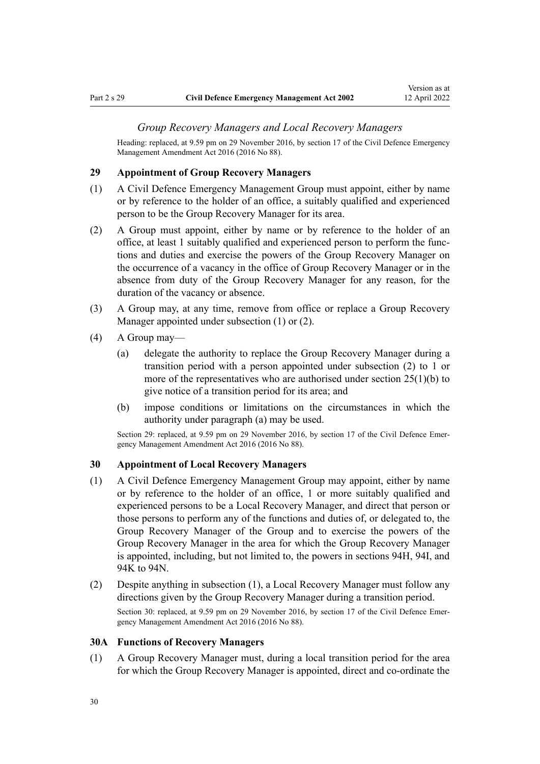### *Group Recovery Managers and Local Recovery Managers*

Heading: replaced, at 9.59 pm on 29 November 2016, by section 17 of the Civil Defence Emergency Management Amendment Act 2016 (2016 No 88).

### 29 Appointment of Group Recovery Managers

(1) A Civil Defence Emergency Management Group must appoint, either by name or by reference to the holder of an office, a suitably qualified and experienced person to be the Group Recovery Manager for its area.

(2) A Group must appoint, either by name or by reference to the holder of an office, at least 1 suitably qualified and experienced person to perform the functions and duties and exercise the powers of the Group Recovery Manager on the occurrence of a vacancy in the office of Group Recovery Manager or in the absence from duty of the Group Recovery Manager for any reason, for the duration of the vacancy or absence.

(3) A Group may, at any time, remove from office or replace a Group Recovery Manager appointed under subsection (1) or (2).

(4) A Group may—

(a) delegate the authority to replace the Group Recovery Manager during a transition period with a person appointed under subsection (2) to 1 or more of the representatives who are authorised under section 25(1)(b) to give notice of a transition period for its area; and

(b) impose conditions or limitations on the circumstances in which the authority under paragraph (a) may be used.

Section 29: replaced, at 9.59 pm on 29 November 2016, by section 17 of the Civil Defence Emergency Management Amendment Act 2016 (2016 No 88).

### 30 Appointment of Local Recovery Managers

(1) A Civil Defence Emergency Management Group may appoint, either by name or by reference to the holder of an office, 1 or more suitably qualified and experienced persons to be a Local Recovery Manager, and direct that person or those persons to perform any of the functions and duties of, or delegated to, the Group Recovery Manager of the Group and to exercise the powers of the Group Recovery Manager in the area for which the Group Recovery Manager is appointed, including, but not limited to, the powers in sections 94H, 94I, and 94K to 94N.

(2) Despite anything in subsection (1), a Local Recovery Manager must follow any directions given by the Group Recovery Manager during a transition period.

Section 30: replaced, at 9.59 pm on 29 November 2016, by section 17 of the Civil Defence Emergency Management Amendment Act 2016 (2016 No 88).

### 30A Functions of Recovery Managers

(1) A Group Recovery Manager must, during a local transition period for the area for which the Group Recovery Manager is appointed, direct and co-ordinate the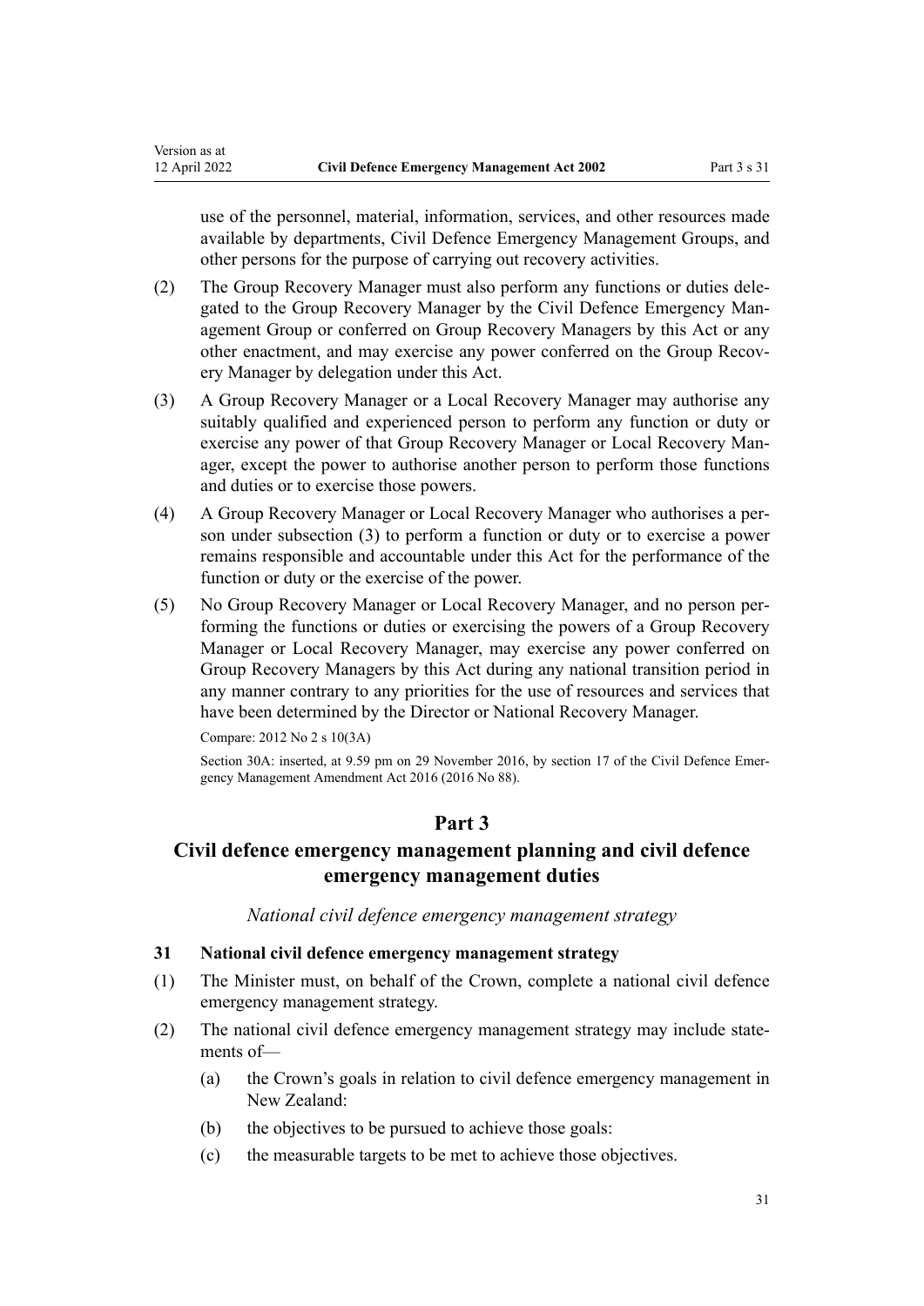use of the personnel, material, information, services, and other resources made available by departments, Civil Defence Emergency Management Groups, and other persons for the purpose of carrying out recovery activities.

(2) The Group Recovery Manager must also perform any functions or duties delegated to the Group Recovery Manager by the Civil Defence Emergency Management Group or conferred on Group Recovery Managers by this Act or any other enactment, and may exercise any power conferred on the Group Recovery Manager by delegation under this Act.

(3) A Group Recovery Manager or a Local Recovery Manager may authorise any suitably qualified and experienced person to perform any function or duty or exercise any power of that Group Recovery Manager or Local Recovery Manager, except the power to authorise another person to perform those functions and duties or to exercise those powers.

(4) A Group Recovery Manager or Local Recovery Manager who authorises a person under subsection (3) to perform a function or duty or to exercise a power remains responsible and accountable under this Act for the performance of the function or duty or the exercise of the power.

(5) No Group Recovery Manager or Local Recovery Manager, and no person performing the functions or duties or exercising the powers of a Group Recovery Manager or Local Recovery Manager, may exercise any power conferred on Group Recovery Managers by this Act during any national transition period in any manner contrary to any priorities for the use of resources and services that have been determined by the Director or National Recovery Manager.

Compare: 2012 No 2 s 10(3A)

Section 30A: inserted, at 9.59 pm on 29 November 2016, by section 17 of the Civil Defence Emergency Management Amendment Act 2016 (2016 No 88).

## Part 3
## Civil defence emergency management planning and civil defence emergency management duties

*National civil defence emergency management strategy*

### 31 National civil defence emergency management strategy

(1) The Minister must, on behalf of the Crown, complete a national civil defence emergency management strategy.

(2) The national civil defence emergency management strategy may include statements of—

(a) the Crown's goals in relation to civil defence emergency management in New Zealand:

(b) the objectives to be pursued to achieve those goals:

(c) the measurable targets to be met to achieve those objectives.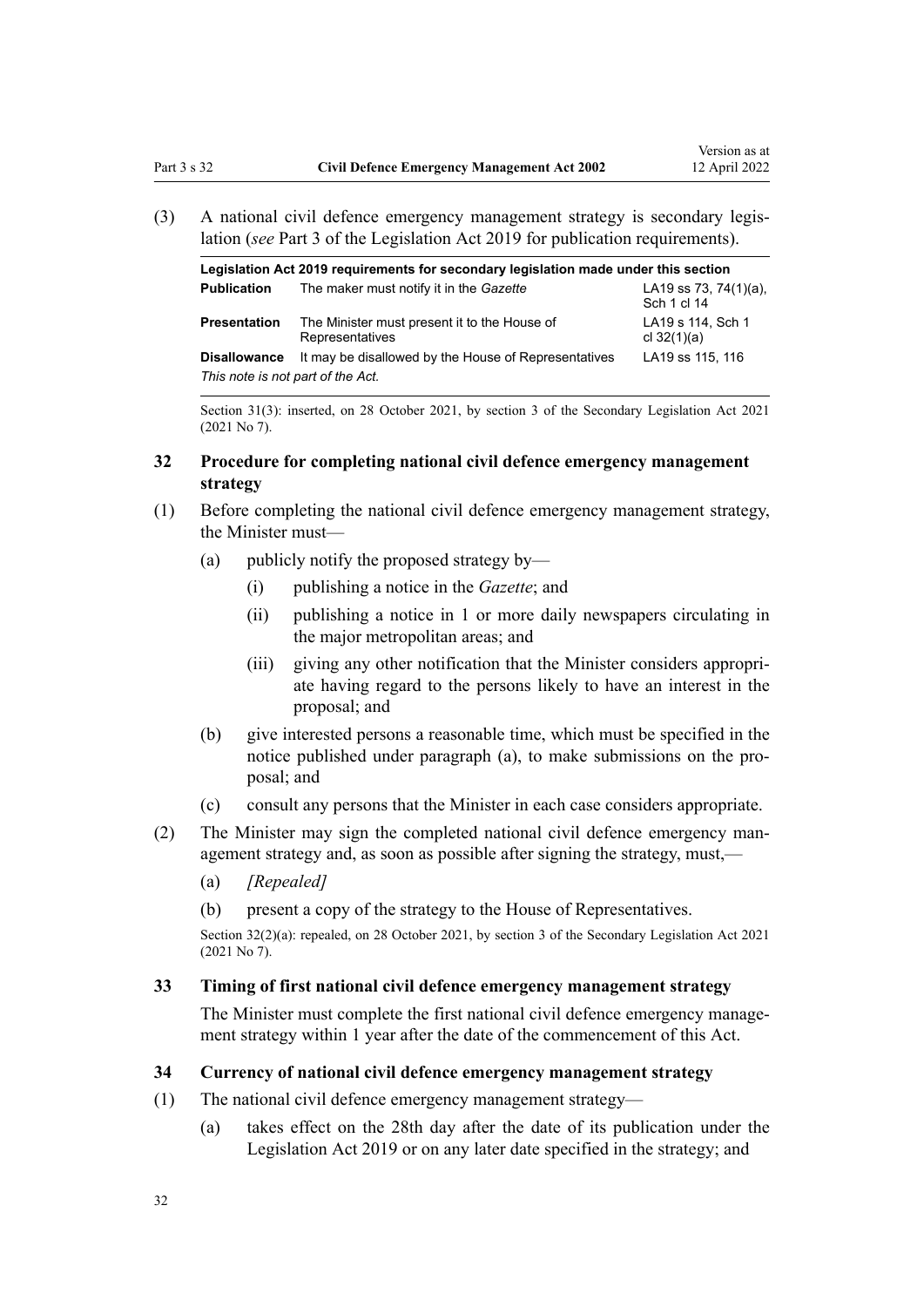(3) A national civil defence emergency management strategy is secondary legislation (*see* Part 3 of the Legislation Act 2019 for publication requirements).

| Legislation Act 2019 requirements for secondary legislation made under this section | | |
|---|---|---|
| **Publication** | The maker must notify it in the *Gazette* | LA19 ss 73, 74(1)(a), Sch 1 cl 14 |
| **Presentation** | The Minister must present it to the House of Representatives | LA19 s 114, Sch 1 cl 32(1)(a) |
| **Disallowance** | It may be disallowed by the House of Representatives | LA19 ss 115, 116 |
| *This note is not part of the Act.* | | |

Section 31(3): inserted, on 28 October 2021, by section 3 of the Secondary Legislation Act 2021 (2021 No 7).

### 32 Procedure for completing national civil defence emergency management strategy

(1) Before completing the national civil defence emergency management strategy, the Minister must—

- (a) publicly notify the proposed strategy by—
  - (i) publishing a notice in the *Gazette*; and
  - (ii) publishing a notice in 1 or more daily newspapers circulating in the major metropolitan areas; and
  - (iii) giving any other notification that the Minister considers appropriate having regard to the persons likely to have an interest in the proposal; and
- (b) give interested persons a reasonable time, which must be specified in the notice published under paragraph (a), to make submissions on the proposal; and
- (c) consult any persons that the Minister in each case considers appropriate.

(2) The Minister may sign the completed national civil defence emergency management strategy and, as soon as possible after signing the strategy, must,—

- (a) *[Repealed]*
- (b) present a copy of the strategy to the House of Representatives.

Section 32(2)(a): repealed, on 28 October 2021, by section 3 of the Secondary Legislation Act 2021 (2021 No 7).

### 33 Timing of first national civil defence emergency management strategy

The Minister must complete the first national civil defence emergency management strategy within 1 year after the date of the commencement of this Act.

### 34 Currency of national civil defence emergency management strategy

(1) The national civil defence emergency management strategy—

- (a) takes effect on the 28th day after the date of its publication under the Legislation Act 2019 or on any later date specified in the strategy; and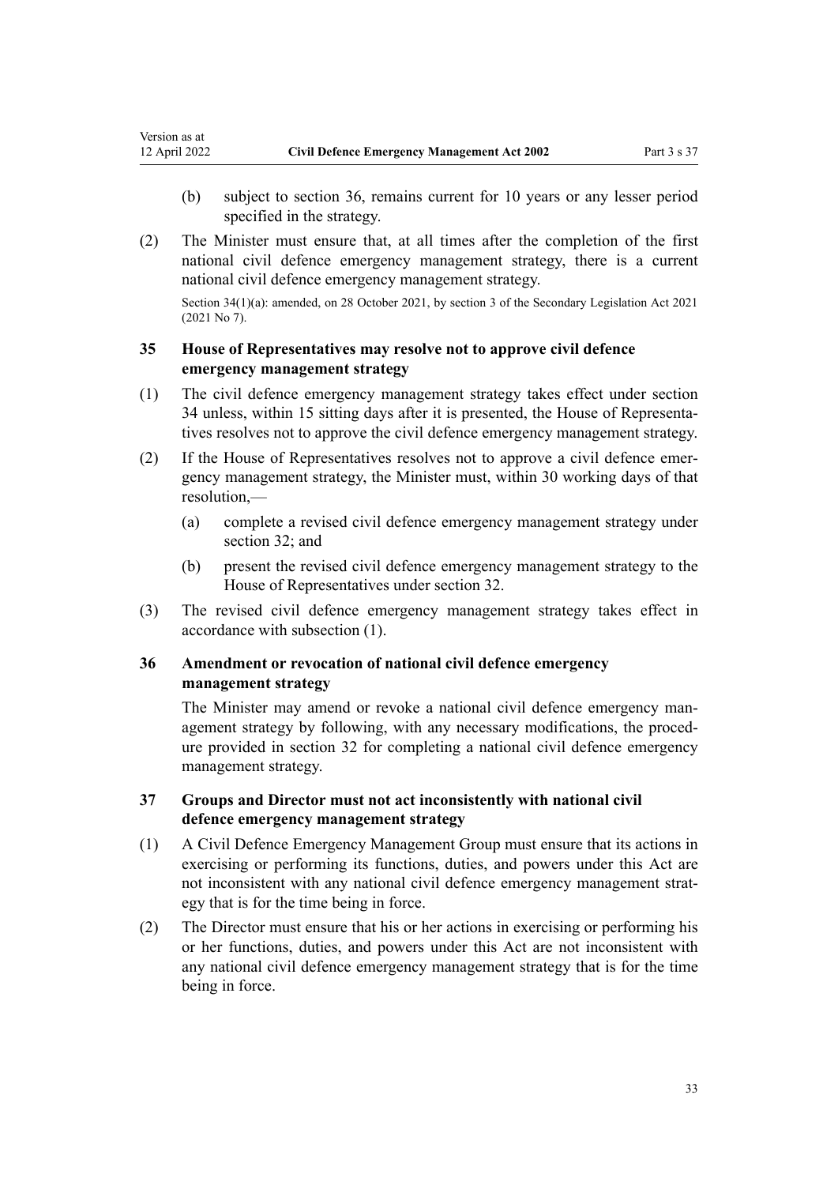(b) subject to section 36, remains current for 10 years or any lesser period specified in the strategy.

(2) The Minister must ensure that, at all times after the completion of the first national civil defence emergency management strategy, there is a current national civil defence emergency management strategy.

Section 34(1)(a): amended, on 28 October 2021, by section 3 of the Secondary Legislation Act 2021 (2021 No 7).

### 35 House of Representatives may resolve not to approve civil defence emergency management strategy

(1) The civil defence emergency management strategy takes effect under section 34 unless, within 15 sitting days after it is presented, the House of Representatives resolves not to approve the civil defence emergency management strategy.

(2) If the House of Representatives resolves not to approve a civil defence emergency management strategy, the Minister must, within 30 working days of that resolution,—

(a) complete a revised civil defence emergency management strategy under section 32; and

(b) present the revised civil defence emergency management strategy to the House of Representatives under section 32.

(3) The revised civil defence emergency management strategy takes effect in accordance with subsection (1).

### 36 Amendment or revocation of national civil defence emergency management strategy

The Minister may amend or revoke a national civil defence emergency management strategy by following, with any necessary modifications, the procedure provided in section 32 for completing a national civil defence emergency management strategy.

### 37 Groups and Director must not act inconsistently with national civil defence emergency management strategy

(1) A Civil Defence Emergency Management Group must ensure that its actions in exercising or performing its functions, duties, and powers under this Act are not inconsistent with any national civil defence emergency management strategy that is for the time being in force.

(2) The Director must ensure that his or her actions in exercising or performing his or her functions, duties, and powers under this Act are not inconsistent with any national civil defence emergency management strategy that is for the time being in force.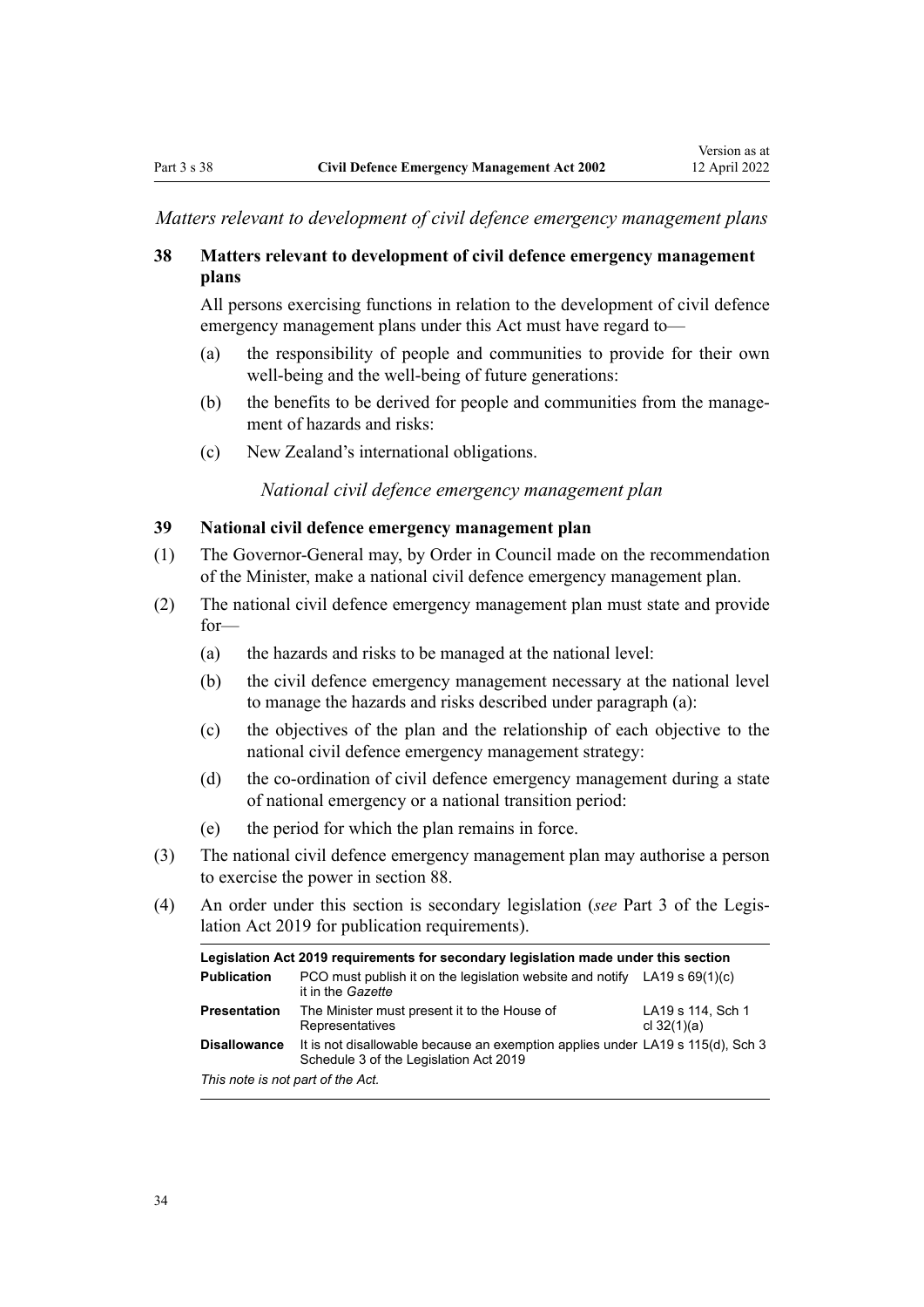*Matters relevant to development of civil defence emergency management plans*

### 38 Matters relevant to development of civil defence emergency management plans

All persons exercising functions in relation to the development of civil defence emergency management plans under this Act must have regard to—

(a) the responsibility of people and communities to provide for their own well-being and the well-being of future generations:

(b) the benefits to be derived for people and communities from the management of hazards and risks:

(c) New Zealand's international obligations.

*National civil defence emergency management plan*

### 39 National civil defence emergency management plan

(1) The Governor-General may, by Order in Council made on the recommendation of the Minister, make a national civil defence emergency management plan.

(2) The national civil defence emergency management plan must state and provide for—

(a) the hazards and risks to be managed at the national level:

(b) the civil defence emergency management necessary at the national level to manage the hazards and risks described under paragraph (a):

(c) the objectives of the plan and the relationship of each objective to the national civil defence emergency management strategy:

(d) the co-ordination of civil defence emergency management during a state of national emergency or a national transition period:

(e) the period for which the plan remains in force.

(3) The national civil defence emergency management plan may authorise a person to exercise the power in section 88.

(4) An order under this section is secondary legislation (*see* Part 3 of the Legislation Act 2019 for publication requirements).

| Legislation Act 2019 requirements for secondary legislation made under this section | | |
|---|---|---|
| **Publication** | PCO must publish it on the legislation website and notify it in the *Gazette* | LA19 s 69(1)(c) |
| **Presentation** | The Minister must present it to the House of Representatives | LA19 s 114, Sch 1 cl 32(1)(a) |
| **Disallowance** | It is not disallowable because an exemption applies under Schedule 3 of the Legislation Act 2019 | LA19 s 115(d), Sch 3 |
| *This note is not part of the Act.* | | |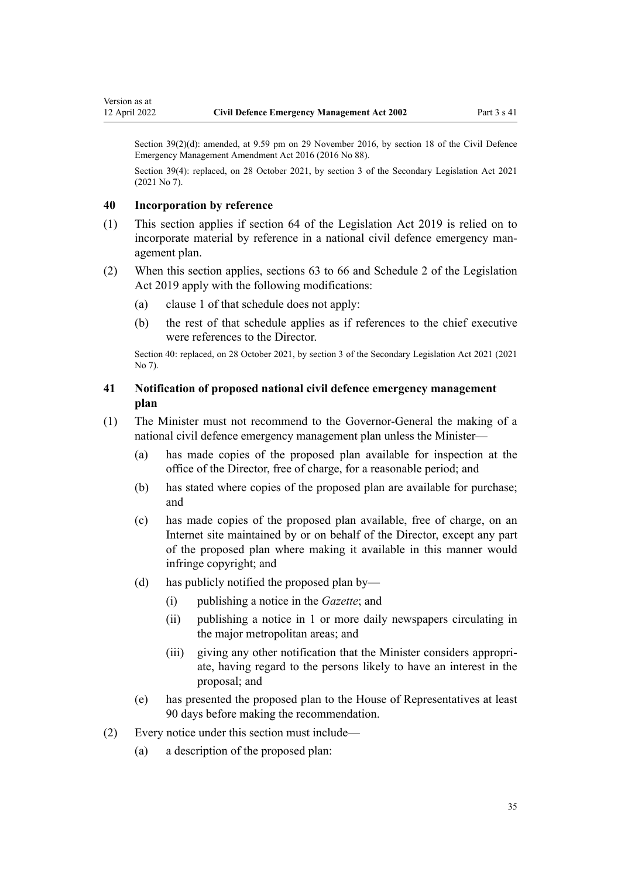Section 39(2)(d): amended, at 9.59 pm on 29 November 2016, by section 18 of the Civil Defence Emergency Management Amendment Act 2016 (2016 No 88).

Section 39(4): replaced, on 28 October 2021, by section 3 of the Secondary Legislation Act 2021 (2021 No 7).

### 40 Incorporation by reference

(1) This section applies if section 64 of the Legislation Act 2019 is relied on to incorporate material by reference in a national civil defence emergency management plan.

(2) When this section applies, sections 63 to 66 and Schedule 2 of the Legislation Act 2019 apply with the following modifications:

- (a) clause 1 of that schedule does not apply:
- (b) the rest of that schedule applies as if references to the chief executive were references to the Director.

Section 40: replaced, on 28 October 2021, by section 3 of the Secondary Legislation Act 2021 (2021 No 7).

### 41 Notification of proposed national civil defence emergency management plan

(1) The Minister must not recommend to the Governor-General the making of a national civil defence emergency management plan unless the Minister—

- (a) has made copies of the proposed plan available for inspection at the office of the Director, free of charge, for a reasonable period; and
- (b) has stated where copies of the proposed plan are available for purchase; and
- (c) has made copies of the proposed plan available, free of charge, on an Internet site maintained by or on behalf of the Director, except any part of the proposed plan where making it available in this manner would infringe copyright; and
- (d) has publicly notified the proposed plan by—
  - (i) publishing a notice in the *Gazette*; and
  - (ii) publishing a notice in 1 or more daily newspapers circulating in the major metropolitan areas; and
  - (iii) giving any other notification that the Minister considers appropriate, having regard to the persons likely to have an interest in the proposal; and
- (e) has presented the proposed plan to the House of Representatives at least 90 days before making the recommendation.

(2) Every notice under this section must include—

- (a) a description of the proposed plan: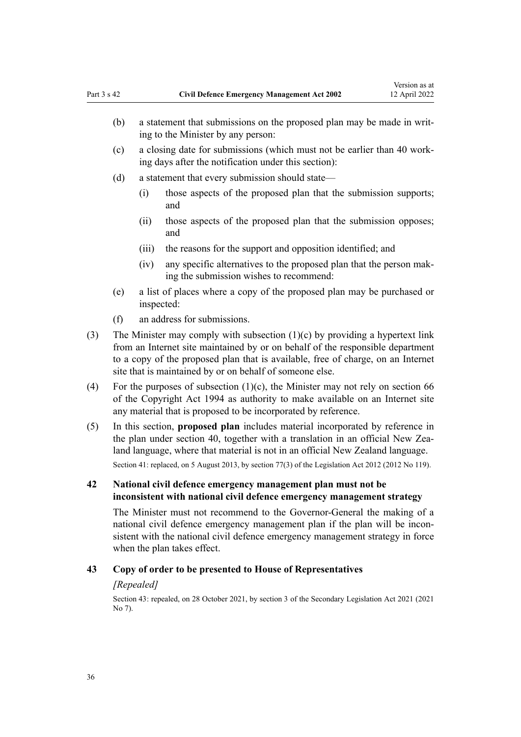(b) a statement that submissions on the proposed plan may be made in writing to the Minister by any person:

(c) a closing date for submissions (which must not be earlier than 40 working days after the notification under this section):

(d) a statement that every submission should state—

  (i) those aspects of the proposed plan that the submission supports; and

  (ii) those aspects of the proposed plan that the submission opposes; and

  (iii) the reasons for the support and opposition identified; and

  (iv) any specific alternatives to the proposed plan that the person making the submission wishes to recommend:

(e) a list of places where a copy of the proposed plan may be purchased or inspected:

(f) an address for submissions.

(3) The Minister may comply with subsection (1)(c) by providing a hypertext link from an Internet site maintained by or on behalf of the responsible department to a copy of the proposed plan that is available, free of charge, on an Internet site that is maintained by or on behalf of someone else.

(4) For the purposes of subsection (1)(c), the Minister may not rely on section 66 of the Copyright Act 1994 as authority to make available on an Internet site any material that is proposed to be incorporated by reference.

(5) In this section, **proposed plan** includes material incorporated by reference in the plan under section 40, together with a translation in an official New Zealand language, where that material is not in an official New Zealand language.

Section 41: replaced, on 5 August 2013, by section 77(3) of the Legislation Act 2012 (2012 No 119).

### 42 National civil defence emergency management plan must not be inconsistent with national civil defence emergency management strategy

The Minister must not recommend to the Governor-General the making of a national civil defence emergency management plan if the plan will be inconsistent with the national civil defence emergency management strategy in force when the plan takes effect.

### 43 Copy of order to be presented to House of Representatives

*[Repealed]*

Section 43: repealed, on 28 October 2021, by section 3 of the Secondary Legislation Act 2021 (2021 No 7).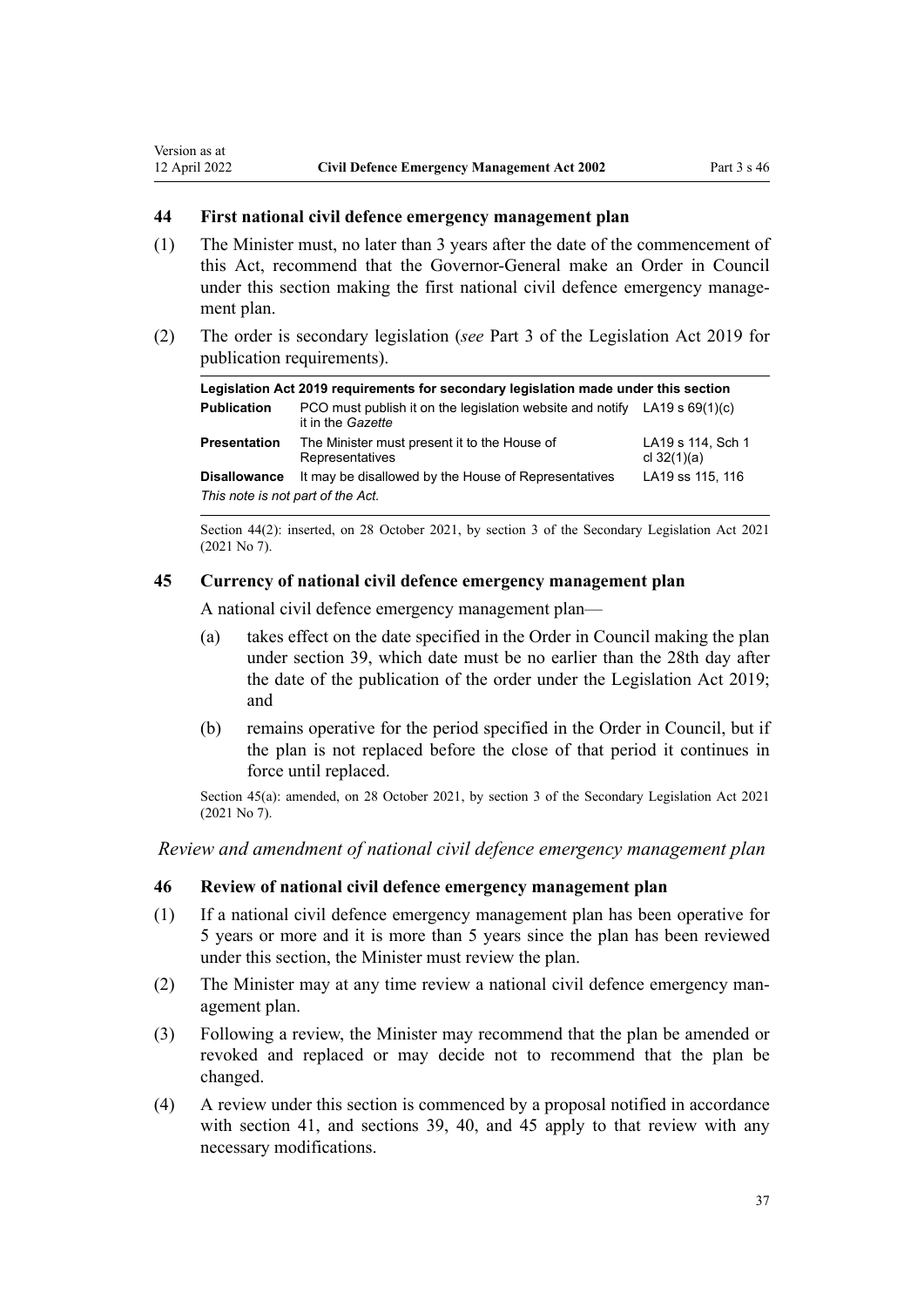### 44 First national civil defence emergency management plan

(1) The Minister must, no later than 3 years after the date of the commencement of this Act, recommend that the Governor-General make an Order in Council under this section making the first national civil defence emergency management plan.

(2) The order is secondary legislation (*see* Part 3 of the Legislation Act 2019 for publication requirements).

| Legislation Act 2019 requirements for secondary legislation made under this section | | |
|---|---|---|
| **Publication** | PCO must publish it on the legislation website and notify it in the *Gazette* | LA19 s 69(1)(c) |
| **Presentation** | The Minister must present it to the House of Representatives | LA19 s 114, Sch 1 cl 32(1)(a) |
| **Disallowance** | It may be disallowed by the House of Representatives | LA19 ss 115, 116 |
| *This note is not part of the Act.* | | |

Section 44(2): inserted, on 28 October 2021, by section 3 of the Secondary Legislation Act 2021 (2021 No 7).

### 45 Currency of national civil defence emergency management plan

A national civil defence emergency management plan—

(a) takes effect on the date specified in the Order in Council making the plan under section 39, which date must be no earlier than the 28th day after the date of the publication of the order under the Legislation Act 2019; and

(b) remains operative for the period specified in the Order in Council, but if the plan is not replaced before the close of that period it continues in force until replaced.

Section 45(a): amended, on 28 October 2021, by section 3 of the Secondary Legislation Act 2021 (2021 No 7).

*Review and amendment of national civil defence emergency management plan*

### 46 Review of national civil defence emergency management plan

(1) If a national civil defence emergency management plan has been operative for 5 years or more and it is more than 5 years since the plan has been reviewed under this section, the Minister must review the plan.

(2) The Minister may at any time review a national civil defence emergency management plan.

(3) Following a review, the Minister may recommend that the plan be amended or revoked and replaced or may decide not to recommend that the plan be changed.

(4) A review under this section is commenced by a proposal notified in accordance with section 41, and sections 39, 40, and 45 apply to that review with any necessary modifications.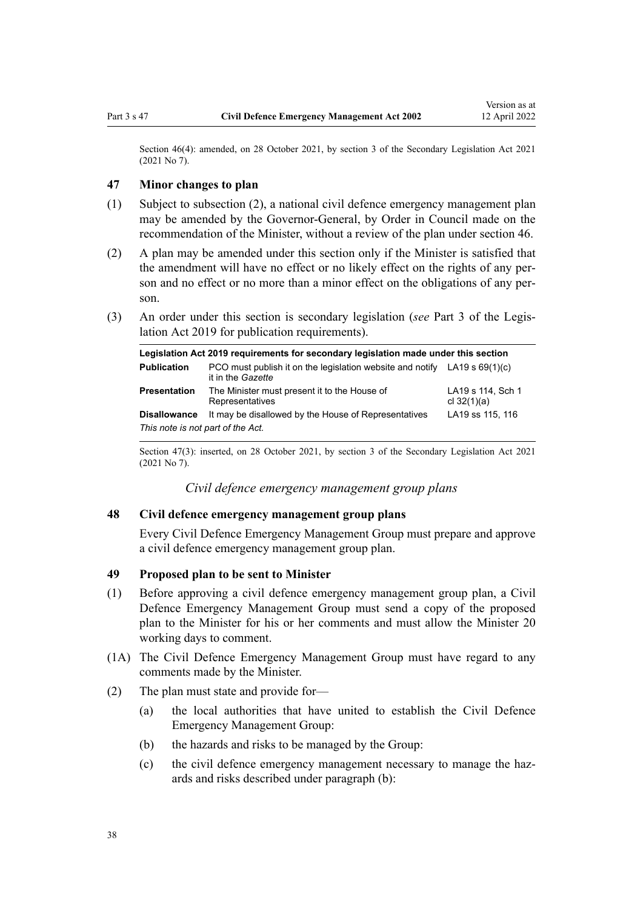Section 46(4): amended, on 28 October 2021, by section 3 of the Secondary Legislation Act 2021 (2021 No 7).

### 47 Minor changes to plan

(1) Subject to subsection (2), a national civil defence emergency management plan may be amended by the Governor-General, by Order in Council made on the recommendation of the Minister, without a review of the plan under section 46.

(2) A plan may be amended under this section only if the Minister is satisfied that the amendment will have no effect or no likely effect on the rights of any person and no effect or no more than a minor effect on the obligations of any person.

(3) An order under this section is secondary legislation (*see* Part 3 of the Legislation Act 2019 for publication requirements).

| Legislation Act 2019 requirements for secondary legislation made under this section | | |
|---|---|---|
| **Publication** | PCO must publish it on the legislation website and notify it in the *Gazette* | LA19 s 69(1)(c) |
| **Presentation** | The Minister must present it to the House of Representatives | LA19 s 114, Sch 1 cl 32(1)(a) |
| **Disallowance** | It may be disallowed by the House of Representatives | LA19 ss 115, 116 |
| *This note is not part of the Act.* | | |

Section 47(3): inserted, on 28 October 2021, by section 3 of the Secondary Legislation Act 2021 (2021 No 7).

*Civil defence emergency management group plans*

### 48 Civil defence emergency management group plans

Every Civil Defence Emergency Management Group must prepare and approve a civil defence emergency management group plan.

### 49 Proposed plan to be sent to Minister

(1) Before approving a civil defence emergency management group plan, a Civil Defence Emergency Management Group must send a copy of the proposed plan to the Minister for his or her comments and must allow the Minister 20 working days to comment.

(1A) The Civil Defence Emergency Management Group must have regard to any comments made by the Minister.

(2) The plan must state and provide for—

- (a) the local authorities that have united to establish the Civil Defence Emergency Management Group:
- (b) the hazards and risks to be managed by the Group:
- (c) the civil defence emergency management necessary to manage the hazards and risks described under paragraph (b):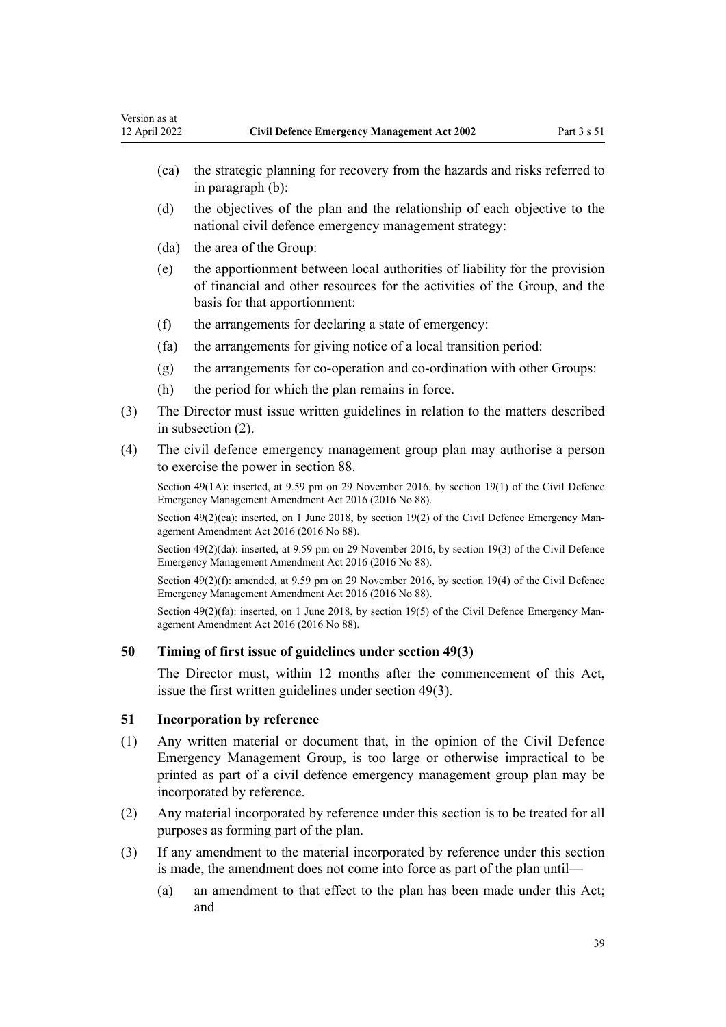(ca) the strategic planning for recovery from the hazards and risks referred to in paragraph (b):

(d) the objectives of the plan and the relationship of each objective to the national civil defence emergency management strategy:

(da) the area of the Group:

(e) the apportionment between local authorities of liability for the provision of financial and other resources for the activities of the Group, and the basis for that apportionment:

(f) the arrangements for declaring a state of emergency:

(fa) the arrangements for giving notice of a local transition period:

(g) the arrangements for co-operation and co-ordination with other Groups:

(h) the period for which the plan remains in force.

(3) The Director must issue written guidelines in relation to the matters described in subsection (2).

(4) The civil defence emergency management group plan may authorise a person to exercise the power in section 88.

Section 49(1A): inserted, at 9.59 pm on 29 November 2016, by section 19(1) of the Civil Defence Emergency Management Amendment Act 2016 (2016 No 88).

Section 49(2)(ca): inserted, on 1 June 2018, by section 19(2) of the Civil Defence Emergency Management Amendment Act 2016 (2016 No 88).

Section 49(2)(da): inserted, at 9.59 pm on 29 November 2016, by section 19(3) of the Civil Defence Emergency Management Amendment Act 2016 (2016 No 88).

Section 49(2)(f): amended, at 9.59 pm on 29 November 2016, by section 19(4) of the Civil Defence Emergency Management Amendment Act 2016 (2016 No 88).

Section 49(2)(fa): inserted, on 1 June 2018, by section 19(5) of the Civil Defence Emergency Management Amendment Act 2016 (2016 No 88).

### 50 Timing of first issue of guidelines under section 49(3)

The Director must, within 12 months after the commencement of this Act, issue the first written guidelines under section 49(3).

### 51 Incorporation by reference

(1) Any written material or document that, in the opinion of the Civil Defence Emergency Management Group, is too large or otherwise impractical to be printed as part of a civil defence emergency management group plan may be incorporated by reference.

(2) Any material incorporated by reference under this section is to be treated for all purposes as forming part of the plan.

(3) If any amendment to the material incorporated by reference under this section is made, the amendment does not come into force as part of the plan until—

(a) an amendment to that effect to the plan has been made under this Act; and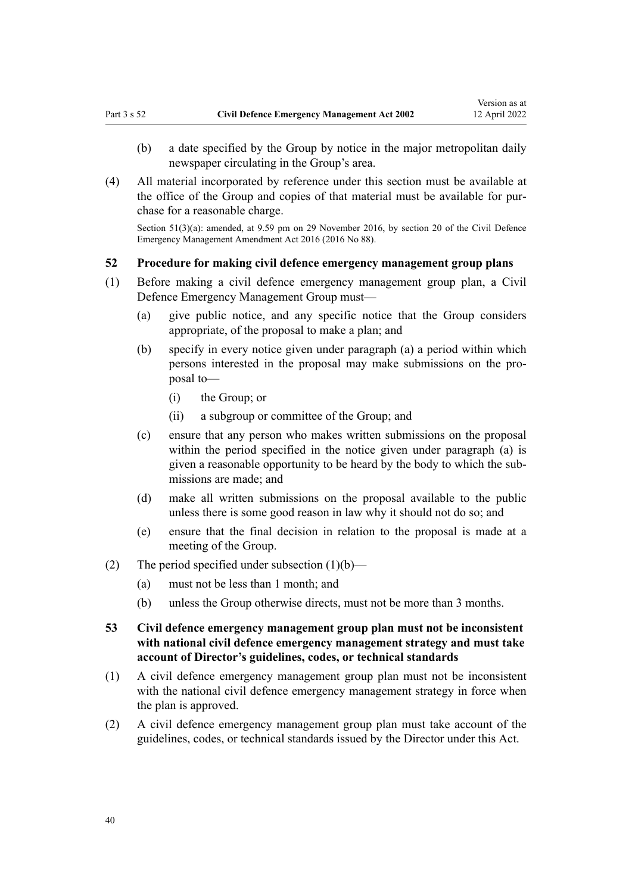(b) a date specified by the Group by notice in the major metropolitan daily newspaper circulating in the Group's area.

(4) All material incorporated by reference under this section must be available at the office of the Group and copies of that material must be available for purchase for a reasonable charge.

Section 51(3)(a): amended, at 9.59 pm on 29 November 2016, by section 20 of the Civil Defence Emergency Management Amendment Act 2016 (2016 No 88).

### 52 Procedure for making civil defence emergency management group plans

(1) Before making a civil defence emergency management group plan, a Civil Defence Emergency Management Group must—

(a) give public notice, and any specific notice that the Group considers appropriate, of the proposal to make a plan; and

(b) specify in every notice given under paragraph (a) a period within which persons interested in the proposal may make submissions on the proposal to—

(i) the Group; or

(ii) a subgroup or committee of the Group; and

(c) ensure that any person who makes written submissions on the proposal within the period specified in the notice given under paragraph (a) is given a reasonable opportunity to be heard by the body to which the submissions are made; and

(d) make all written submissions on the proposal available to the public unless there is some good reason in law why it should not do so; and

(e) ensure that the final decision in relation to the proposal is made at a meeting of the Group.

(2) The period specified under subsection (1)(b)—

(a) must not be less than 1 month; and

(b) unless the Group otherwise directs, must not be more than 3 months.

### 53 Civil defence emergency management group plan must not be inconsistent with national civil defence emergency management strategy and must take account of Director's guidelines, codes, or technical standards

(1) A civil defence emergency management group plan must not be inconsistent with the national civil defence emergency management strategy in force when the plan is approved.

(2) A civil defence emergency management group plan must take account of the guidelines, codes, or technical standards issued by the Director under this Act.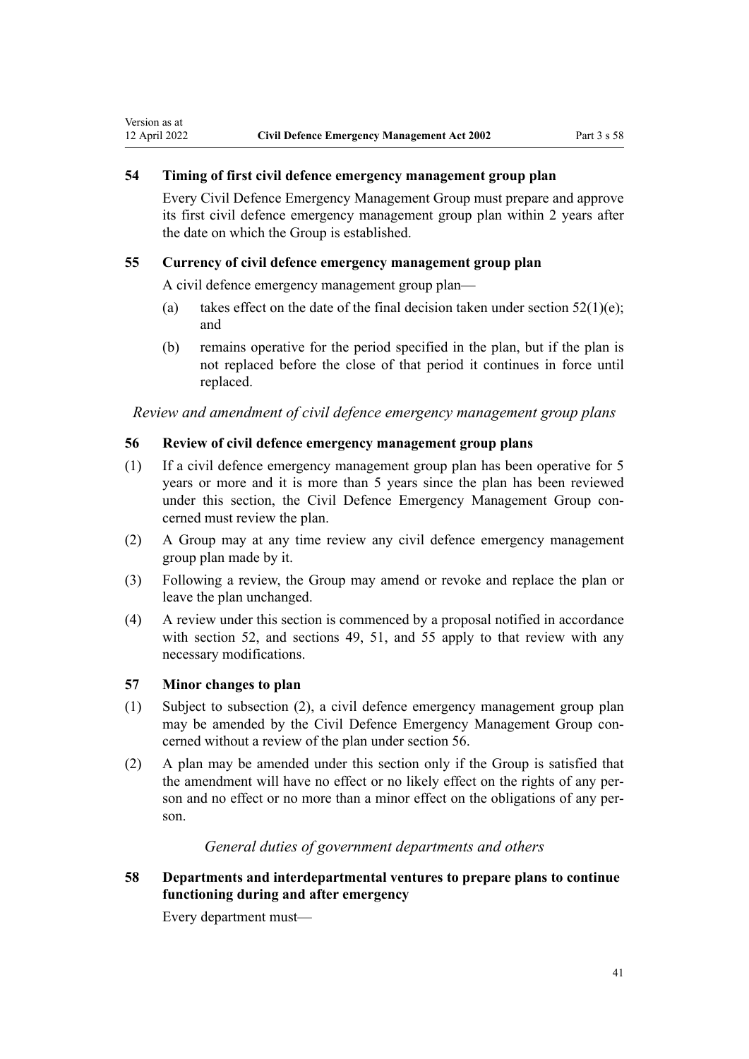### 54 Timing of first civil defence emergency management group plan

Every Civil Defence Emergency Management Group must prepare and approve its first civil defence emergency management group plan within 2 years after the date on which the Group is established.

### 55 Currency of civil defence emergency management group plan

A civil defence emergency management group plan—

(a) takes effect on the date of the final decision taken under section 52(1)(e); and

(b) remains operative for the period specified in the plan, but if the plan is not replaced before the close of that period it continues in force until replaced.

*Review and amendment of civil defence emergency management group plans*

### 56 Review of civil defence emergency management group plans

(1) If a civil defence emergency management group plan has been operative for 5 years or more and it is more than 5 years since the plan has been reviewed under this section, the Civil Defence Emergency Management Group concerned must review the plan.

(2) A Group may at any time review any civil defence emergency management group plan made by it.

(3) Following a review, the Group may amend or revoke and replace the plan or leave the plan unchanged.

(4) A review under this section is commenced by a proposal notified in accordance with section 52, and sections 49, 51, and 55 apply to that review with any necessary modifications.

### 57 Minor changes to plan

(1) Subject to subsection (2), a civil defence emergency management group plan may be amended by the Civil Defence Emergency Management Group concerned without a review of the plan under section 56.

(2) A plan may be amended under this section only if the Group is satisfied that the amendment will have no effect or no likely effect on the rights of any person and no effect or no more than a minor effect on the obligations of any person.

*General duties of government departments and others*

### 58 Departments and interdepartmental ventures to prepare plans to continue functioning during and after emergency

Every department must—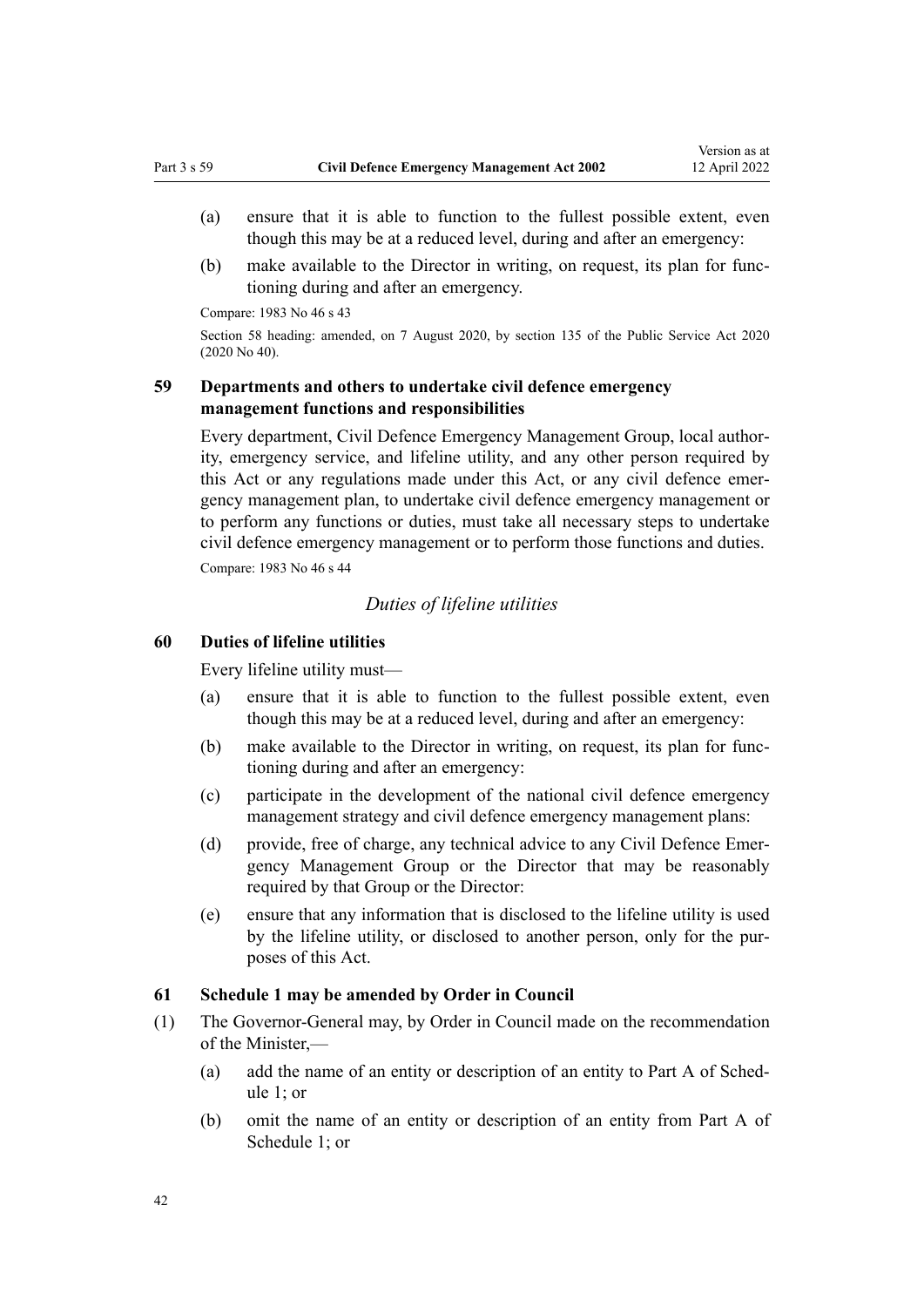(a) ensure that it is able to function to the fullest possible extent, even though this may be at a reduced level, during and after an emergency:

(b) make available to the Director in writing, on request, its plan for functioning during and after an emergency.

Compare: 1983 No 46 s 43

Section 58 heading: amended, on 7 August 2020, by section 135 of the Public Service Act 2020 (2020 No 40).

### 59 Departments and others to undertake civil defence emergency management functions and responsibilities

Every department, Civil Defence Emergency Management Group, local authority, emergency service, and lifeline utility, and any other person required by this Act or any regulations made under this Act, or any civil defence emergency management plan, to undertake civil defence emergency management or to perform any functions or duties, must take all necessary steps to undertake civil defence emergency management or to perform those functions and duties.

Compare: 1983 No 46 s 44

*Duties of lifeline utilities*

### 60 Duties of lifeline utilities

Every lifeline utility must—

(a) ensure that it is able to function to the fullest possible extent, even though this may be at a reduced level, during and after an emergency:

(b) make available to the Director in writing, on request, its plan for functioning during and after an emergency:

(c) participate in the development of the national civil defence emergency management strategy and civil defence emergency management plans:

(d) provide, free of charge, any technical advice to any Civil Defence Emergency Management Group or the Director that may be reasonably required by that Group or the Director:

(e) ensure that any information that is disclosed to the lifeline utility is used by the lifeline utility, or disclosed to another person, only for the purposes of this Act.

### 61 Schedule 1 may be amended by Order in Council

(1) The Governor-General may, by Order in Council made on the recommendation of the Minister,—

(a) add the name of an entity or description of an entity to Part A of Schedule 1; or

(b) omit the name of an entity or description of an entity from Part A of Schedule 1; or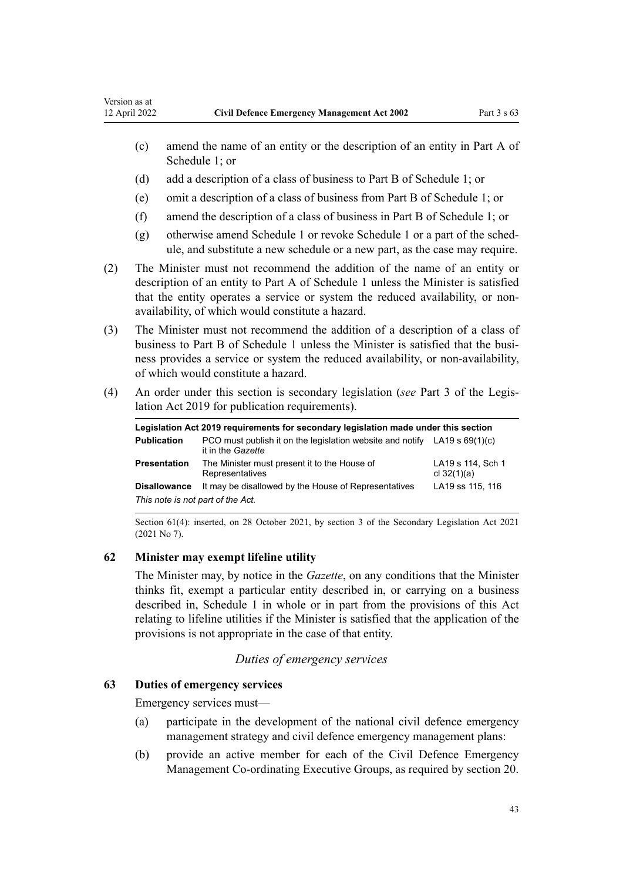(c) amend the name of an entity or the description of an entity in Part A of Schedule 1; or

(d) add a description of a class of business to Part B of Schedule 1; or

(e) omit a description of a class of business from Part B of Schedule 1; or

(f) amend the description of a class of business in Part B of Schedule 1; or

(g) otherwise amend Schedule 1 or revoke Schedule 1 or a part of the schedule, and substitute a new schedule or a new part, as the case may require.

(2) The Minister must not recommend the addition of the name of an entity or description of an entity to Part A of Schedule 1 unless the Minister is satisfied that the entity operates a service or system the reduced availability, or non-availability, of which would constitute a hazard.

(3) The Minister must not recommend the addition of a description of a class of business to Part B of Schedule 1 unless the Minister is satisfied that the business provides a service or system the reduced availability, or non-availability, of which would constitute a hazard.

(4) An order under this section is secondary legislation (*see* Part 3 of the Legislation Act 2019 for publication requirements).

| **Legislation Act 2019 requirements for secondary legislation made under this section** | | |
|---|---|---|
| **Publication** | PCO must publish it on the legislation website and notify it in the *Gazette* | LA19 s 69(1)(c) |
| **Presentation** | The Minister must present it to the House of Representatives | LA19 s 114, Sch 1 cl 32(1)(a) |
| **Disallowance** | It may be disallowed by the House of Representatives | LA19 ss 115, 116 |
| *This note is not part of the Act.* | | |

Section 61(4): inserted, on 28 October 2021, by section 3 of the Secondary Legislation Act 2021 (2021 No 7).

### 62 Minister may exempt lifeline utility

The Minister may, by notice in the *Gazette*, on any conditions that the Minister thinks fit, exempt a particular entity described in, or carrying on a business described in, Schedule 1 in whole or in part from the provisions of this Act relating to lifeline utilities if the Minister is satisfied that the application of the provisions is not appropriate in the case of that entity.

*Duties of emergency services*

### 63 Duties of emergency services

Emergency services must—

(a) participate in the development of the national civil defence emergency management strategy and civil defence emergency management plans:

(b) provide an active member for each of the Civil Defence Emergency Management Co-ordinating Executive Groups, as required by section 20.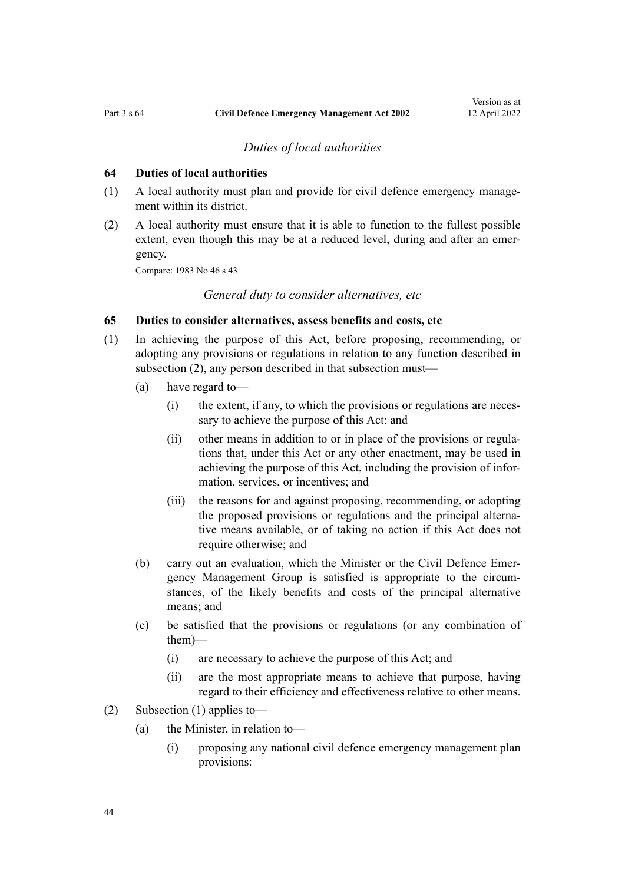*Duties of local authorities*

**64 Duties of local authorities**

(1) A local authority must plan and provide for civil defence emergency management within its district.

(2) A local authority must ensure that it is able to function to the fullest possible extent, even though this may be at a reduced level, during and after an emergency.

Compare: 1983 No 46 s 43

*General duty to consider alternatives, etc*

**65 Duties to consider alternatives, assess benefits and costs, etc**

(1) In achieving the purpose of this Act, before proposing, recommending, or adopting any provisions or regulations in relation to any function described in subsection (2), any person described in that subsection must—

- (a) have regard to—
  - (i) the extent, if any, to which the provisions or regulations are necessary to achieve the purpose of this Act; and
  - (ii) other means in addition to or in place of the provisions or regulations that, under this Act or any other enactment, may be used in achieving the purpose of this Act, including the provision of information, services, or incentives; and
  - (iii) the reasons for and against proposing, recommending, or adopting the proposed provisions or regulations and the principal alternative means available, or of taking no action if this Act does not require otherwise; and
- (b) carry out an evaluation, which the Minister or the Civil Defence Emergency Management Group is satisfied is appropriate to the circumstances, of the likely benefits and costs of the principal alternative means; and
- (c) be satisfied that the provisions or regulations (or any combination of them)—
  - (i) are necessary to achieve the purpose of this Act; and
  - (ii) are the most appropriate means to achieve that purpose, having regard to their efficiency and effectiveness relative to other means.

(2) Subsection (1) applies to—

- (a) the Minister, in relation to—
  - (i) proposing any national civil defence emergency management plan provisions: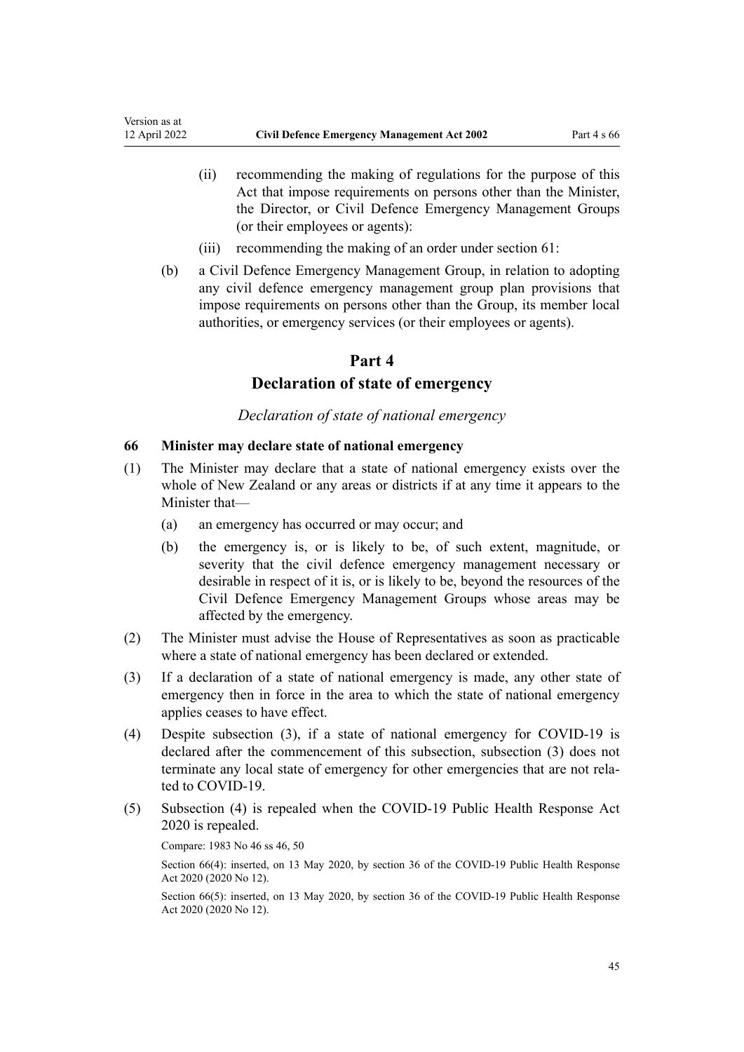(ii) recommending the making of regulations for the purpose of this Act that impose requirements on persons other than the Minister, the Director, or Civil Defence Emergency Management Groups (or their employees or agents):

(iii) recommending the making of an order under section 61:

(b) a Civil Defence Emergency Management Group, in relation to adopting any civil defence emergency management group plan provisions that impose requirements on persons other than the Group, its member local authorities, or emergency services (or their employees or agents).

# Part 4
# Declaration of state of emergency

*Declaration of state of national emergency*

### 66 Minister may declare state of national emergency

(1) The Minister may declare that a state of national emergency exists over the whole of New Zealand or any areas or districts if at any time it appears to the Minister that—

(a) an emergency has occurred or may occur; and

(b) the emergency is, or is likely to be, of such extent, magnitude, or severity that the civil defence emergency management necessary or desirable in respect of it is, or is likely to be, beyond the resources of the Civil Defence Emergency Management Groups whose areas may be affected by the emergency.

(2) The Minister must advise the House of Representatives as soon as practicable where a state of national emergency has been declared or extended.

(3) If a declaration of a state of national emergency is made, any other state of emergency then in force in the area to which the state of national emergency applies ceases to have effect.

(4) Despite subsection (3), if a state of national emergency for COVID-19 is declared after the commencement of this subsection, subsection (3) does not terminate any local state of emergency for other emergencies that are not related to COVID-19.

(5) Subsection (4) is repealed when the COVID-19 Public Health Response Act 2020 is repealed.

Compare: 1983 No 46 ss 46, 50

Section 66(4): inserted, on 13 May 2020, by section 36 of the COVID-19 Public Health Response Act 2020 (2020 No 12).

Section 66(5): inserted, on 13 May 2020, by section 36 of the COVID-19 Public Health Response Act 2020 (2020 No 12).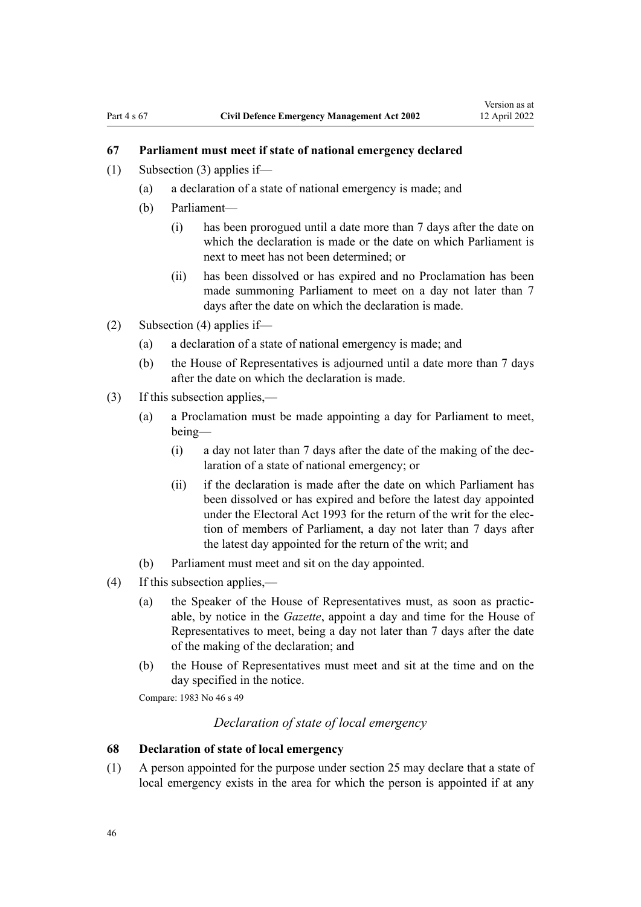### 67 Parliament must meet if state of national emergency declared

(1) Subsection (3) applies if—

  (a) a declaration of a state of national emergency is made; and

  (b) Parliament—

    (i) has been prorogued until a date more than 7 days after the date on which the declaration is made or the date on which Parliament is next to meet has not been determined; or

    (ii) has been dissolved or has expired and no Proclamation has been made summoning Parliament to meet on a day not later than 7 days after the date on which the declaration is made.

(2) Subsection (4) applies if—

  (a) a declaration of a state of national emergency is made; and

  (b) the House of Representatives is adjourned until a date more than 7 days after the date on which the declaration is made.

(3) If this subsection applies,—

  (a) a Proclamation must be made appointing a day for Parliament to meet, being—

    (i) a day not later than 7 days after the date of the making of the declaration of a state of national emergency; or

    (ii) if the declaration is made after the date on which Parliament has been dissolved or has expired and before the latest day appointed under the Electoral Act 1993 for the return of the writ for the election of members of Parliament, a day not later than 7 days after the latest day appointed for the return of the writ; and

  (b) Parliament must meet and sit on the day appointed.

(4) If this subsection applies,—

  (a) the Speaker of the House of Representatives must, as soon as practicable, by notice in the *Gazette*, appoint a day and time for the House of Representatives to meet, being a day not later than 7 days after the date of the making of the declaration; and

  (b) the House of Representatives must meet and sit at the time and on the day specified in the notice.

Compare: 1983 No 46 s 49

*Declaration of state of local emergency*

### 68 Declaration of state of local emergency

(1) A person appointed for the purpose under section 25 may declare that a state of local emergency exists in the area for which the person is appointed if at any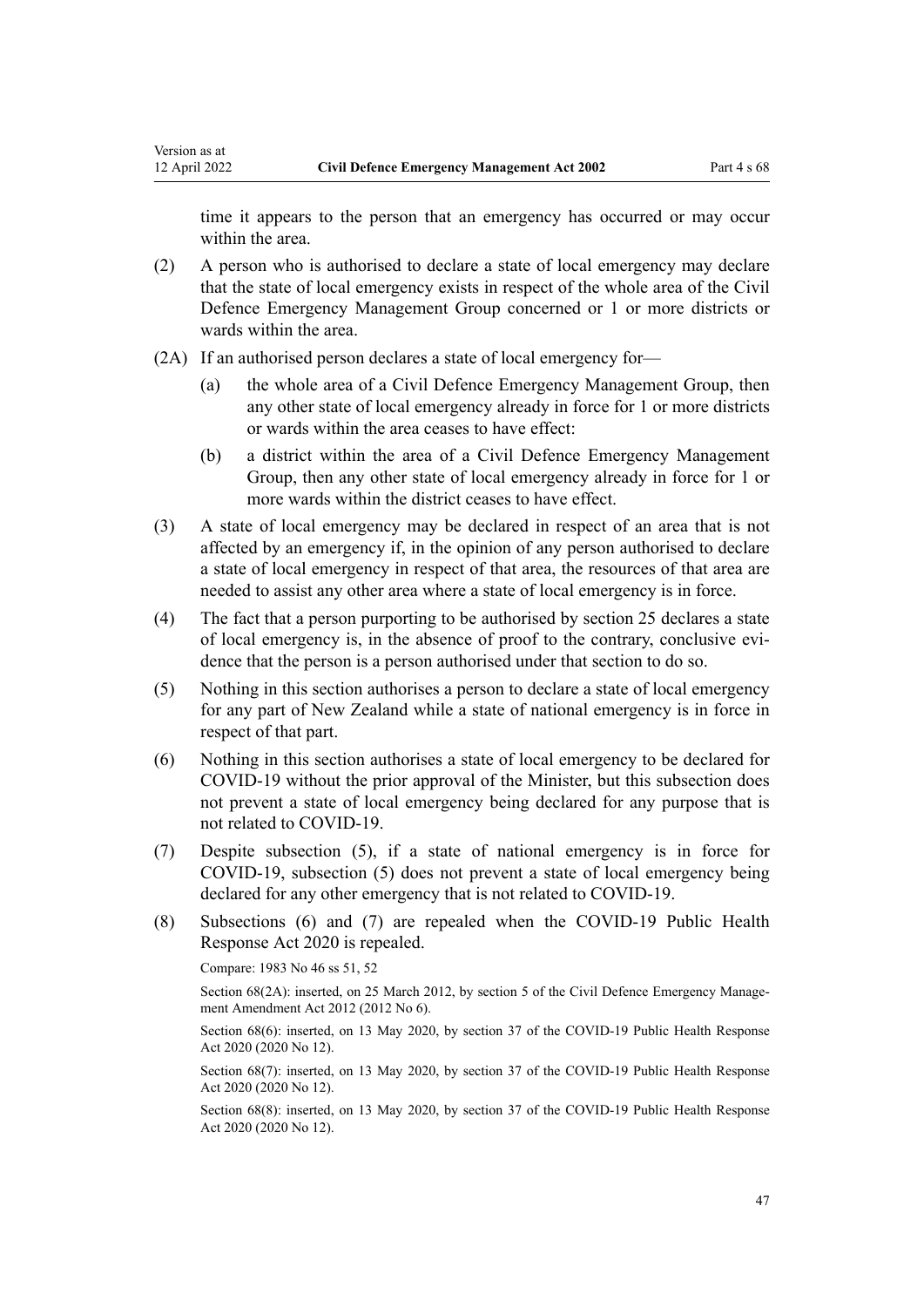time it appears to the person that an emergency has occurred or may occur within the area.

(2) A person who is authorised to declare a state of local emergency may declare that the state of local emergency exists in respect of the whole area of the Civil Defence Emergency Management Group concerned or 1 or more districts or wards within the area.

(2A) If an authorised person declares a state of local emergency for—

(a) the whole area of a Civil Defence Emergency Management Group, then any other state of local emergency already in force for 1 or more districts or wards within the area ceases to have effect:

(b) a district within the area of a Civil Defence Emergency Management Group, then any other state of local emergency already in force for 1 or more wards within the district ceases to have effect.

(3) A state of local emergency may be declared in respect of an area that is not affected by an emergency if, in the opinion of any person authorised to declare a state of local emergency in respect of that area, the resources of that area are needed to assist any other area where a state of local emergency is in force.

(4) The fact that a person purporting to be authorised by section 25 declares a state of local emergency is, in the absence of proof to the contrary, conclusive evidence that the person is a person authorised under that section to do so.

(5) Nothing in this section authorises a person to declare a state of local emergency for any part of New Zealand while a state of national emergency is in force in respect of that part.

(6) Nothing in this section authorises a state of local emergency to be declared for COVID-19 without the prior approval of the Minister, but this subsection does not prevent a state of local emergency being declared for any purpose that is not related to COVID-19.

(7) Despite subsection (5), if a state of national emergency is in force for COVID-19, subsection (5) does not prevent a state of local emergency being declared for any other emergency that is not related to COVID-19.

(8) Subsections (6) and (7) are repealed when the COVID-19 Public Health Response Act 2020 is repealed.

Compare: 1983 No 46 ss 51, 52

Section 68(2A): inserted, on 25 March 2012, by section 5 of the Civil Defence Emergency Management Amendment Act 2012 (2012 No 6).

Section 68(6): inserted, on 13 May 2020, by section 37 of the COVID-19 Public Health Response Act 2020 (2020 No 12).

Section 68(7): inserted, on 13 May 2020, by section 37 of the COVID-19 Public Health Response Act 2020 (2020 No 12).

Section 68(8): inserted, on 13 May 2020, by section 37 of the COVID-19 Public Health Response Act 2020 (2020 No 12).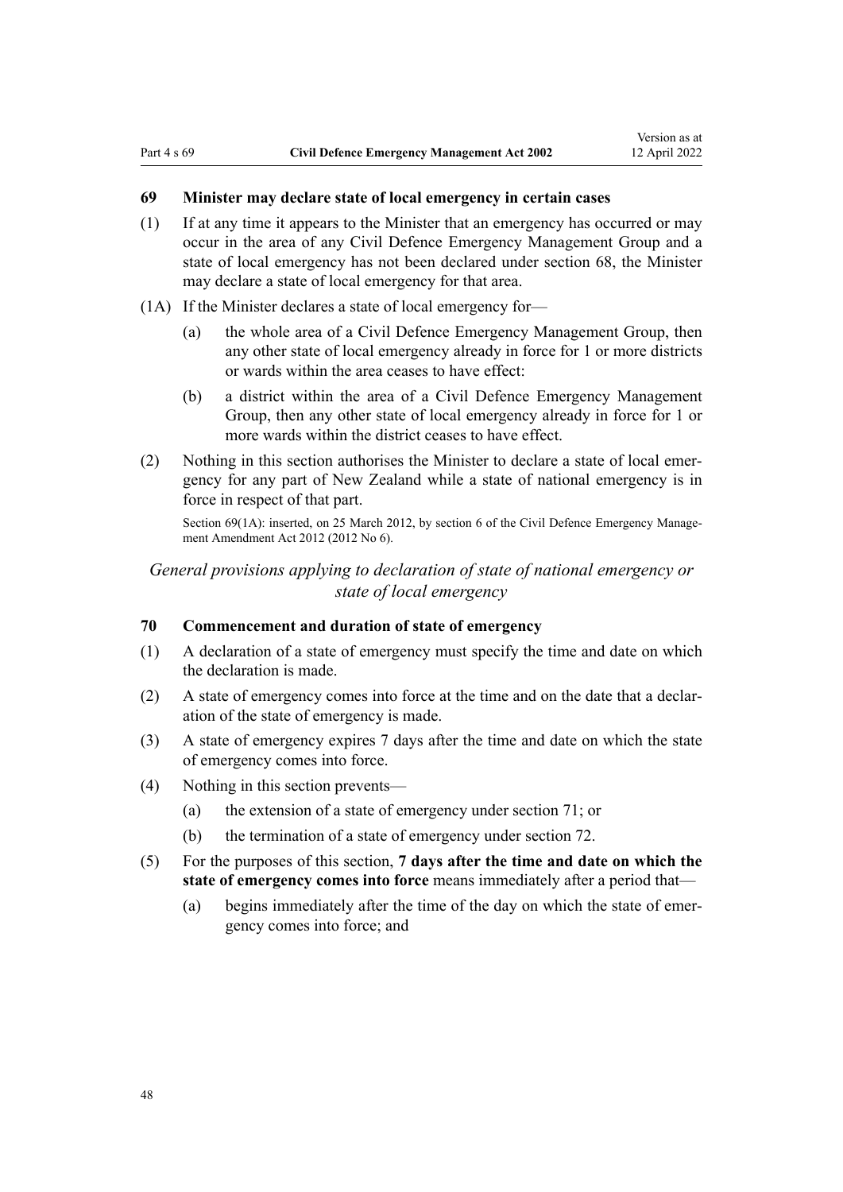### 69 Minister may declare state of local emergency in certain cases

(1) If at any time it appears to the Minister that an emergency has occurred or may occur in the area of any Civil Defence Emergency Management Group and a state of local emergency has not been declared under section 68, the Minister may declare a state of local emergency for that area.

(1A) If the Minister declares a state of local emergency for—

(a) the whole area of a Civil Defence Emergency Management Group, then any other state of local emergency already in force for 1 or more districts or wards within the area ceases to have effect:

(b) a district within the area of a Civil Defence Emergency Management Group, then any other state of local emergency already in force for 1 or more wards within the district ceases to have effect.

(2) Nothing in this section authorises the Minister to declare a state of local emergency for any part of New Zealand while a state of national emergency is in force in respect of that part.

Section 69(1A): inserted, on 25 March 2012, by section 6 of the Civil Defence Emergency Management Amendment Act 2012 (2012 No 6).

*General provisions applying to declaration of state of national emergency or state of local emergency*

### 70 Commencement and duration of state of emergency

(1) A declaration of a state of emergency must specify the time and date on which the declaration is made.

(2) A state of emergency comes into force at the time and on the date that a declaration of the state of emergency is made.

(3) A state of emergency expires 7 days after the time and date on which the state of emergency comes into force.

(4) Nothing in this section prevents—

(a) the extension of a state of emergency under section 71; or

(b) the termination of a state of emergency under section 72.

(5) For the purposes of this section, **7 days after the time and date on which the state of emergency comes into force** means immediately after a period that—

(a) begins immediately after the time of the day on which the state of emergency comes into force; and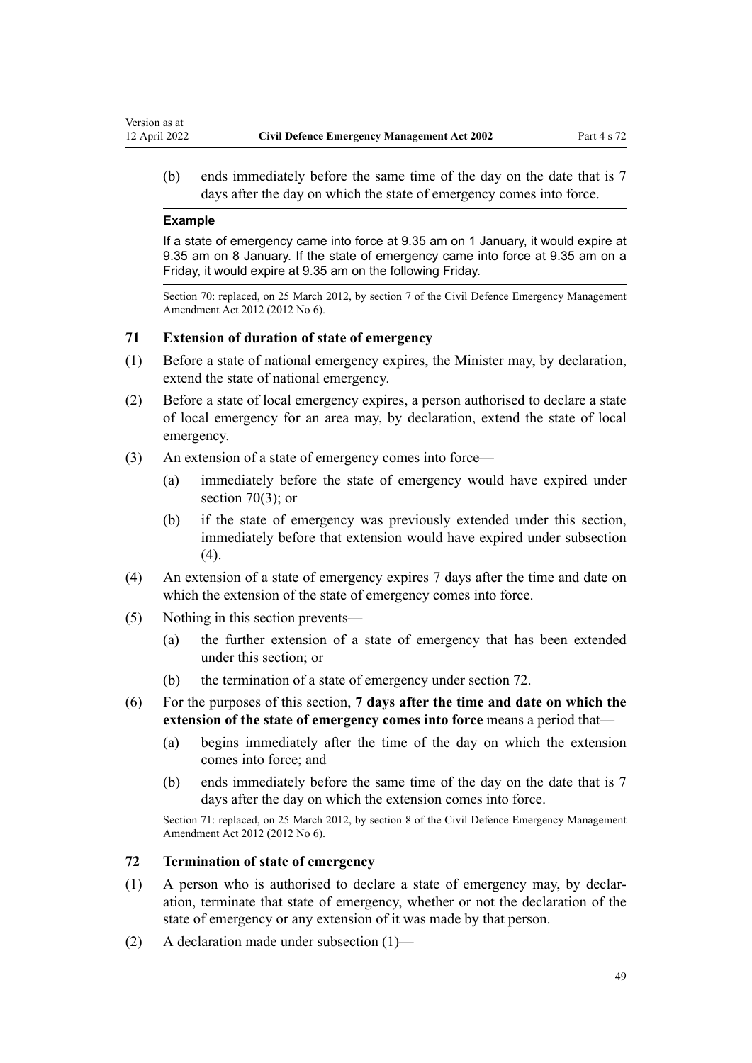(b) ends immediately before the same time of the day on the date that is 7 days after the day on which the state of emergency comes into force.

**Example**

If a state of emergency came into force at 9.35 am on 1 January, it would expire at 9.35 am on 8 January. If the state of emergency came into force at 9.35 am on a Friday, it would expire at 9.35 am on the following Friday.

Section 70: replaced, on 25 March 2012, by section 7 of the Civil Defence Emergency Management Amendment Act 2012 (2012 No 6).

### 71 Extension of duration of state of emergency

(1) Before a state of national emergency expires, the Minister may, by declaration, extend the state of national emergency.

(2) Before a state of local emergency expires, a person authorised to declare a state of local emergency for an area may, by declaration, extend the state of local emergency.

(3) An extension of a state of emergency comes into force—

(a) immediately before the state of emergency would have expired under section 70(3); or

(b) if the state of emergency was previously extended under this section, immediately before that extension would have expired under subsection (4).

(4) An extension of a state of emergency expires 7 days after the time and date on which the extension of the state of emergency comes into force.

(5) Nothing in this section prevents—

(a) the further extension of a state of emergency that has been extended under this section; or

(b) the termination of a state of emergency under section 72.

(6) For the purposes of this section, **7 days after the time and date on which the extension of the state of emergency comes into force** means a period that—

(a) begins immediately after the time of the day on which the extension comes into force; and

(b) ends immediately before the same time of the day on the date that is 7 days after the day on which the extension comes into force.

Section 71: replaced, on 25 March 2012, by section 8 of the Civil Defence Emergency Management Amendment Act 2012 (2012 No 6).

### 72 Termination of state of emergency

(1) A person who is authorised to declare a state of emergency may, by declaration, terminate that state of emergency, whether or not the declaration of the state of emergency or any extension of it was made by that person.

(2) A declaration made under subsection (1)—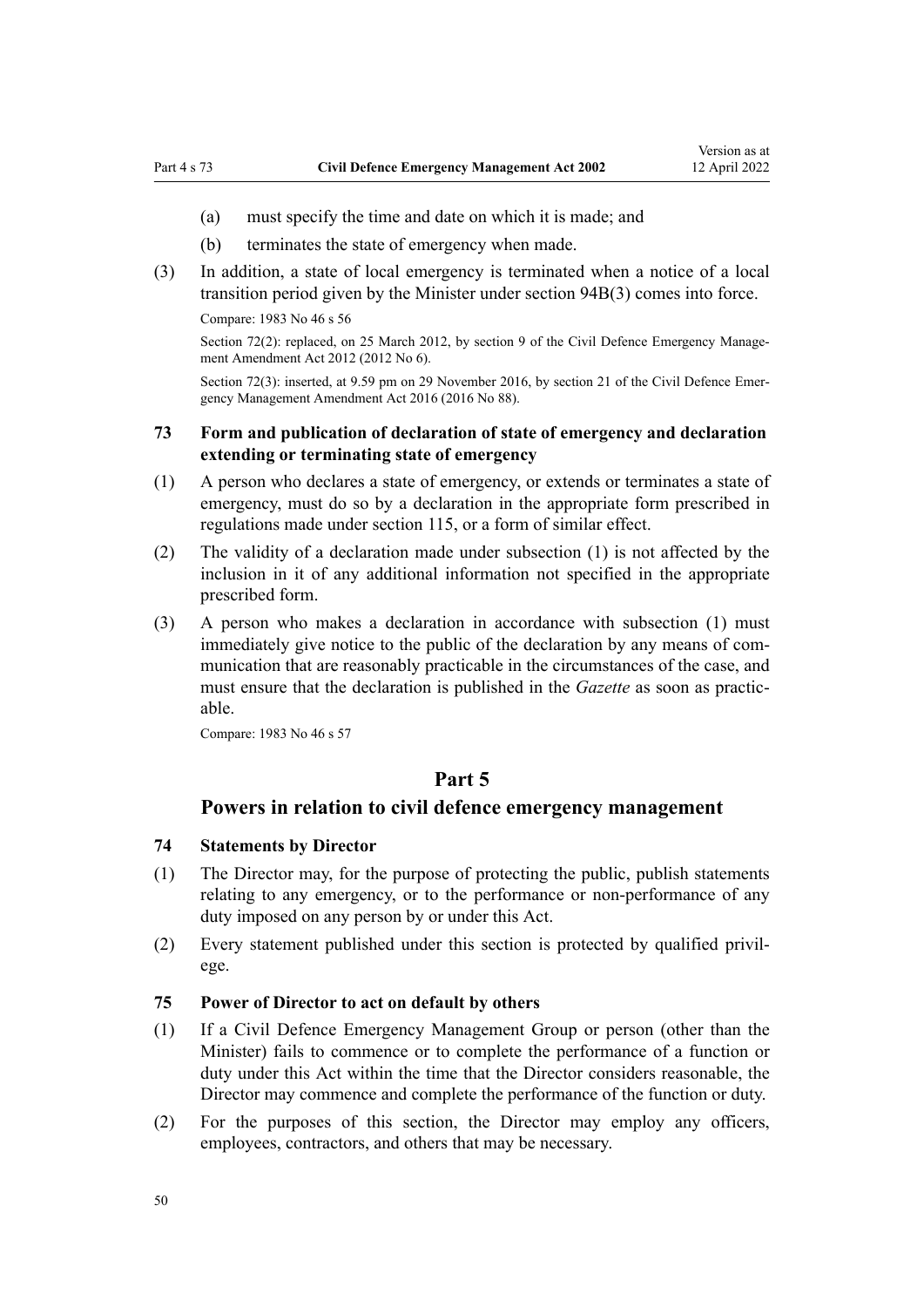(a) must specify the time and date on which it is made; and

(b) terminates the state of emergency when made.

(3) In addition, a state of local emergency is terminated when a notice of a local transition period given by the Minister under section 94B(3) comes into force.

Compare: 1983 No 46 s 56

Section 72(2): replaced, on 25 March 2012, by section 9 of the Civil Defence Emergency Management Amendment Act 2012 (2012 No 6).

Section 72(3): inserted, at 9.59 pm on 29 November 2016, by section 21 of the Civil Defence Emergency Management Amendment Act 2016 (2016 No 88).

### 73 Form and publication of declaration of state of emergency and declaration extending or terminating state of emergency

(1) A person who declares a state of emergency, or extends or terminates a state of emergency, must do so by a declaration in the appropriate form prescribed in regulations made under section 115, or a form of similar effect.

(2) The validity of a declaration made under subsection (1) is not affected by the inclusion in it of any additional information not specified in the appropriate prescribed form.

(3) A person who makes a declaration in accordance with subsection (1) must immediately give notice to the public of the declaration by any means of communication that are reasonably practicable in the circumstances of the case, and must ensure that the declaration is published in the *Gazette* as soon as practicable.

Compare: 1983 No 46 s 57

## Part 5

## Powers in relation to civil defence emergency management

### 74 Statements by Director

(1) The Director may, for the purpose of protecting the public, publish statements relating to any emergency, or to the performance or non-performance of any duty imposed on any person by or under this Act.

(2) Every statement published under this section is protected by qualified privilege.

### 75 Power of Director to act on default by others

(1) If a Civil Defence Emergency Management Group or person (other than the Minister) fails to commence or to complete the performance of a function or duty under this Act within the time that the Director considers reasonable, the Director may commence and complete the performance of the function or duty.

(2) For the purposes of this section, the Director may employ any officers, employees, contractors, and others that may be necessary.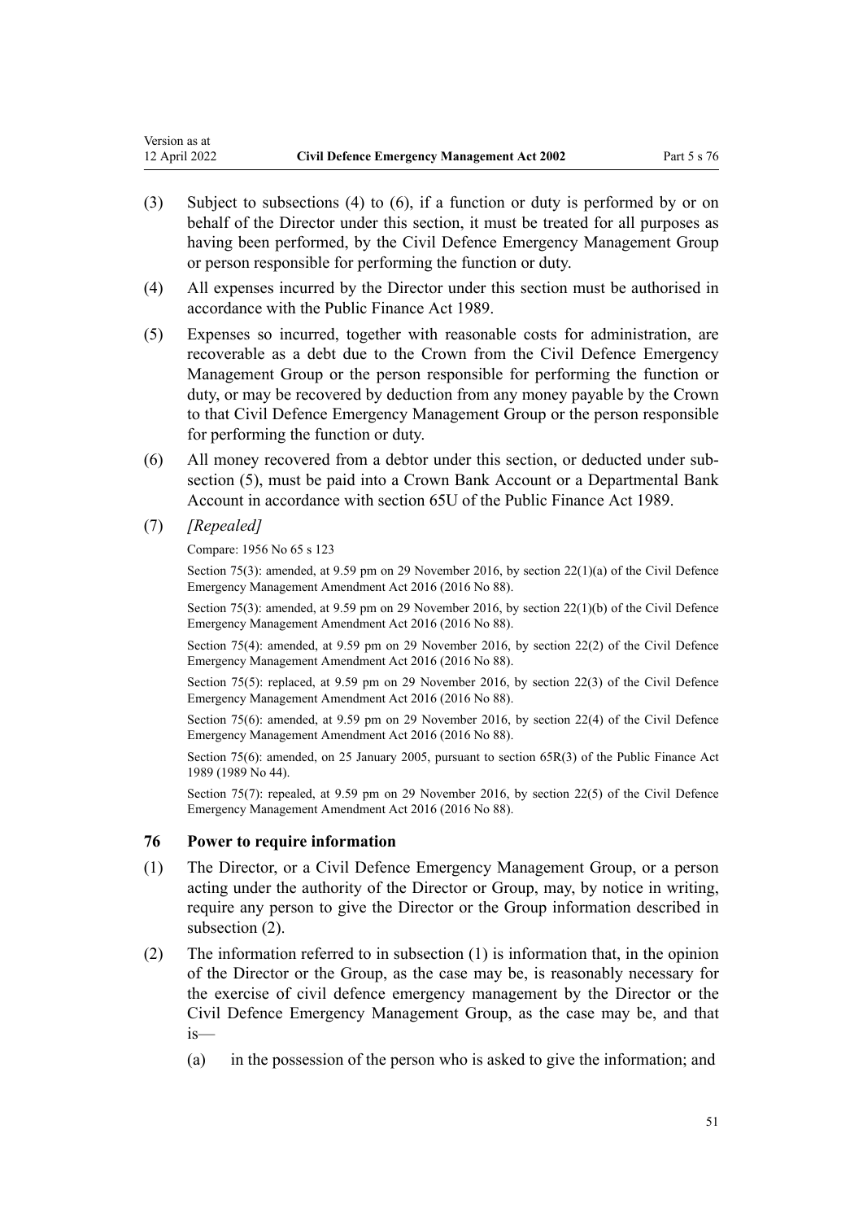(3) Subject to subsections (4) to (6), if a function or duty is performed by or on behalf of the Director under this section, it must be treated for all purposes as having been performed, by the Civil Defence Emergency Management Group or person responsible for performing the function or duty.

(4) All expenses incurred by the Director under this section must be authorised in accordance with the Public Finance Act 1989.

(5) Expenses so incurred, together with reasonable costs for administration, are recoverable as a debt due to the Crown from the Civil Defence Emergency Management Group or the person responsible for performing the function or duty, or may be recovered by deduction from any money payable by the Crown to that Civil Defence Emergency Management Group or the person responsible for performing the function or duty.

(6) All money recovered from a debtor under this section, or deducted under subsection (5), must be paid into a Crown Bank Account or a Departmental Bank Account in accordance with section 65U of the Public Finance Act 1989.

(7) *[Repealed]*

Compare: 1956 No 65 s 123

Section 75(3): amended, at 9.59 pm on 29 November 2016, by section 22(1)(a) of the Civil Defence Emergency Management Amendment Act 2016 (2016 No 88).

Section 75(3): amended, at 9.59 pm on 29 November 2016, by section 22(1)(b) of the Civil Defence Emergency Management Amendment Act 2016 (2016 No 88).

Section 75(4): amended, at 9.59 pm on 29 November 2016, by section 22(2) of the Civil Defence Emergency Management Amendment Act 2016 (2016 No 88).

Section 75(5): replaced, at 9.59 pm on 29 November 2016, by section 22(3) of the Civil Defence Emergency Management Amendment Act 2016 (2016 No 88).

Section 75(6): amended, at 9.59 pm on 29 November 2016, by section 22(4) of the Civil Defence Emergency Management Amendment Act 2016 (2016 No 88).

Section 75(6): amended, on 25 January 2005, pursuant to section 65R(3) of the Public Finance Act 1989 (1989 No 44).

Section 75(7): repealed, at 9.59 pm on 29 November 2016, by section 22(5) of the Civil Defence Emergency Management Amendment Act 2016 (2016 No 88).

### 76 Power to require information

(1) The Director, or a Civil Defence Emergency Management Group, or a person acting under the authority of the Director or Group, may, by notice in writing, require any person to give the Director or the Group information described in subsection (2).

(2) The information referred to in subsection (1) is information that, in the opinion of the Director or the Group, as the case may be, is reasonably necessary for the exercise of civil defence emergency management by the Director or the Civil Defence Emergency Management Group, as the case may be, and that is—

   (a) in the possession of the person who is asked to give the information; and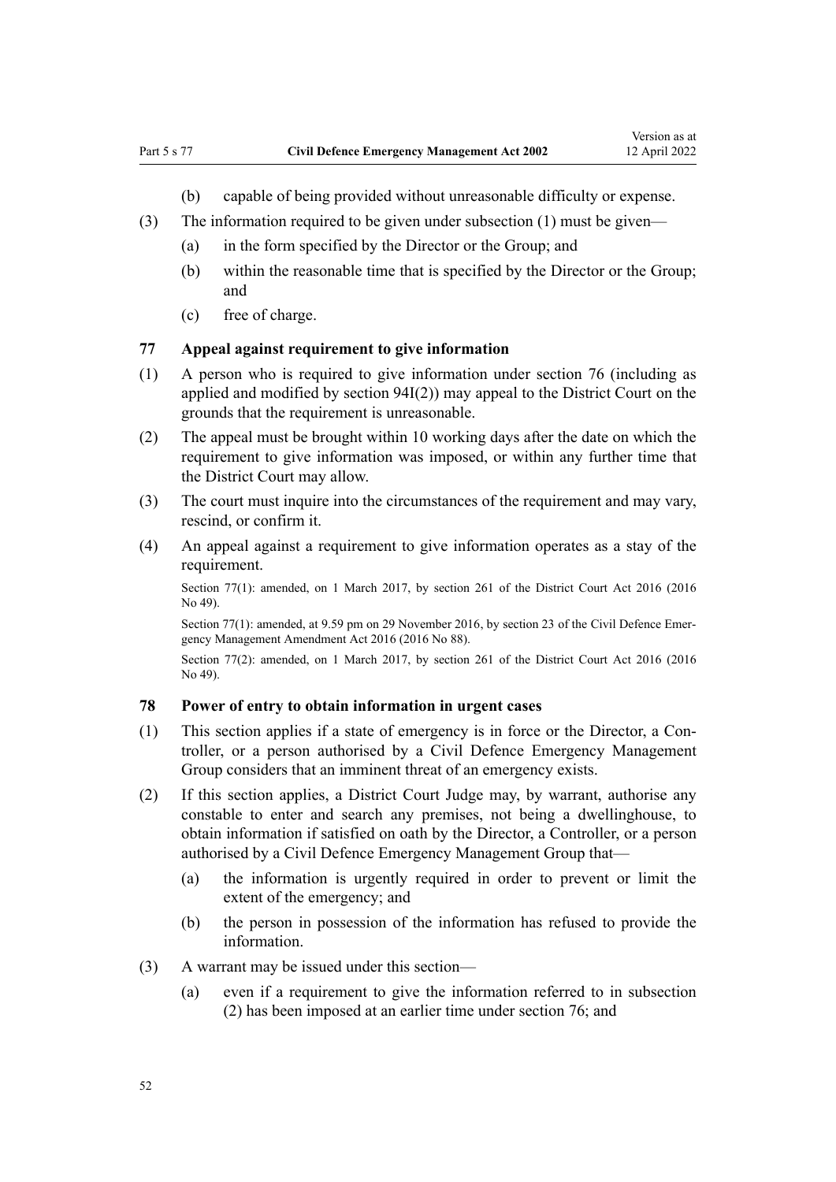(b) capable of being provided without unreasonable difficulty or expense.

(3) The information required to be given under subsection (1) must be given—

(a) in the form specified by the Director or the Group; and

(b) within the reasonable time that is specified by the Director or the Group; and

(c) free of charge.

### 77 Appeal against requirement to give information

(1) A person who is required to give information under section 76 (including as applied and modified by section 94I(2)) may appeal to the District Court on the grounds that the requirement is unreasonable.

(2) The appeal must be brought within 10 working days after the date on which the requirement to give information was imposed, or within any further time that the District Court may allow.

(3) The court must inquire into the circumstances of the requirement and may vary, rescind, or confirm it.

(4) An appeal against a requirement to give information operates as a stay of the requirement.

Section 77(1): amended, on 1 March 2017, by section 261 of the District Court Act 2016 (2016 No 49).

Section 77(1): amended, at 9.59 pm on 29 November 2016, by section 23 of the Civil Defence Emergency Management Amendment Act 2016 (2016 No 88).

Section 77(2): amended, on 1 March 2017, by section 261 of the District Court Act 2016 (2016 No 49).

### 78 Power of entry to obtain information in urgent cases

(1) This section applies if a state of emergency is in force or the Director, a Controller, or a person authorised by a Civil Defence Emergency Management Group considers that an imminent threat of an emergency exists.

(2) If this section applies, a District Court Judge may, by warrant, authorise any constable to enter and search any premises, not being a dwellinghouse, to obtain information if satisfied on oath by the Director, a Controller, or a person authorised by a Civil Defence Emergency Management Group that—

(a) the information is urgently required in order to prevent or limit the extent of the emergency; and

(b) the person in possession of the information has refused to provide the information.

(3) A warrant may be issued under this section—

(a) even if a requirement to give the information referred to in subsection (2) has been imposed at an earlier time under section 76; and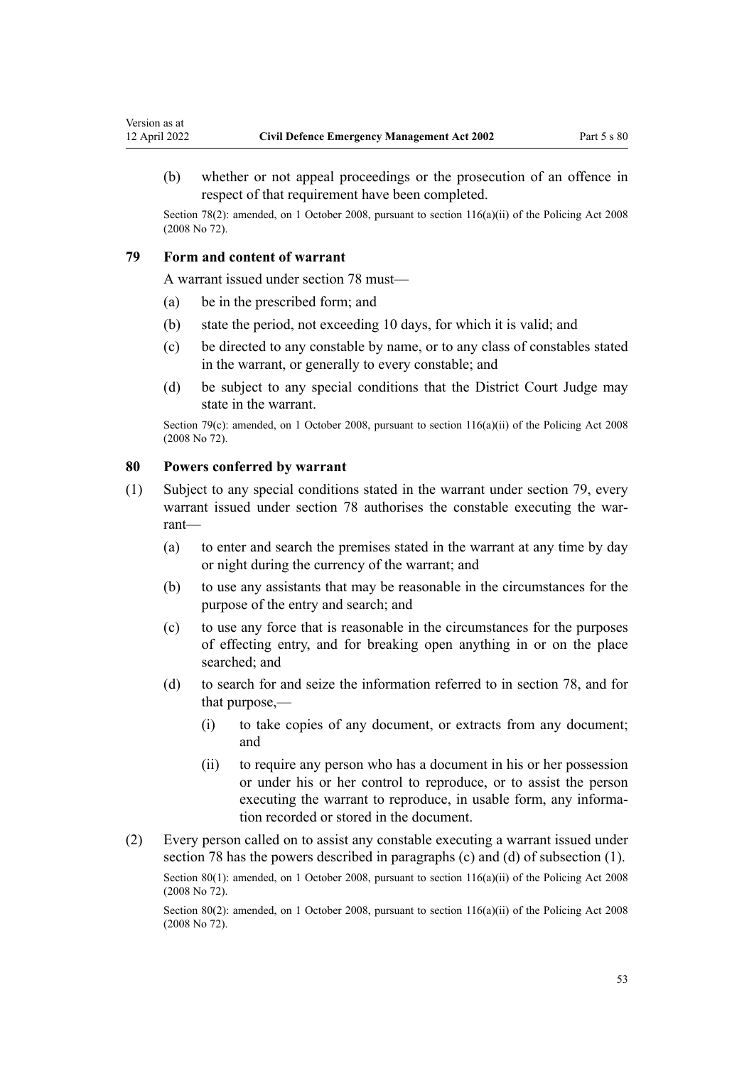(b) whether or not appeal proceedings or the prosecution of an offence in respect of that requirement have been completed.

Section 78(2): amended, on 1 October 2008, pursuant to section 116(a)(ii) of the Policing Act 2008 (2008 No 72).

### 79 Form and content of warrant

A warrant issued under section 78 must—

(a) be in the prescribed form; and

(b) state the period, not exceeding 10 days, for which it is valid; and

(c) be directed to any constable by name, or to any class of constables stated in the warrant, or generally to every constable; and

(d) be subject to any special conditions that the District Court Judge may state in the warrant.

Section 79(c): amended, on 1 October 2008, pursuant to section 116(a)(ii) of the Policing Act 2008 (2008 No 72).

### 80 Powers conferred by warrant

(1) Subject to any special conditions stated in the warrant under section 79, every warrant issued under section 78 authorises the constable executing the warrant—

(a) to enter and search the premises stated in the warrant at any time by day or night during the currency of the warrant; and

(b) to use any assistants that may be reasonable in the circumstances for the purpose of the entry and search; and

(c) to use any force that is reasonable in the circumstances for the purposes of effecting entry, and for breaking open anything in or on the place searched; and

(d) to search for and seize the information referred to in section 78, and for that purpose,—

(i) to take copies of any document, or extracts from any document; and

(ii) to require any person who has a document in his or her possession or under his or her control to reproduce, or to assist the person executing the warrant to reproduce, in usable form, any information recorded or stored in the document.

(2) Every person called on to assist any constable executing a warrant issued under section 78 has the powers described in paragraphs (c) and (d) of subsection (1).

Section 80(1): amended, on 1 October 2008, pursuant to section 116(a)(ii) of the Policing Act 2008 (2008 No 72).

Section 80(2): amended, on 1 October 2008, pursuant to section 116(a)(ii) of the Policing Act 2008 (2008 No 72).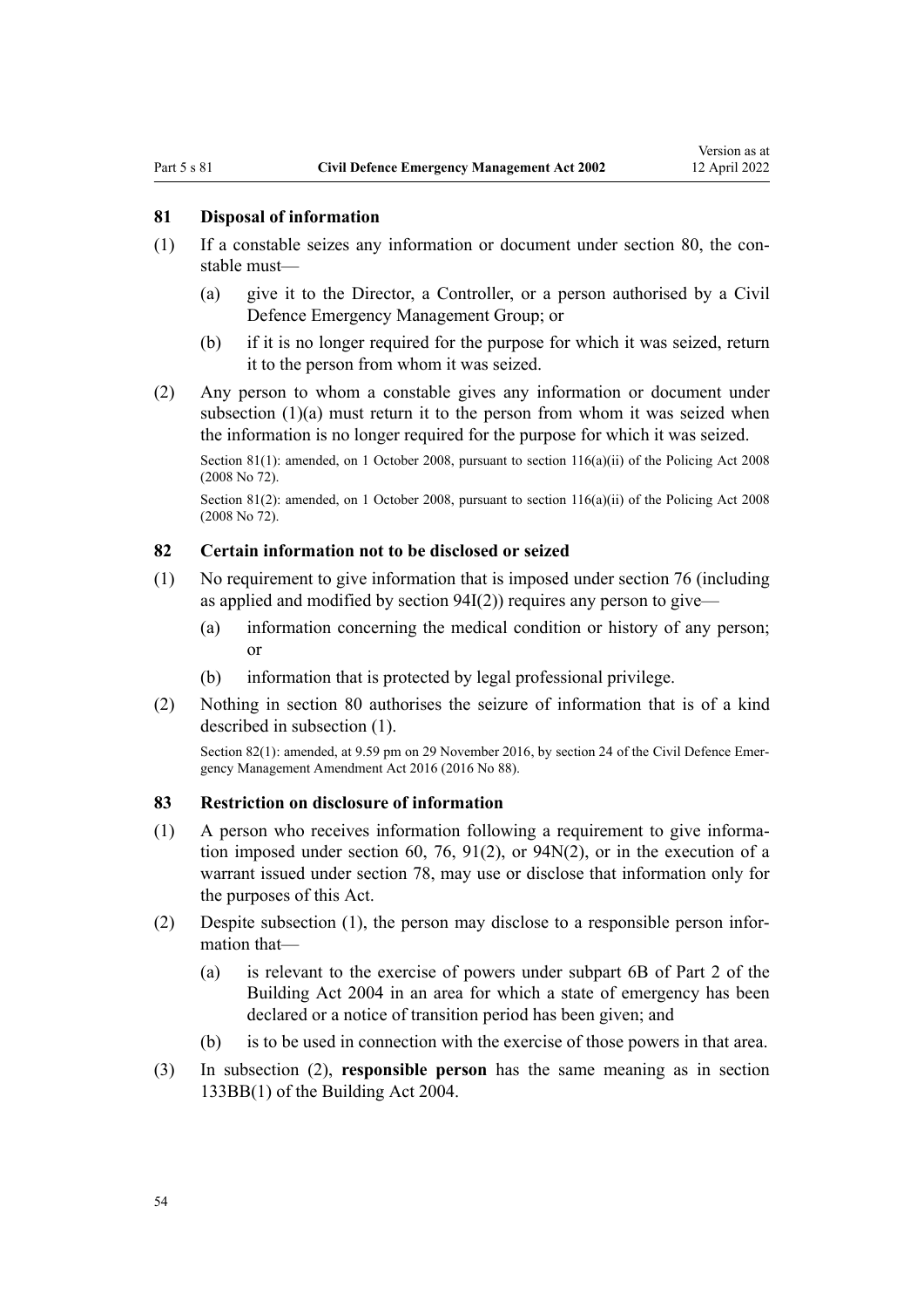### 81 Disposal of information

(1) If a constable seizes any information or document under section 80, the constable must—

  (a) give it to the Director, a Controller, or a person authorised by a Civil Defence Emergency Management Group; or

  (b) if it is no longer required for the purpose for which it was seized, return it to the person from whom it was seized.

(2) Any person to whom a constable gives any information or document under subsection (1)(a) must return it to the person from whom it was seized when the information is no longer required for the purpose for which it was seized.

Section 81(1): amended, on 1 October 2008, pursuant to section 116(a)(ii) of the Policing Act 2008 (2008 No 72).

Section 81(2): amended, on 1 October 2008, pursuant to section 116(a)(ii) of the Policing Act 2008 (2008 No 72).

### 82 Certain information not to be disclosed or seized

(1) No requirement to give information that is imposed under section 76 (including as applied and modified by section 94I(2)) requires any person to give—

  (a) information concerning the medical condition or history of any person; or

  (b) information that is protected by legal professional privilege.

(2) Nothing in section 80 authorises the seizure of information that is of a kind described in subsection (1).

Section 82(1): amended, at 9.59 pm on 29 November 2016, by section 24 of the Civil Defence Emergency Management Amendment Act 2016 (2016 No 88).

### 83 Restriction on disclosure of information

(1) A person who receives information following a requirement to give information imposed under section 60, 76, 91(2), or 94N(2), or in the execution of a warrant issued under section 78, may use or disclose that information only for the purposes of this Act.

(2) Despite subsection (1), the person may disclose to a responsible person information that—

  (a) is relevant to the exercise of powers under subpart 6B of Part 2 of the Building Act 2004 in an area for which a state of emergency has been declared or a notice of transition period has been given; and

  (b) is to be used in connection with the exercise of those powers in that area.

(3) In subsection (2), **responsible person** has the same meaning as in section 133BB(1) of the Building Act 2004.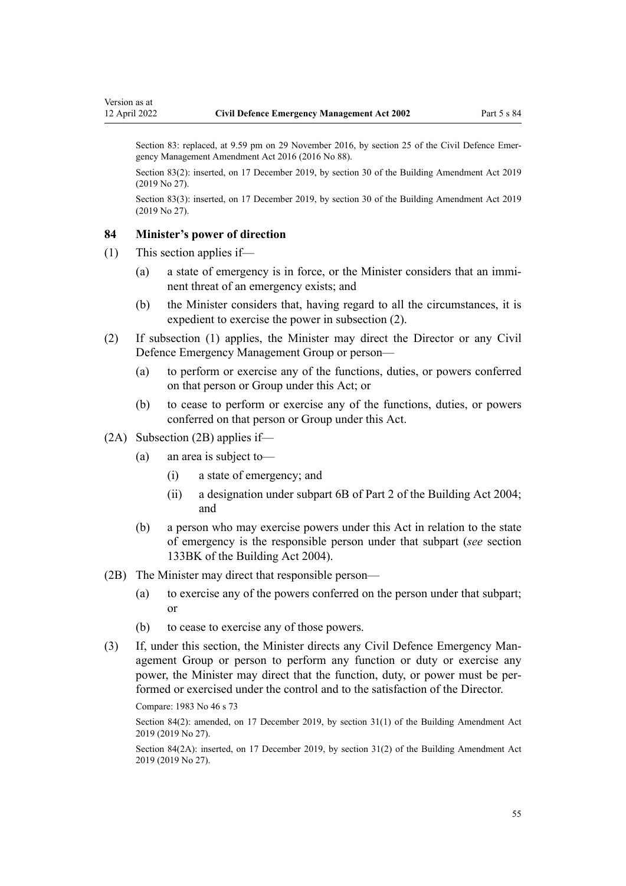Section 83: replaced, at 9.59 pm on 29 November 2016, by section 25 of the Civil Defence Emergency Management Amendment Act 2016 (2016 No 88).

Section 83(2): inserted, on 17 December 2019, by section 30 of the Building Amendment Act 2019 (2019 No 27).

Section 83(3): inserted, on 17 December 2019, by section 30 of the Building Amendment Act 2019 (2019 No 27).

### 84 Minister's power of direction

(1) This section applies if—

  (a) a state of emergency is in force, or the Minister considers that an imminent threat of an emergency exists; and

  (b) the Minister considers that, having regard to all the circumstances, it is expedient to exercise the power in subsection (2).

(2) If subsection (1) applies, the Minister may direct the Director or any Civil Defence Emergency Management Group or person—

  (a) to perform or exercise any of the functions, duties, or powers conferred on that person or Group under this Act; or

  (b) to cease to perform or exercise any of the functions, duties, or powers conferred on that person or Group under this Act.

(2A) Subsection (2B) applies if—

  (a) an area is subject to—

    (i) a state of emergency; and

    (ii) a designation under subpart 6B of Part 2 of the Building Act 2004; and

  (b) a person who may exercise powers under this Act in relation to the state of emergency is the responsible person under that subpart (*see* section 133BK of the Building Act 2004).

(2B) The Minister may direct that responsible person—

  (a) to exercise any of the powers conferred on the person under that subpart; or

  (b) to cease to exercise any of those powers.

(3) If, under this section, the Minister directs any Civil Defence Emergency Management Group or person to perform any function or duty or exercise any power, the Minister may direct that the function, duty, or power must be performed or exercised under the control and to the satisfaction of the Director.

Compare: 1983 No 46 s 73

Section 84(2): amended, on 17 December 2019, by section 31(1) of the Building Amendment Act 2019 (2019 No 27).

Section 84(2A): inserted, on 17 December 2019, by section 31(2) of the Building Amendment Act 2019 (2019 No 27).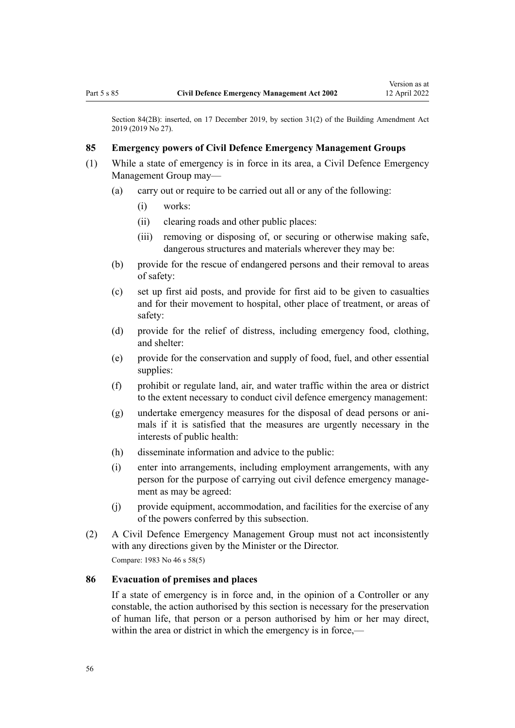Section 84(2B): inserted, on 17 December 2019, by section 31(2) of the Building Amendment Act 2019 (2019 No 27).

### 85 Emergency powers of Civil Defence Emergency Management Groups

(1) While a state of emergency is in force in its area, a Civil Defence Emergency Management Group may—

(a) carry out or require to be carried out all or any of the following:

(i) works:

(ii) clearing roads and other public places:

(iii) removing or disposing of, or securing or otherwise making safe, dangerous structures and materials wherever they may be:

(b) provide for the rescue of endangered persons and their removal to areas of safety:

(c) set up first aid posts, and provide for first aid to be given to casualties and for their movement to hospital, other place of treatment, or areas of safety:

(d) provide for the relief of distress, including emergency food, clothing, and shelter:

(e) provide for the conservation and supply of food, fuel, and other essential supplies:

(f) prohibit or regulate land, air, and water traffic within the area or district to the extent necessary to conduct civil defence emergency management:

(g) undertake emergency measures for the disposal of dead persons or animals if it is satisfied that the measures are urgently necessary in the interests of public health:

(h) disseminate information and advice to the public:

(i) enter into arrangements, including employment arrangements, with any person for the purpose of carrying out civil defence emergency management as may be agreed:

(j) provide equipment, accommodation, and facilities for the exercise of any of the powers conferred by this subsection.

(2) A Civil Defence Emergency Management Group must not act inconsistently with any directions given by the Minister or the Director.

Compare: 1983 No 46 s 58(5)

### 86 Evacuation of premises and places

If a state of emergency is in force and, in the opinion of a Controller or any constable, the action authorised by this section is necessary for the preservation of human life, that person or a person authorised by him or her may direct, within the area or district in which the emergency is in force,—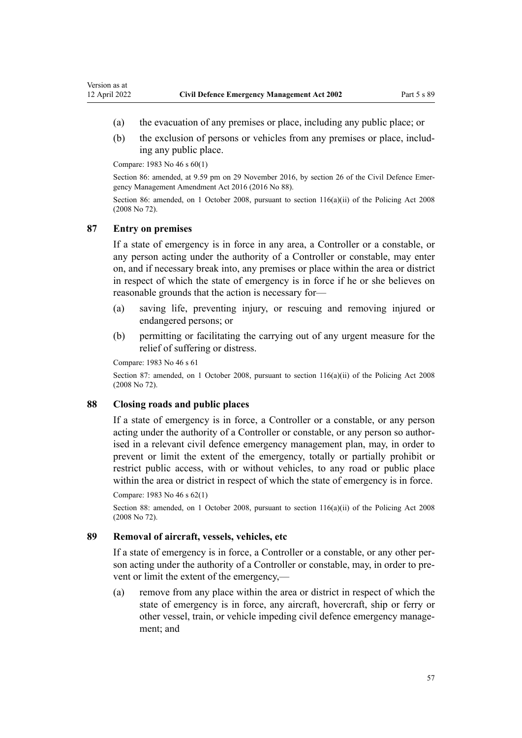(a) the evacuation of any premises or place, including any public place; or

(b) the exclusion of persons or vehicles from any premises or place, including any public place.

Compare: 1983 No 46 s 60(1)

Section 86: amended, at 9.59 pm on 29 November 2016, by section 26 of the Civil Defence Emergency Management Amendment Act 2016 (2016 No 88).

Section 86: amended, on 1 October 2008, pursuant to section 116(a)(ii) of the Policing Act 2008 (2008 No 72).

### 87 Entry on premises

If a state of emergency is in force in any area, a Controller or a constable, or any person acting under the authority of a Controller or constable, may enter on, and if necessary break into, any premises or place within the area or district in respect of which the state of emergency is in force if he or she believes on reasonable grounds that the action is necessary for—

(a) saving life, preventing injury, or rescuing and removing injured or endangered persons; or

(b) permitting or facilitating the carrying out of any urgent measure for the relief of suffering or distress.

Compare: 1983 No 46 s 61

Section 87: amended, on 1 October 2008, pursuant to section 116(a)(ii) of the Policing Act 2008 (2008 No 72).

### 88 Closing roads and public places

If a state of emergency is in force, a Controller or a constable, or any person acting under the authority of a Controller or constable, or any person so authorised in a relevant civil defence emergency management plan, may, in order to prevent or limit the extent of the emergency, totally or partially prohibit or restrict public access, with or without vehicles, to any road or public place within the area or district in respect of which the state of emergency is in force.

Compare: 1983 No 46 s 62(1)

Section 88: amended, on 1 October 2008, pursuant to section 116(a)(ii) of the Policing Act 2008 (2008 No 72).

### 89 Removal of aircraft, vessels, vehicles, etc

If a state of emergency is in force, a Controller or a constable, or any other person acting under the authority of a Controller or constable, may, in order to prevent or limit the extent of the emergency,—

(a) remove from any place within the area or district in respect of which the state of emergency is in force, any aircraft, hovercraft, ship or ferry or other vessel, train, or vehicle impeding civil defence emergency management; and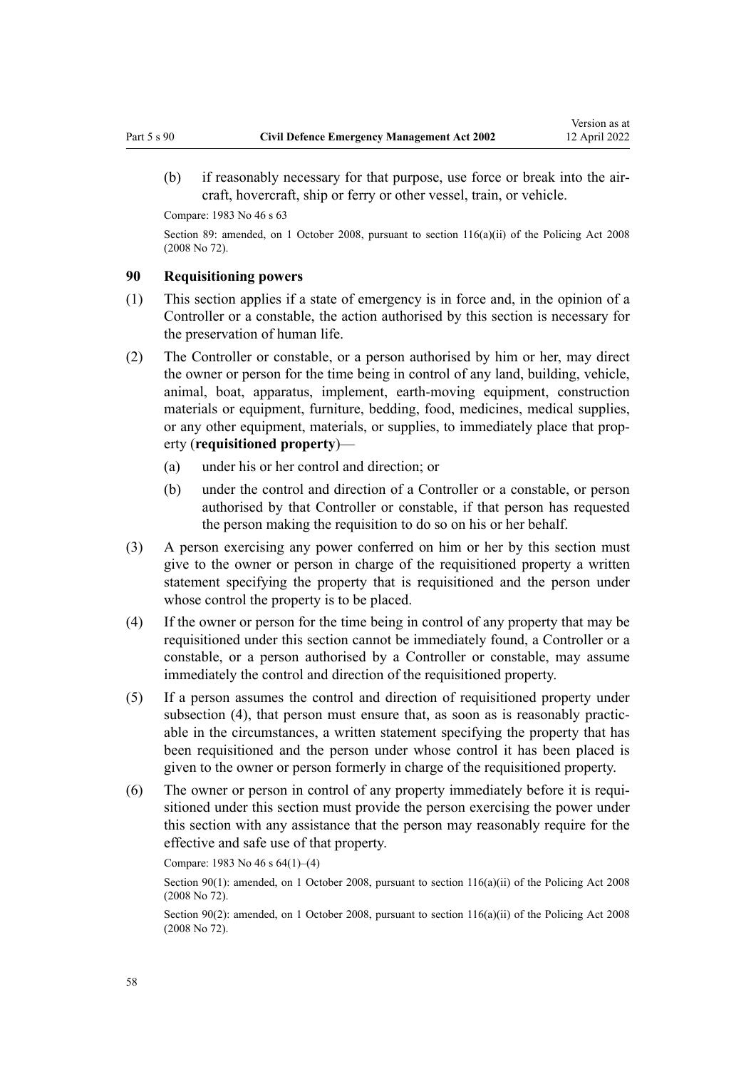(b) if reasonably necessary for that purpose, use force or break into the aircraft, hovercraft, ship or ferry or other vessel, train, or vehicle.

Compare: 1983 No 46 s 63

Section 89: amended, on 1 October 2008, pursuant to section 116(a)(ii) of the Policing Act 2008 (2008 No 72).

### 90 Requisitioning powers

(1) This section applies if a state of emergency is in force and, in the opinion of a Controller or a constable, the action authorised by this section is necessary for the preservation of human life.

(2) The Controller or constable, or a person authorised by him or her, may direct the owner or person for the time being in control of any land, building, vehicle, animal, boat, apparatus, implement, earth-moving equipment, construction materials or equipment, furniture, bedding, food, medicines, medical supplies, or any other equipment, materials, or supplies, to immediately place that property (**requisitioned property**)—

   (a) under his or her control and direction; or

   (b) under the control and direction of a Controller or a constable, or person authorised by that Controller or constable, if that person has requested the person making the requisition to do so on his or her behalf.

(3) A person exercising any power conferred on him or her by this section must give to the owner or person in charge of the requisitioned property a written statement specifying the property that is requisitioned and the person under whose control the property is to be placed.

(4) If the owner or person for the time being in control of any property that may be requisitioned under this section cannot be immediately found, a Controller or a constable, or a person authorised by a Controller or constable, may assume immediately the control and direction of the requisitioned property.

(5) If a person assumes the control and direction of requisitioned property under subsection (4), that person must ensure that, as soon as is reasonably practicable in the circumstances, a written statement specifying the property that has been requisitioned and the person under whose control it has been placed is given to the owner or person formerly in charge of the requisitioned property.

(6) The owner or person in control of any property immediately before it is requisitioned under this section must provide the person exercising the power under this section with any assistance that the person may reasonably require for the effective and safe use of that property.

Compare: 1983 No 46 s 64(1)–(4)

Section 90(1): amended, on 1 October 2008, pursuant to section 116(a)(ii) of the Policing Act 2008 (2008 No 72).

Section 90(2): amended, on 1 October 2008, pursuant to section 116(a)(ii) of the Policing Act 2008 (2008 No 72).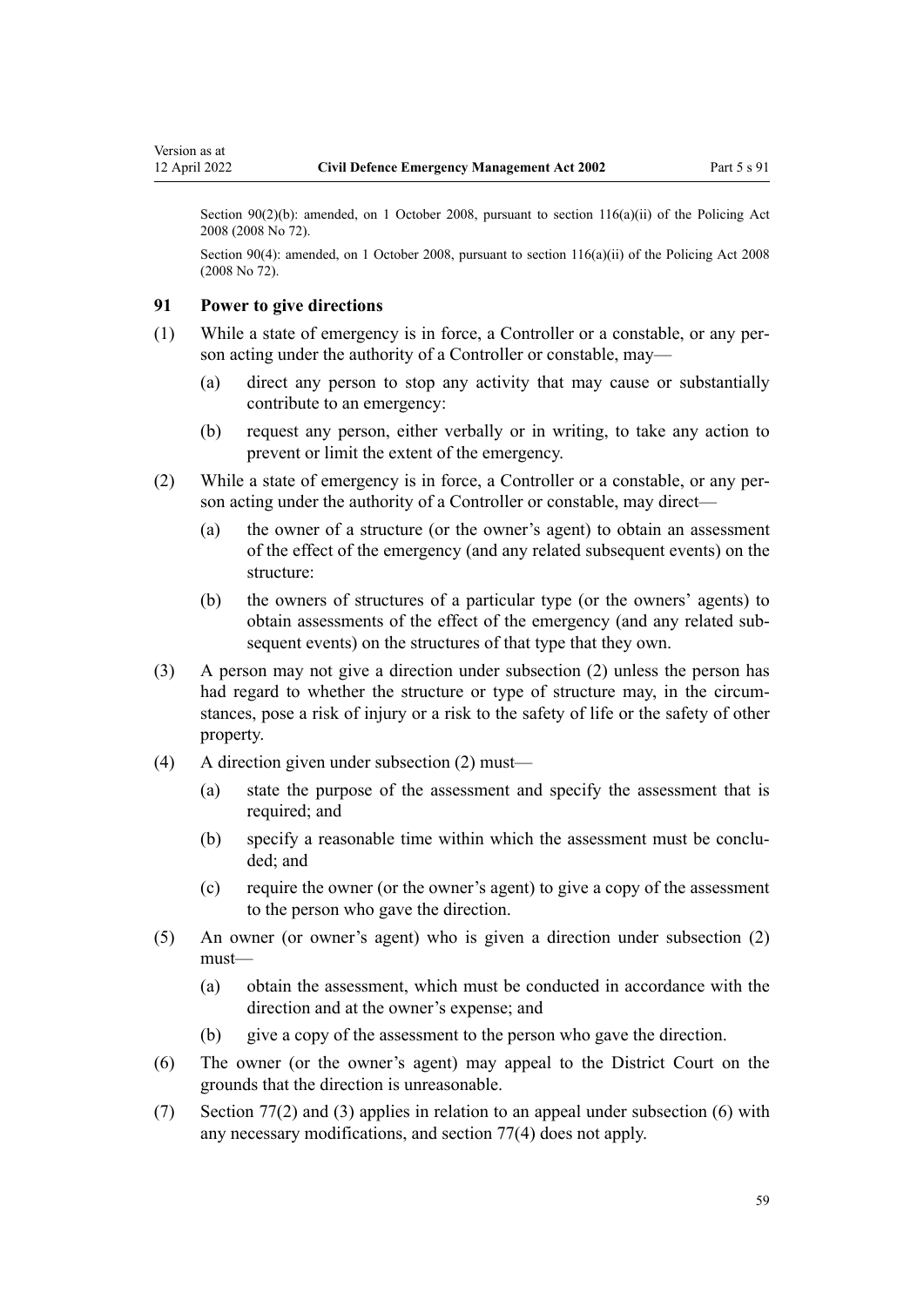Section 90(2)(b): amended, on 1 October 2008, pursuant to section 116(a)(ii) of the Policing Act 2008 (2008 No 72).

Section 90(4): amended, on 1 October 2008, pursuant to section 116(a)(ii) of the Policing Act 2008 (2008 No 72).

### 91 Power to give directions

(1) While a state of emergency is in force, a Controller or a constable, or any person acting under the authority of a Controller or constable, may—

- (a) direct any person to stop any activity that may cause or substantially contribute to an emergency:
- (b) request any person, either verbally or in writing, to take any action to prevent or limit the extent of the emergency.

(2) While a state of emergency is in force, a Controller or a constable, or any person acting under the authority of a Controller or constable, may direct—

- (a) the owner of a structure (or the owner's agent) to obtain an assessment of the effect of the emergency (and any related subsequent events) on the structure:
- (b) the owners of structures of a particular type (or the owners' agents) to obtain assessments of the effect of the emergency (and any related subsequent events) on the structures of that type that they own.

(3) A person may not give a direction under subsection (2) unless the person has had regard to whether the structure or type of structure may, in the circumstances, pose a risk of injury or a risk to the safety of life or the safety of other property.

(4) A direction given under subsection (2) must—

- (a) state the purpose of the assessment and specify the assessment that is required; and
- (b) specify a reasonable time within which the assessment must be concluded; and
- (c) require the owner (or the owner's agent) to give a copy of the assessment to the person who gave the direction.

(5) An owner (or owner's agent) who is given a direction under subsection (2) must—

- (a) obtain the assessment, which must be conducted in accordance with the direction and at the owner's expense; and
- (b) give a copy of the assessment to the person who gave the direction.

(6) The owner (or the owner's agent) may appeal to the District Court on the grounds that the direction is unreasonable.

(7) Section 77(2) and (3) applies in relation to an appeal under subsection (6) with any necessary modifications, and section 77(4) does not apply.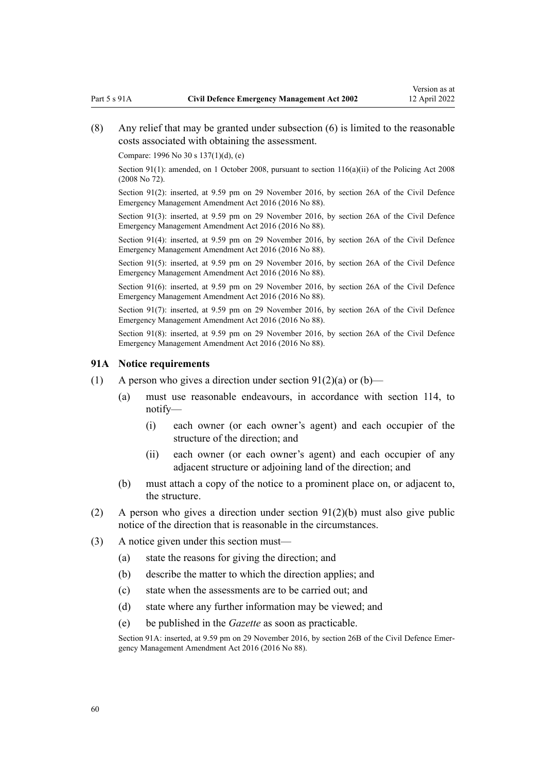(8) Any relief that may be granted under subsection (6) is limited to the reasonable costs associated with obtaining the assessment.

Compare: 1996 No 30 s 137(1)(d), (e)

Section 91(1): amended, on 1 October 2008, pursuant to section 116(a)(ii) of the Policing Act 2008 (2008 No 72).

Section 91(2): inserted, at 9.59 pm on 29 November 2016, by section 26A of the Civil Defence Emergency Management Amendment Act 2016 (2016 No 88).

Section 91(3): inserted, at 9.59 pm on 29 November 2016, by section 26A of the Civil Defence Emergency Management Amendment Act 2016 (2016 No 88).

Section 91(4): inserted, at 9.59 pm on 29 November 2016, by section 26A of the Civil Defence Emergency Management Amendment Act 2016 (2016 No 88).

Section 91(5): inserted, at 9.59 pm on 29 November 2016, by section 26A of the Civil Defence Emergency Management Amendment Act 2016 (2016 No 88).

Section 91(6): inserted, at 9.59 pm on 29 November 2016, by section 26A of the Civil Defence Emergency Management Amendment Act 2016 (2016 No 88).

Section 91(7): inserted, at 9.59 pm on 29 November 2016, by section 26A of the Civil Defence Emergency Management Amendment Act 2016 (2016 No 88).

Section 91(8): inserted, at 9.59 pm on 29 November 2016, by section 26A of the Civil Defence Emergency Management Amendment Act 2016 (2016 No 88).

### 91A Notice requirements

(1) A person who gives a direction under section 91(2)(a) or (b)—

- (a) must use reasonable endeavours, in accordance with section 114, to notify—
  - (i) each owner (or each owner's agent) and each occupier of the structure of the direction; and
  - (ii) each owner (or each owner's agent) and each occupier of any adjacent structure or adjoining land of the direction; and
- (b) must attach a copy of the notice to a prominent place on, or adjacent to, the structure.

(2) A person who gives a direction under section 91(2)(b) must also give public notice of the direction that is reasonable in the circumstances.

(3) A notice given under this section must—

- (a) state the reasons for giving the direction; and
- (b) describe the matter to which the direction applies; and
- (c) state when the assessments are to be carried out; and
- (d) state where any further information may be viewed; and
- (e) be published in the *Gazette* as soon as practicable.

Section 91A: inserted, at 9.59 pm on 29 November 2016, by section 26B of the Civil Defence Emergency Management Amendment Act 2016 (2016 No 88).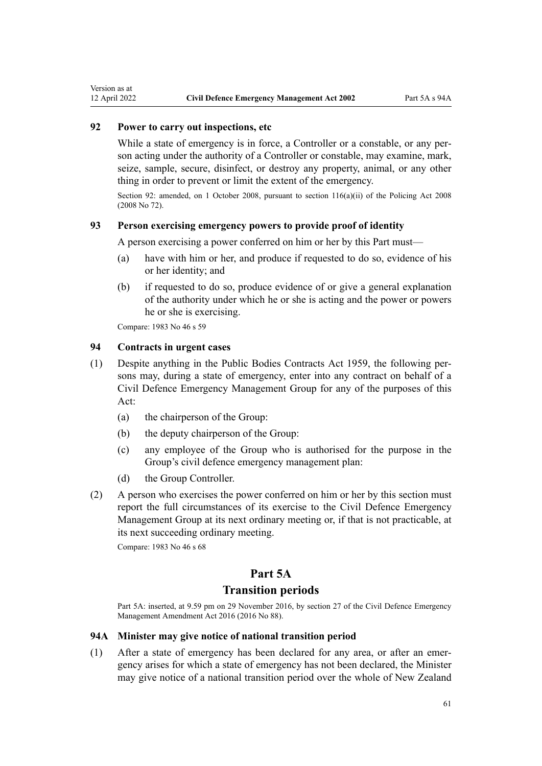### 92 Power to carry out inspections, etc

While a state of emergency is in force, a Controller or a constable, or any person acting under the authority of a Controller or constable, may examine, mark, seize, sample, secure, disinfect, or destroy any property, animal, or any other thing in order to prevent or limit the extent of the emergency.

Section 92: amended, on 1 October 2008, pursuant to section 116(a)(ii) of the Policing Act 2008 (2008 No 72).

### 93 Person exercising emergency powers to provide proof of identity

A person exercising a power conferred on him or her by this Part must—

- (a) have with him or her, and produce if requested to do so, evidence of his or her identity; and
- (b) if requested to do so, produce evidence of or give a general explanation of the authority under which he or she is acting and the power or powers he or she is exercising.

Compare: 1983 No 46 s 59

### 94 Contracts in urgent cases

(1) Despite anything in the Public Bodies Contracts Act 1959, the following persons may, during a state of emergency, enter into any contract on behalf of a Civil Defence Emergency Management Group for any of the purposes of this Act:

- (a) the chairperson of the Group:
- (b) the deputy chairperson of the Group:
- (c) any employee of the Group who is authorised for the purpose in the Group's civil defence emergency management plan:
- (d) the Group Controller.

(2) A person who exercises the power conferred on him or her by this section must report the full circumstances of its exercise to the Civil Defence Emergency Management Group at its next ordinary meeting or, if that is not practicable, at its next succeeding ordinary meeting.

Compare: 1983 No 46 s 68

## Part 5A
## Transition periods

Part 5A: inserted, at 9.59 pm on 29 November 2016, by section 27 of the Civil Defence Emergency Management Amendment Act 2016 (2016 No 88).

### 94A Minister may give notice of national transition period

(1) After a state of emergency has been declared for any area, or after an emergency arises for which a state of emergency has not been declared, the Minister may give notice of a national transition period over the whole of New Zealand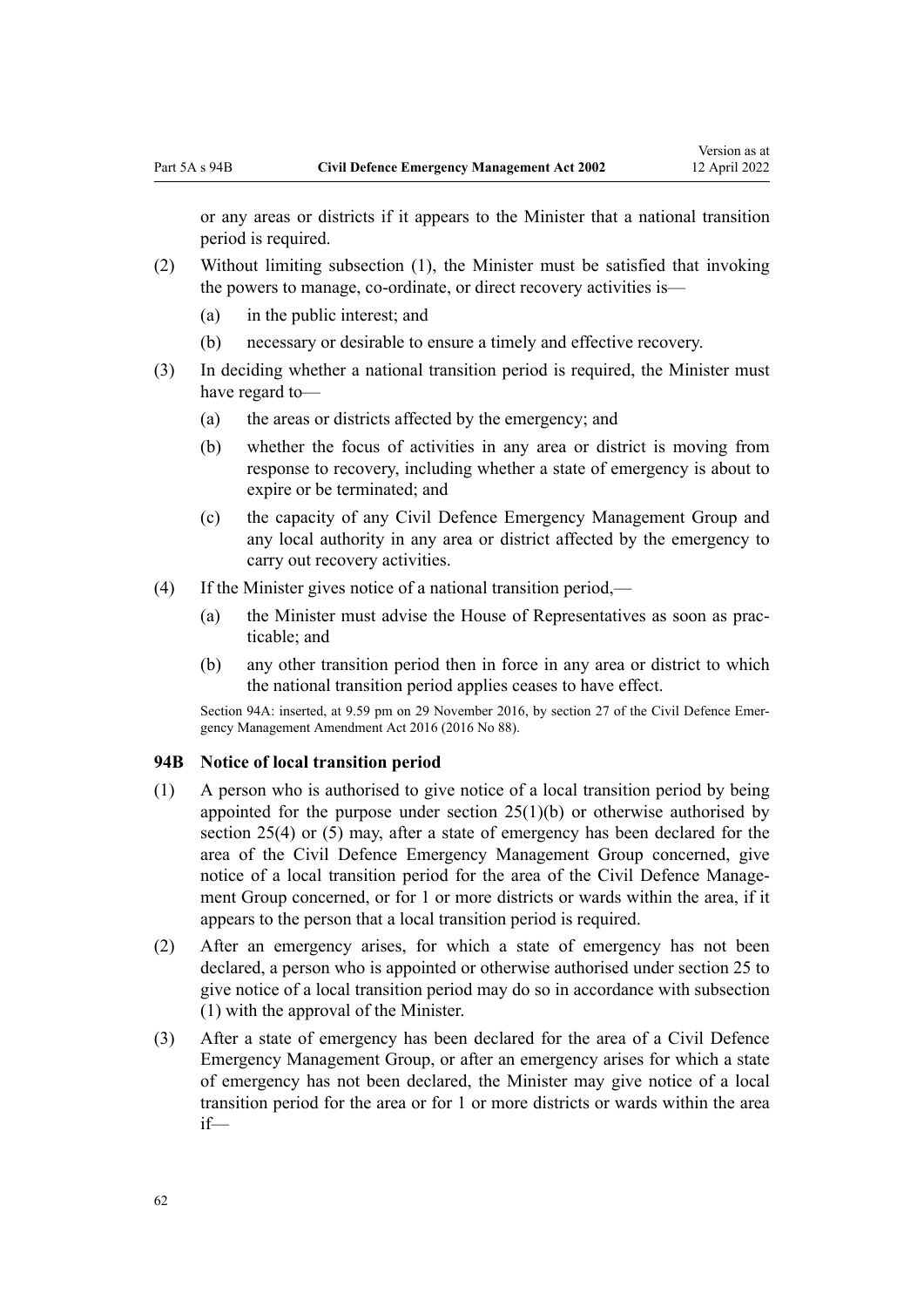or any areas or districts if it appears to the Minister that a national transition period is required.

(2) Without limiting subsection (1), the Minister must be satisfied that invoking the powers to manage, co-ordinate, or direct recovery activities is—

(a) in the public interest; and

(b) necessary or desirable to ensure a timely and effective recovery.

(3) In deciding whether a national transition period is required, the Minister must have regard to—

(a) the areas or districts affected by the emergency; and

(b) whether the focus of activities in any area or district is moving from response to recovery, including whether a state of emergency is about to expire or be terminated; and

(c) the capacity of any Civil Defence Emergency Management Group and any local authority in any area or district affected by the emergency to carry out recovery activities.

(4) If the Minister gives notice of a national transition period,—

(a) the Minister must advise the House of Representatives as soon as practicable; and

(b) any other transition period then in force in any area or district to which the national transition period applies ceases to have effect.

Section 94A: inserted, at 9.59 pm on 29 November 2016, by section 27 of the Civil Defence Emergency Management Amendment Act 2016 (2016 No 88).

### 94B Notice of local transition period

(1) A person who is authorised to give notice of a local transition period by being appointed for the purpose under section 25(1)(b) or otherwise authorised by section 25(4) or (5) may, after a state of emergency has been declared for the area of the Civil Defence Emergency Management Group concerned, give notice of a local transition period for the area of the Civil Defence Management Group concerned, or for 1 or more districts or wards within the area, if it appears to the person that a local transition period is required.

(2) After an emergency arises, for which a state of emergency has not been declared, a person who is appointed or otherwise authorised under section 25 to give notice of a local transition period may do so in accordance with subsection (1) with the approval of the Minister.

(3) After a state of emergency has been declared for the area of a Civil Defence Emergency Management Group, or after an emergency arises for which a state of emergency has not been declared, the Minister may give notice of a local transition period for the area or for 1 or more districts or wards within the area if—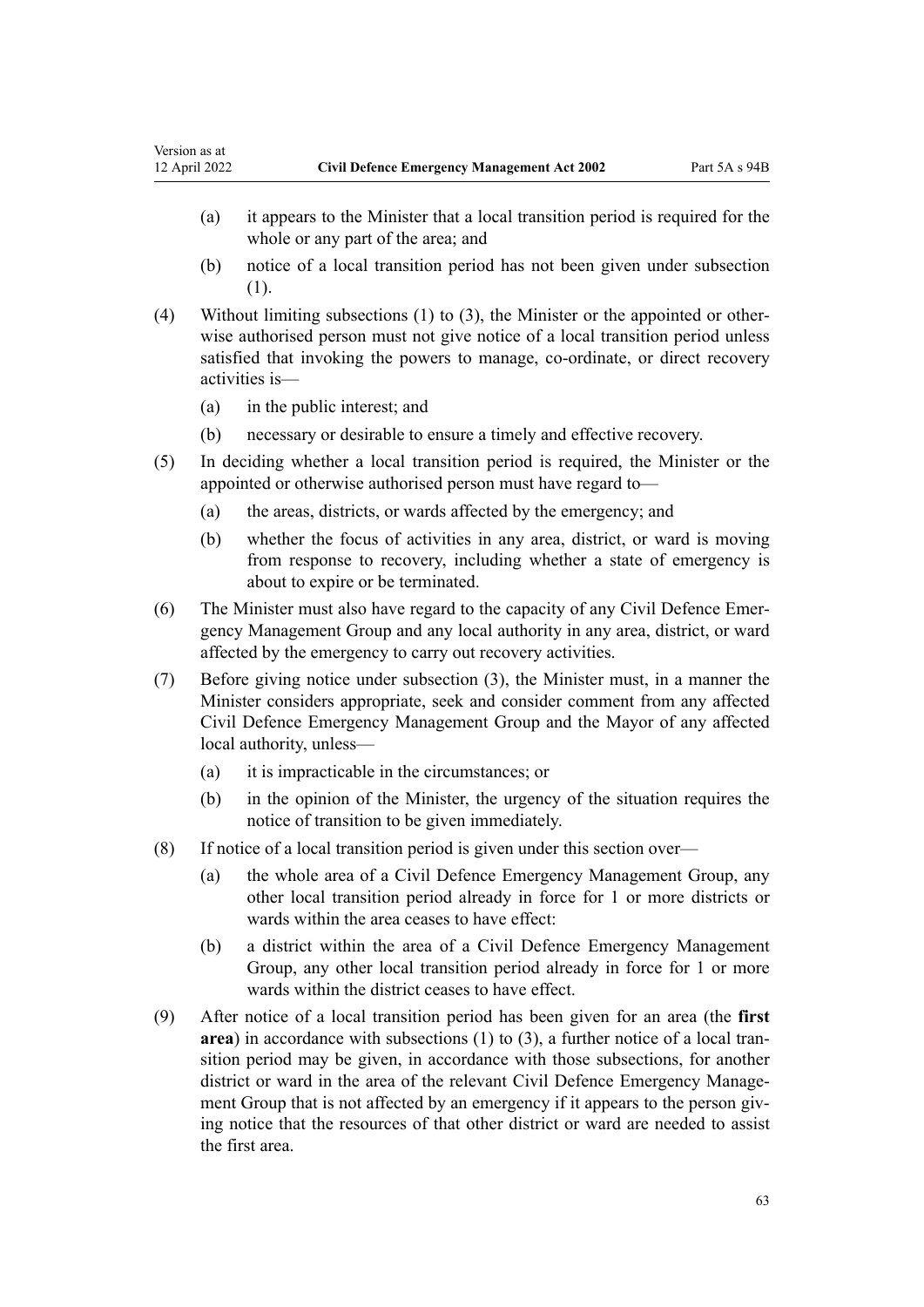(a) it appears to the Minister that a local transition period is required for the whole or any part of the area; and

(b) notice of a local transition period has not been given under subsection (1).

(4) Without limiting subsections (1) to (3), the Minister or the appointed or otherwise authorised person must not give notice of a local transition period unless satisfied that invoking the powers to manage, co-ordinate, or direct recovery activities is—

(a) in the public interest; and

(b) necessary or desirable to ensure a timely and effective recovery.

(5) In deciding whether a local transition period is required, the Minister or the appointed or otherwise authorised person must have regard to—

(a) the areas, districts, or wards affected by the emergency; and

(b) whether the focus of activities in any area, district, or ward is moving from response to recovery, including whether a state of emergency is about to expire or be terminated.

(6) The Minister must also have regard to the capacity of any Civil Defence Emergency Management Group and any local authority in any area, district, or ward affected by the emergency to carry out recovery activities.

(7) Before giving notice under subsection (3), the Minister must, in a manner the Minister considers appropriate, seek and consider comment from any affected Civil Defence Emergency Management Group and the Mayor of any affected local authority, unless—

(a) it is impracticable in the circumstances; or

(b) in the opinion of the Minister, the urgency of the situation requires the notice of transition to be given immediately.

(8) If notice of a local transition period is given under this section over—

(a) the whole area of a Civil Defence Emergency Management Group, any other local transition period already in force for 1 or more districts or wards within the area ceases to have effect:

(b) a district within the area of a Civil Defence Emergency Management Group, any other local transition period already in force for 1 or more wards within the district ceases to have effect.

(9) After notice of a local transition period has been given for an area (the **first area**) in accordance with subsections (1) to (3), a further notice of a local transition period may be given, in accordance with those subsections, for another district or ward in the area of the relevant Civil Defence Emergency Management Group that is not affected by an emergency if it appears to the person giving notice that the resources of that other district or ward are needed to assist the first area.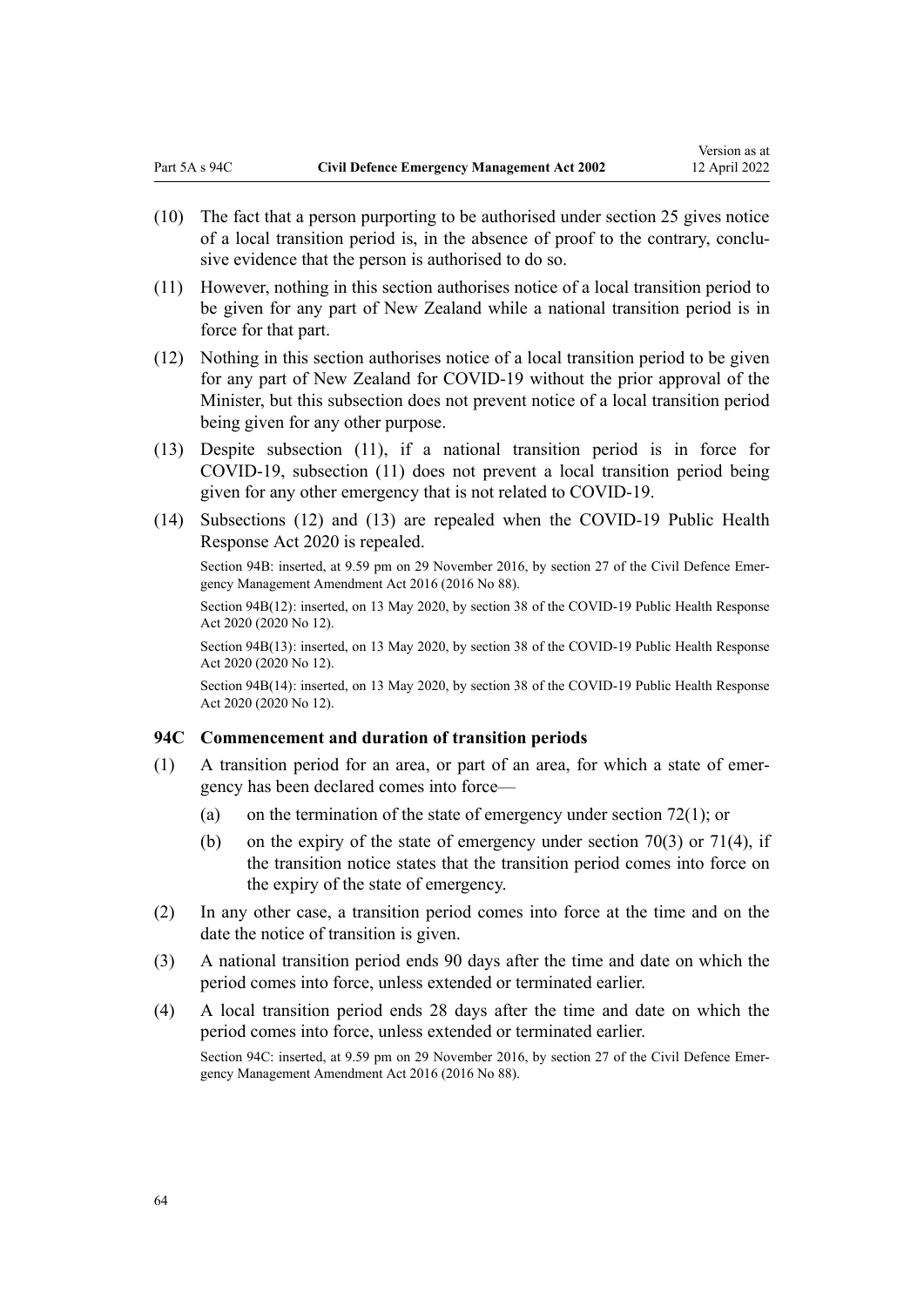(10) The fact that a person purporting to be authorised under section 25 gives notice of a local transition period is, in the absence of proof to the contrary, conclusive evidence that the person is authorised to do so.

(11) However, nothing in this section authorises notice of a local transition period to be given for any part of New Zealand while a national transition period is in force for that part.

(12) Nothing in this section authorises notice of a local transition period to be given for any part of New Zealand for COVID-19 without the prior approval of the Minister, but this subsection does not prevent notice of a local transition period being given for any other purpose.

(13) Despite subsection (11), if a national transition period is in force for COVID-19, subsection (11) does not prevent a local transition period being given for any other emergency that is not related to COVID-19.

(14) Subsections (12) and (13) are repealed when the COVID-19 Public Health Response Act 2020 is repealed.

Section 94B: inserted, at 9.59 pm on 29 November 2016, by section 27 of the Civil Defence Emergency Management Amendment Act 2016 (2016 No 88).

Section 94B(12): inserted, on 13 May 2020, by section 38 of the COVID-19 Public Health Response Act 2020 (2020 No 12).

Section 94B(13): inserted, on 13 May 2020, by section 38 of the COVID-19 Public Health Response Act 2020 (2020 No 12).

Section 94B(14): inserted, on 13 May 2020, by section 38 of the COVID-19 Public Health Response Act 2020 (2020 No 12).

### 94C Commencement and duration of transition periods

(1) A transition period for an area, or part of an area, for which a state of emergency has been declared comes into force—

   (a) on the termination of the state of emergency under section 72(1); or

   (b) on the expiry of the state of emergency under section 70(3) or 71(4), if the transition notice states that the transition period comes into force on the expiry of the state of emergency.

(2) In any other case, a transition period comes into force at the time and on the date the notice of transition is given.

(3) A national transition period ends 90 days after the time and date on which the period comes into force, unless extended or terminated earlier.

(4) A local transition period ends 28 days after the time and date on which the period comes into force, unless extended or terminated earlier.

Section 94C: inserted, at 9.59 pm on 29 November 2016, by section 27 of the Civil Defence Emergency Management Amendment Act 2016 (2016 No 88).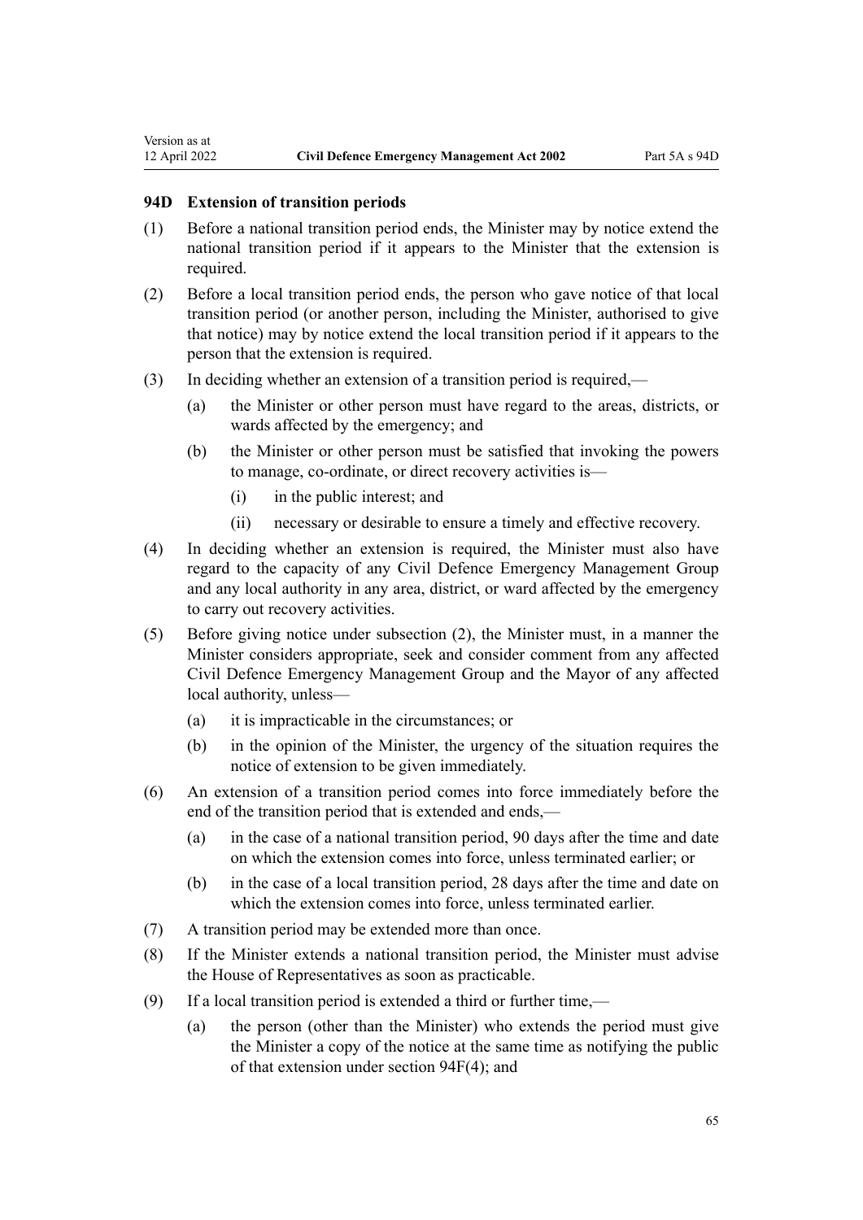### 94D Extension of transition periods

(1) Before a national transition period ends, the Minister may by notice extend the national transition period if it appears to the Minister that the extension is required.

(2) Before a local transition period ends, the person who gave notice of that local transition period (or another person, including the Minister, authorised to give that notice) may by notice extend the local transition period if it appears to the person that the extension is required.

(3) In deciding whether an extension of a transition period is required,—

   (a) the Minister or other person must have regard to the areas, districts, or wards affected by the emergency; and

   (b) the Minister or other person must be satisfied that invoking the powers to manage, co-ordinate, or direct recovery activities is—

      (i) in the public interest; and

      (ii) necessary or desirable to ensure a timely and effective recovery.

(4) In deciding whether an extension is required, the Minister must also have regard to the capacity of any Civil Defence Emergency Management Group and any local authority in any area, district, or ward affected by the emergency to carry out recovery activities.

(5) Before giving notice under subsection (2), the Minister must, in a manner the Minister considers appropriate, seek and consider comment from any affected Civil Defence Emergency Management Group and the Mayor of any affected local authority, unless—

   (a) it is impracticable in the circumstances; or

   (b) in the opinion of the Minister, the urgency of the situation requires the notice of extension to be given immediately.

(6) An extension of a transition period comes into force immediately before the end of the transition period that is extended and ends,—

   (a) in the case of a national transition period, 90 days after the time and date on which the extension comes into force, unless terminated earlier; or

   (b) in the case of a local transition period, 28 days after the time and date on which the extension comes into force, unless terminated earlier.

(7) A transition period may be extended more than once.

(8) If the Minister extends a national transition period, the Minister must advise the House of Representatives as soon as practicable.

(9) If a local transition period is extended a third or further time,—

   (a) the person (other than the Minister) who extends the period must give the Minister a copy of the notice at the same time as notifying the public of that extension under section 94F(4); and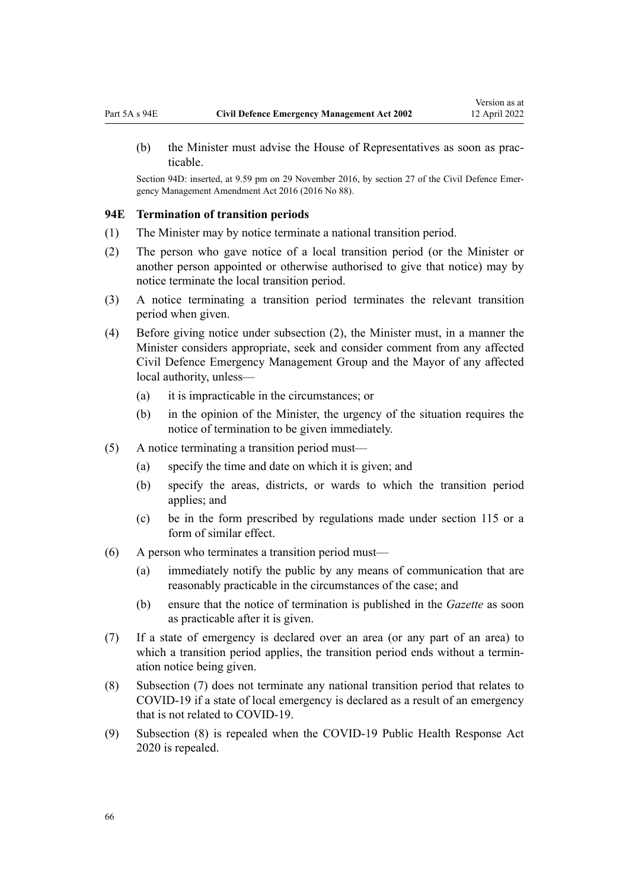(b) the Minister must advise the House of Representatives as soon as practicable.

Section 94D: inserted, at 9.59 pm on 29 November 2016, by section 27 of the Civil Defence Emergency Management Amendment Act 2016 (2016 No 88).

### 94E Termination of transition periods

(1) The Minister may by notice terminate a national transition period.

(2) The person who gave notice of a local transition period (or the Minister or another person appointed or otherwise authorised to give that notice) may by notice terminate the local transition period.

(3) A notice terminating a transition period terminates the relevant transition period when given.

(4) Before giving notice under subsection (2), the Minister must, in a manner the Minister considers appropriate, seek and consider comment from any affected Civil Defence Emergency Management Group and the Mayor of any affected local authority, unless—

  (a) it is impracticable in the circumstances; or

  (b) in the opinion of the Minister, the urgency of the situation requires the notice of termination to be given immediately.

(5) A notice terminating a transition period must—

  (a) specify the time and date on which it is given; and

  (b) specify the areas, districts, or wards to which the transition period applies; and

  (c) be in the form prescribed by regulations made under section 115 or a form of similar effect.

(6) A person who terminates a transition period must—

  (a) immediately notify the public by any means of communication that are reasonably practicable in the circumstances of the case; and

  (b) ensure that the notice of termination is published in the *Gazette* as soon as practicable after it is given.

(7) If a state of emergency is declared over an area (or any part of an area) to which a transition period applies, the transition period ends without a termination notice being given.

(8) Subsection (7) does not terminate any national transition period that relates to COVID-19 if a state of local emergency is declared as a result of an emergency that is not related to COVID-19.

(9) Subsection (8) is repealed when the COVID-19 Public Health Response Act 2020 is repealed.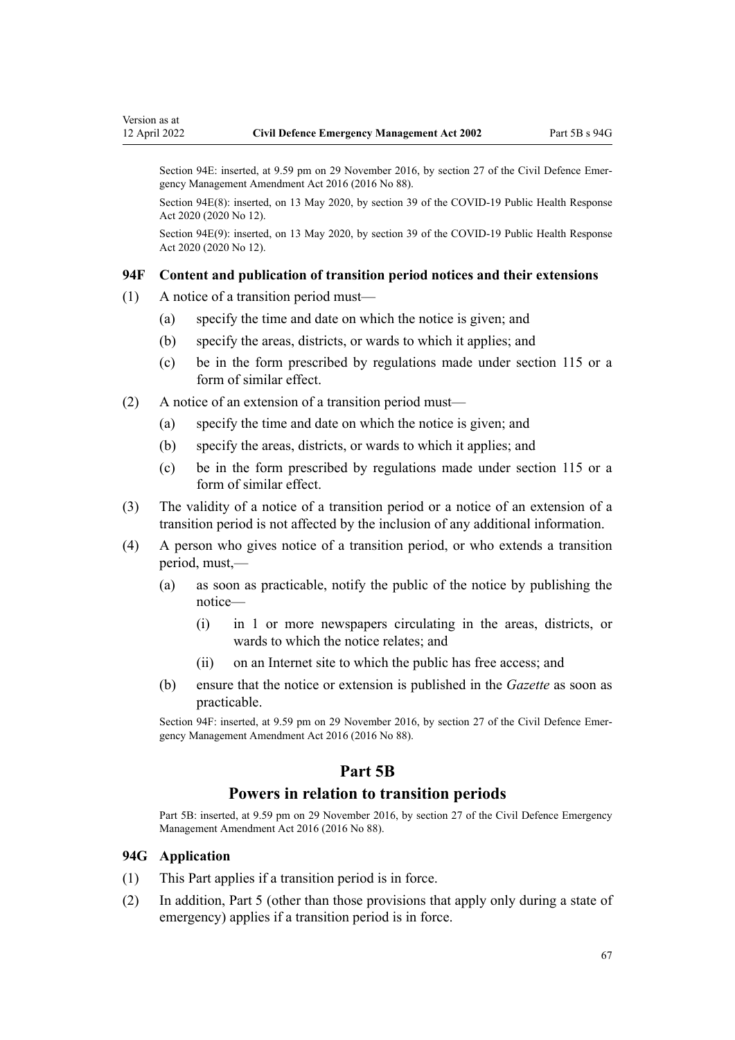Section 94E: inserted, at 9.59 pm on 29 November 2016, by section 27 of the Civil Defence Emergency Management Amendment Act 2016 (2016 No 88).

Section 94E(8): inserted, on 13 May 2020, by section 39 of the COVID-19 Public Health Response Act 2020 (2020 No 12).

Section 94E(9): inserted, on 13 May 2020, by section 39 of the COVID-19 Public Health Response Act 2020 (2020 No 12).

### 94F Content and publication of transition period notices and their extensions

(1) A notice of a transition period must—

  (a) specify the time and date on which the notice is given; and

  (b) specify the areas, districts, or wards to which it applies; and

  (c) be in the form prescribed by regulations made under section 115 or a form of similar effect.

(2) A notice of an extension of a transition period must—

  (a) specify the time and date on which the notice is given; and

  (b) specify the areas, districts, or wards to which it applies; and

  (c) be in the form prescribed by regulations made under section 115 or a form of similar effect.

(3) The validity of a notice of a transition period or a notice of an extension of a transition period is not affected by the inclusion of any additional information.

(4) A person who gives notice of a transition period, or who extends a transition period, must,—

  (a) as soon as practicable, notify the public of the notice by publishing the notice—

    (i) in 1 or more newspapers circulating in the areas, districts, or wards to which the notice relates; and

    (ii) on an Internet site to which the public has free access; and

  (b) ensure that the notice or extension is published in the *Gazette* as soon as practicable.

Section 94F: inserted, at 9.59 pm on 29 November 2016, by section 27 of the Civil Defence Emergency Management Amendment Act 2016 (2016 No 88).

## Part 5B
## Powers in relation to transition periods

Part 5B: inserted, at 9.59 pm on 29 November 2016, by section 27 of the Civil Defence Emergency Management Amendment Act 2016 (2016 No 88).

### 94G Application

(1) This Part applies if a transition period is in force.

(2) In addition, Part 5 (other than those provisions that apply only during a state of emergency) applies if a transition period is in force.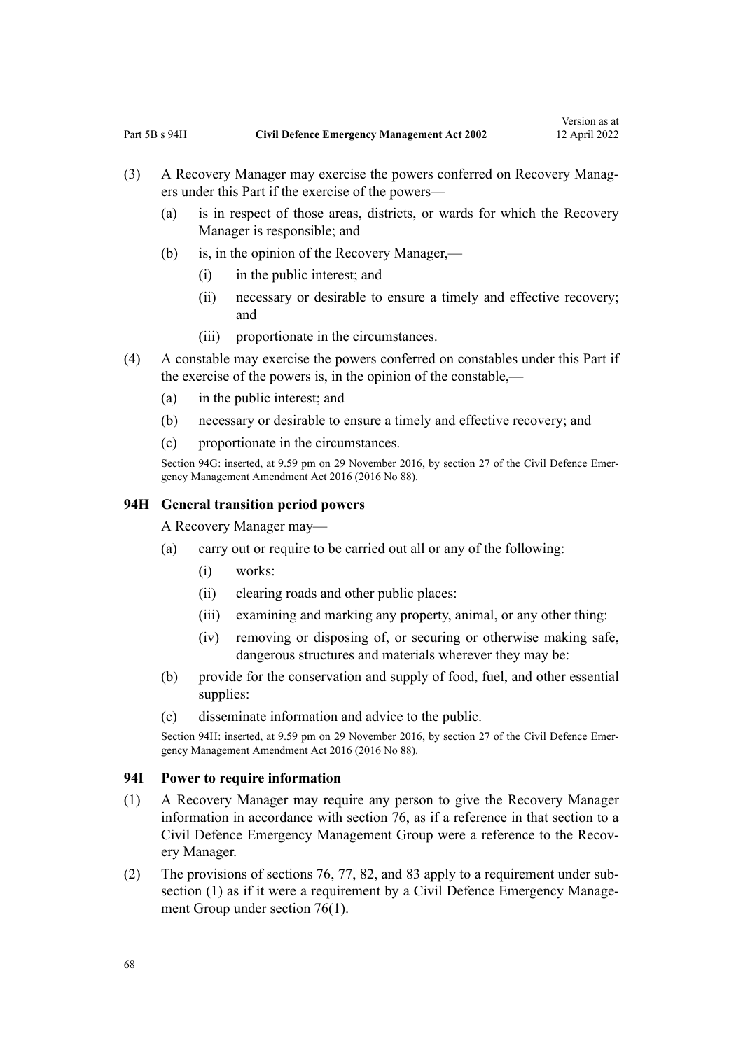(3) A Recovery Manager may exercise the powers conferred on Recovery Managers under this Part if the exercise of the powers—

(a) is in respect of those areas, districts, or wards for which the Recovery Manager is responsible; and

(b) is, in the opinion of the Recovery Manager,—

(i) in the public interest; and

(ii) necessary or desirable to ensure a timely and effective recovery; and

(iii) proportionate in the circumstances.

(4) A constable may exercise the powers conferred on constables under this Part if the exercise of the powers is, in the opinion of the constable,—

(a) in the public interest; and

(b) necessary or desirable to ensure a timely and effective recovery; and

(c) proportionate in the circumstances.

Section 94G: inserted, at 9.59 pm on 29 November 2016, by section 27 of the Civil Defence Emergency Management Amendment Act 2016 (2016 No 88).

### 94H General transition period powers

A Recovery Manager may—

(a) carry out or require to be carried out all or any of the following:

(i) works:

(ii) clearing roads and other public places:

(iii) examining and marking any property, animal, or any other thing:

(iv) removing or disposing of, or securing or otherwise making safe, dangerous structures and materials wherever they may be:

(b) provide for the conservation and supply of food, fuel, and other essential supplies:

(c) disseminate information and advice to the public.

Section 94H: inserted, at 9.59 pm on 29 November 2016, by section 27 of the Civil Defence Emergency Management Amendment Act 2016 (2016 No 88).

### 94I Power to require information

(1) A Recovery Manager may require any person to give the Recovery Manager information in accordance with section 76, as if a reference in that section to a Civil Defence Emergency Management Group were a reference to the Recovery Manager.

(2) The provisions of sections 76, 77, 82, and 83 apply to a requirement under subsection (1) as if it were a requirement by a Civil Defence Emergency Management Group under section 76(1).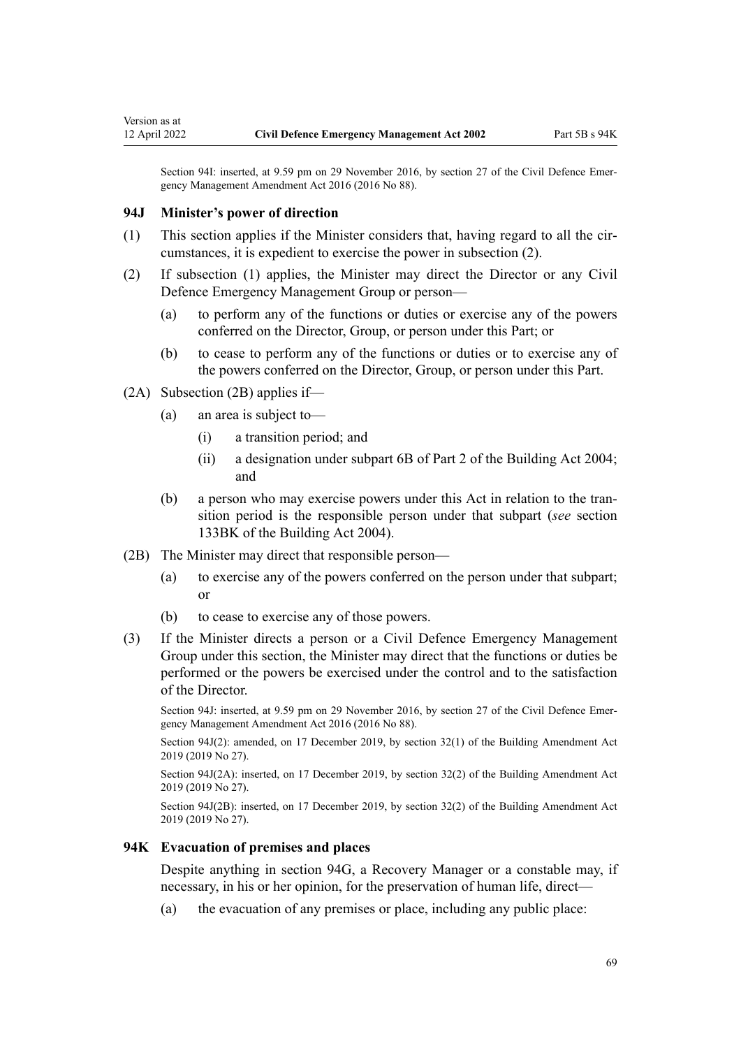Section 94I: inserted, at 9.59 pm on 29 November 2016, by section 27 of the Civil Defence Emergency Management Amendment Act 2016 (2016 No 88).

### 94J Minister's power of direction

(1) This section applies if the Minister considers that, having regard to all the circumstances, it is expedient to exercise the power in subsection (2).

(2) If subsection (1) applies, the Minister may direct the Director or any Civil Defence Emergency Management Group or person—

  (a) to perform any of the functions or duties or exercise any of the powers conferred on the Director, Group, or person under this Part; or

  (b) to cease to perform any of the functions or duties or to exercise any of the powers conferred on the Director, Group, or person under this Part.

(2A) Subsection (2B) applies if—

  (a) an area is subject to—

    (i) a transition period; and

    (ii) a designation under subpart 6B of Part 2 of the Building Act 2004; and

  (b) a person who may exercise powers under this Act in relation to the transition period is the responsible person under that subpart (*see* section 133BK of the Building Act 2004).

(2B) The Minister may direct that responsible person—

  (a) to exercise any of the powers conferred on the person under that subpart; or

  (b) to cease to exercise any of those powers.

(3) If the Minister directs a person or a Civil Defence Emergency Management Group under this section, the Minister may direct that the functions or duties be performed or the powers be exercised under the control and to the satisfaction of the Director.

Section 94J: inserted, at 9.59 pm on 29 November 2016, by section 27 of the Civil Defence Emergency Management Amendment Act 2016 (2016 No 88).

Section 94J(2): amended, on 17 December 2019, by section 32(1) of the Building Amendment Act 2019 (2019 No 27).

Section 94J(2A): inserted, on 17 December 2019, by section 32(2) of the Building Amendment Act 2019 (2019 No 27).

Section 94J(2B): inserted, on 17 December 2019, by section 32(2) of the Building Amendment Act 2019 (2019 No 27).

### 94K Evacuation of premises and places

Despite anything in section 94G, a Recovery Manager or a constable may, if necessary, in his or her opinion, for the preservation of human life, direct—

  (a) the evacuation of any premises or place, including any public place: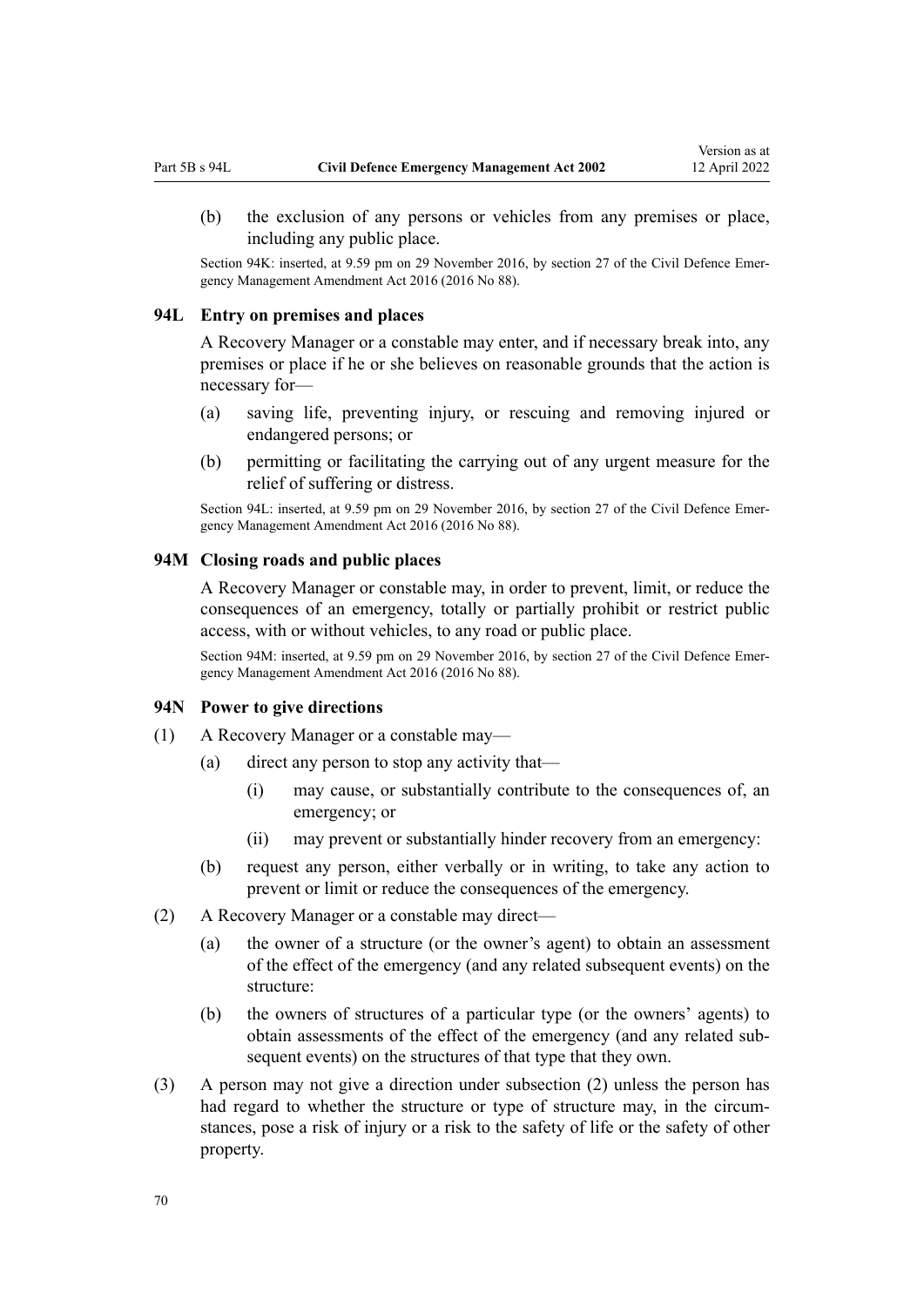(b) the exclusion of any persons or vehicles from any premises or place, including any public place.

Section 94K: inserted, at 9.59 pm on 29 November 2016, by section 27 of the Civil Defence Emergency Management Amendment Act 2016 (2016 No 88).

### 94L Entry on premises and places

A Recovery Manager or a constable may enter, and if necessary break into, any premises or place if he or she believes on reasonable grounds that the action is necessary for—

(a) saving life, preventing injury, or rescuing and removing injured or endangered persons; or

(b) permitting or facilitating the carrying out of any urgent measure for the relief of suffering or distress.

Section 94L: inserted, at 9.59 pm on 29 November 2016, by section 27 of the Civil Defence Emergency Management Amendment Act 2016 (2016 No 88).

### 94M Closing roads and public places

A Recovery Manager or constable may, in order to prevent, limit, or reduce the consequences of an emergency, totally or partially prohibit or restrict public access, with or without vehicles, to any road or public place.

Section 94M: inserted, at 9.59 pm on 29 November 2016, by section 27 of the Civil Defence Emergency Management Amendment Act 2016 (2016 No 88).

### 94N Power to give directions

(1) A Recovery Manager or a constable may—

(a) direct any person to stop any activity that—

(i) may cause, or substantially contribute to the consequences of, an emergency; or

(ii) may prevent or substantially hinder recovery from an emergency:

(b) request any person, either verbally or in writing, to take any action to prevent or limit or reduce the consequences of the emergency.

(2) A Recovery Manager or a constable may direct—

(a) the owner of a structure (or the owner's agent) to obtain an assessment of the effect of the emergency (and any related subsequent events) on the structure:

(b) the owners of structures of a particular type (or the owners' agents) to obtain assessments of the effect of the emergency (and any related subsequent events) on the structures of that type that they own.

(3) A person may not give a direction under subsection (2) unless the person has had regard to whether the structure or type of structure may, in the circumstances, pose a risk of injury or a risk to the safety of life or the safety of other property.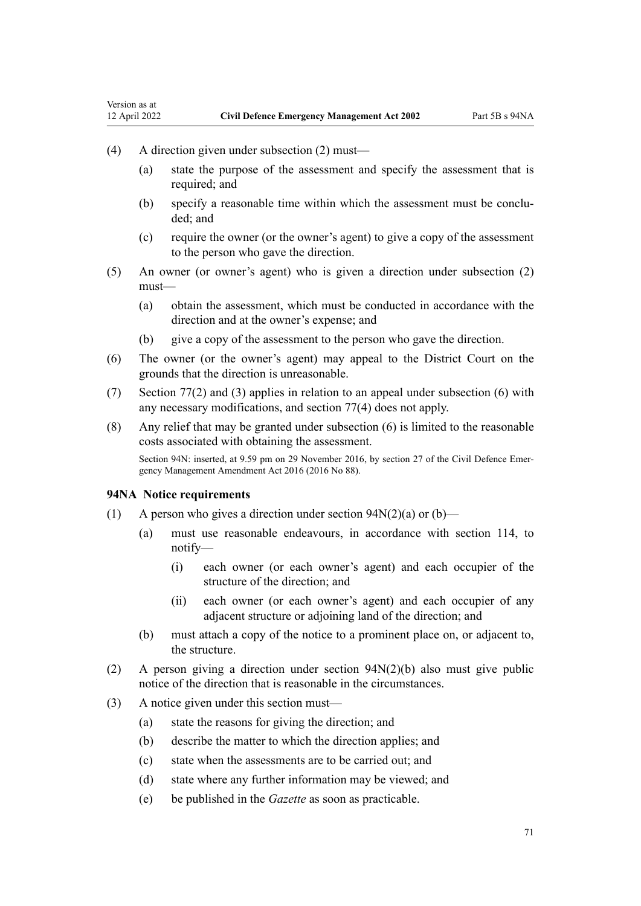(4) A direction given under subsection (2) must—

(a) state the purpose of the assessment and specify the assessment that is required; and

(b) specify a reasonable time within which the assessment must be concluded; and

(c) require the owner (or the owner's agent) to give a copy of the assessment to the person who gave the direction.

(5) An owner (or owner's agent) who is given a direction under subsection (2) must—

(a) obtain the assessment, which must be conducted in accordance with the direction and at the owner's expense; and

(b) give a copy of the assessment to the person who gave the direction.

(6) The owner (or the owner's agent) may appeal to the District Court on the grounds that the direction is unreasonable.

(7) Section 77(2) and (3) applies in relation to an appeal under subsection (6) with any necessary modifications, and section 77(4) does not apply.

(8) Any relief that may be granted under subsection (6) is limited to the reasonable costs associated with obtaining the assessment.

Section 94N: inserted, at 9.59 pm on 29 November 2016, by section 27 of the Civil Defence Emergency Management Amendment Act 2016 (2016 No 88).

### 94NA Notice requirements

(1) A person who gives a direction under section 94N(2)(a) or (b)—

(a) must use reasonable endeavours, in accordance with section 114, to notify—

(i) each owner (or each owner's agent) and each occupier of the structure of the direction; and

(ii) each owner (or each owner's agent) and each occupier of any adjacent structure or adjoining land of the direction; and

(b) must attach a copy of the notice to a prominent place on, or adjacent to, the structure.

(2) A person giving a direction under section 94N(2)(b) also must give public notice of the direction that is reasonable in the circumstances.

(3) A notice given under this section must—

(a) state the reasons for giving the direction; and

(b) describe the matter to which the direction applies; and

(c) state when the assessments are to be carried out; and

(d) state where any further information may be viewed; and

(e) be published in the *Gazette* as soon as practicable.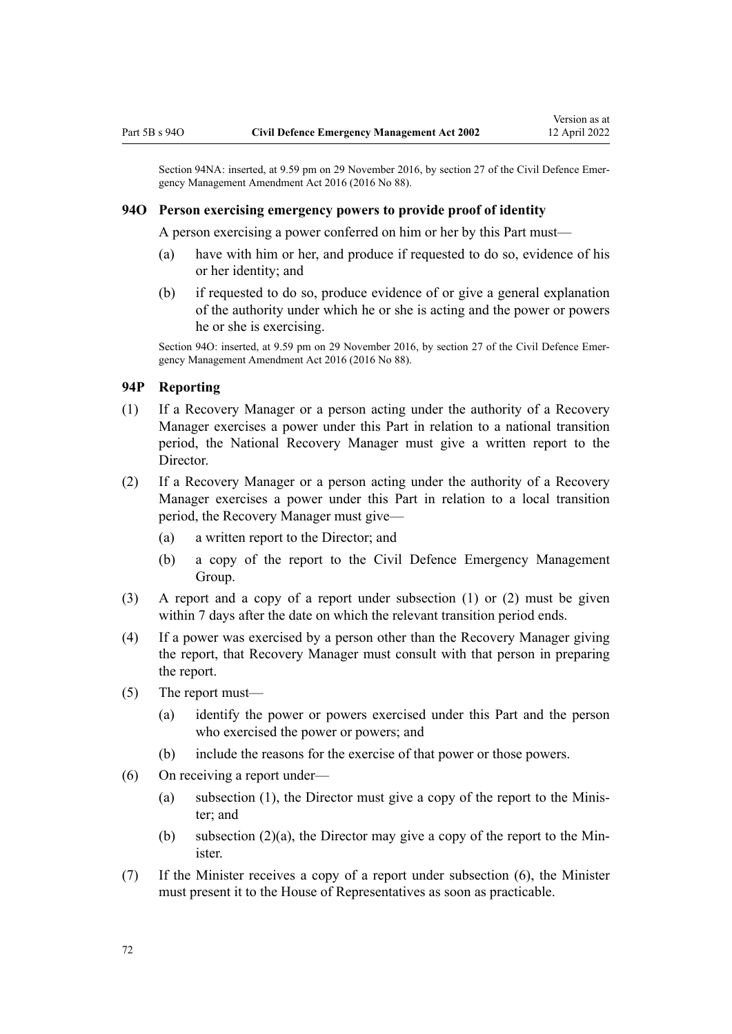Section 94NA: inserted, at 9.59 pm on 29 November 2016, by section 27 of the Civil Defence Emergency Management Amendment Act 2016 (2016 No 88).

### 94O Person exercising emergency powers to provide proof of identity

A person exercising a power conferred on him or her by this Part must—

(a) have with him or her, and produce if requested to do so, evidence of his or her identity; and

(b) if requested to do so, produce evidence of or give a general explanation of the authority under which he or she is acting and the power or powers he or she is exercising.

Section 94O: inserted, at 9.59 pm on 29 November 2016, by section 27 of the Civil Defence Emergency Management Amendment Act 2016 (2016 No 88).

### 94P Reporting

(1) If a Recovery Manager or a person acting under the authority of a Recovery Manager exercises a power under this Part in relation to a national transition period, the National Recovery Manager must give a written report to the Director.

(2) If a Recovery Manager or a person acting under the authority of a Recovery Manager exercises a power under this Part in relation to a local transition period, the Recovery Manager must give—

(a) a written report to the Director; and

(b) a copy of the report to the Civil Defence Emergency Management Group.

(3) A report and a copy of a report under subsection (1) or (2) must be given within 7 days after the date on which the relevant transition period ends.

(4) If a power was exercised by a person other than the Recovery Manager giving the report, that Recovery Manager must consult with that person in preparing the report.

(5) The report must—

(a) identify the power or powers exercised under this Part and the person who exercised the power or powers; and

(b) include the reasons for the exercise of that power or those powers.

(6) On receiving a report under—

(a) subsection (1), the Director must give a copy of the report to the Minister; and

(b) subsection (2)(a), the Director may give a copy of the report to the Minister.

(7) If the Minister receives a copy of a report under subsection (6), the Minister must present it to the House of Representatives as soon as practicable.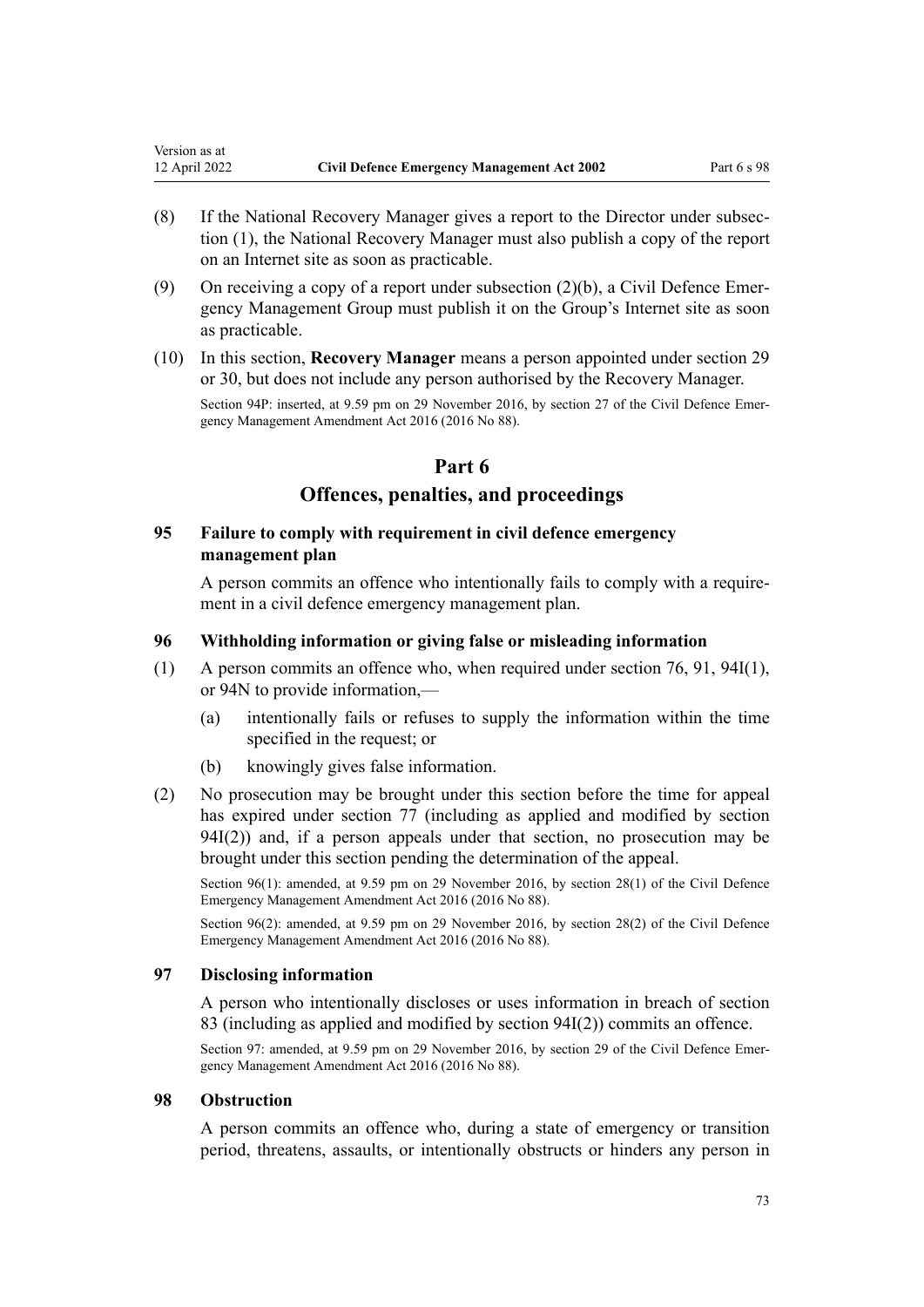(8) If the National Recovery Manager gives a report to the Director under subsection (1), the National Recovery Manager must also publish a copy of the report on an Internet site as soon as practicable.

(9) On receiving a copy of a report under subsection (2)(b), a Civil Defence Emergency Management Group must publish it on the Group's Internet site as soon as practicable.

(10) In this section, **Recovery Manager** means a person appointed under section 29 or 30, but does not include any person authorised by the Recovery Manager.

Section 94P: inserted, at 9.59 pm on 29 November 2016, by section 27 of the Civil Defence Emergency Management Amendment Act 2016 (2016 No 88).

# Part 6
# Offences, penalties, and proceedings

### 95 Failure to comply with requirement in civil defence emergency management plan

A person commits an offence who intentionally fails to comply with a requirement in a civil defence emergency management plan.

### 96 Withholding information or giving false or misleading information

(1) A person commits an offence who, when required under section 76, 91, 94I(1), or 94N to provide information,—

(a) intentionally fails or refuses to supply the information within the time specified in the request; or

(b) knowingly gives false information.

(2) No prosecution may be brought under this section before the time for appeal has expired under section 77 (including as applied and modified by section 94I(2)) and, if a person appeals under that section, no prosecution may be brought under this section pending the determination of the appeal.

Section 96(1): amended, at 9.59 pm on 29 November 2016, by section 28(1) of the Civil Defence Emergency Management Amendment Act 2016 (2016 No 88).

Section 96(2): amended, at 9.59 pm on 29 November 2016, by section 28(2) of the Civil Defence Emergency Management Amendment Act 2016 (2016 No 88).

### 97 Disclosing information

A person who intentionally discloses or uses information in breach of section 83 (including as applied and modified by section 94I(2)) commits an offence.

Section 97: amended, at 9.59 pm on 29 November 2016, by section 29 of the Civil Defence Emergency Management Amendment Act 2016 (2016 No 88).

### 98 Obstruction

A person commits an offence who, during a state of emergency or transition period, threatens, assaults, or intentionally obstructs or hinders any person in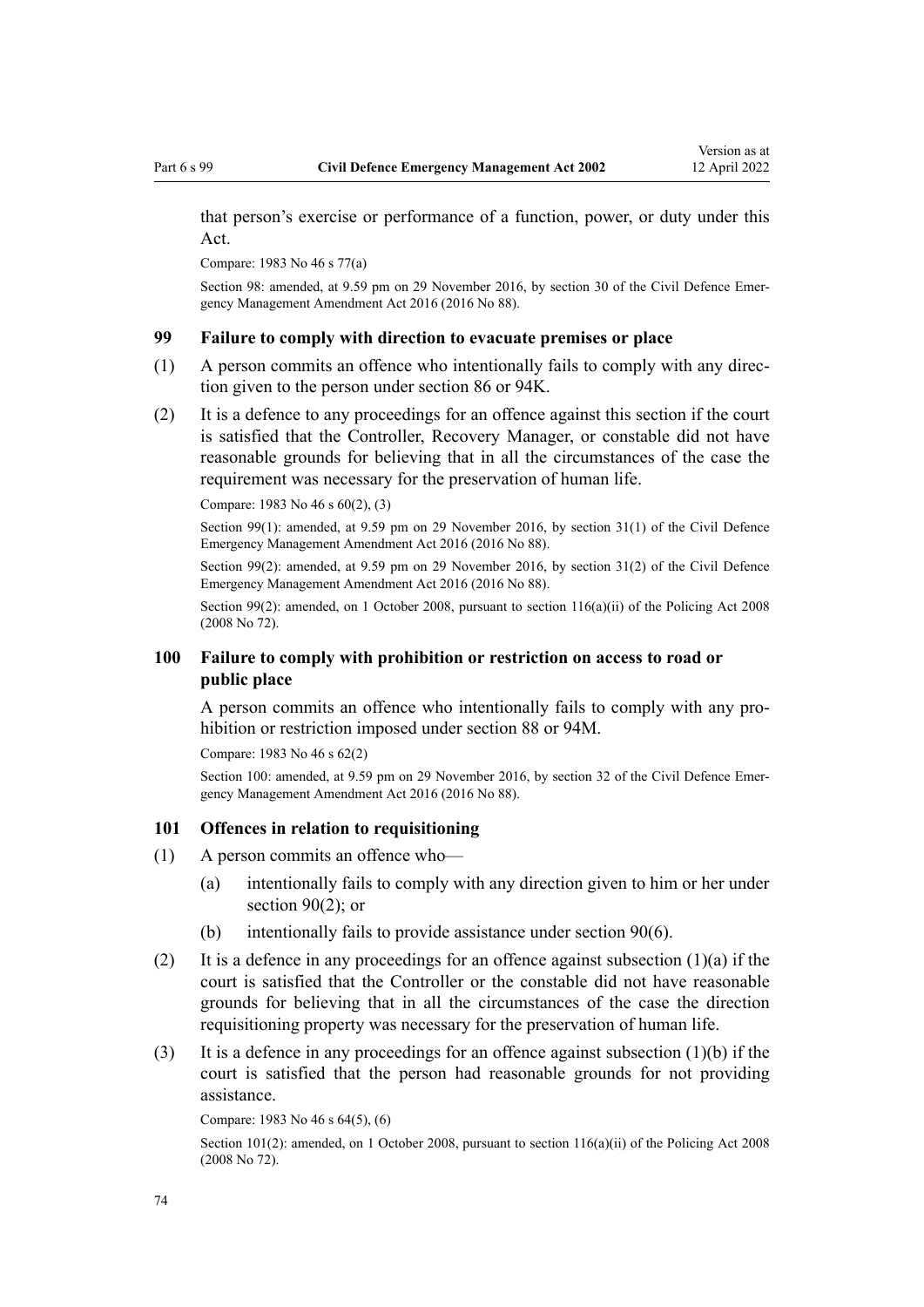that person's exercise or performance of a function, power, or duty under this Act.

Compare: 1983 No 46 s 77(a)

Section 98: amended, at 9.59 pm on 29 November 2016, by section 30 of the Civil Defence Emergency Management Amendment Act 2016 (2016 No 88).

### 99 Failure to comply with direction to evacuate premises or place

(1) A person commits an offence who intentionally fails to comply with any direction given to the person under section 86 or 94K.

(2) It is a defence to any proceedings for an offence against this section if the court is satisfied that the Controller, Recovery Manager, or constable did not have reasonable grounds for believing that in all the circumstances of the case the requirement was necessary for the preservation of human life.

Compare: 1983 No 46 s 60(2), (3)

Section 99(1): amended, at 9.59 pm on 29 November 2016, by section 31(1) of the Civil Defence Emergency Management Amendment Act 2016 (2016 No 88).

Section 99(2): amended, at 9.59 pm on 29 November 2016, by section 31(2) of the Civil Defence Emergency Management Amendment Act 2016 (2016 No 88).

Section 99(2): amended, on 1 October 2008, pursuant to section 116(a)(ii) of the Policing Act 2008 (2008 No 72).

### 100 Failure to comply with prohibition or restriction on access to road or public place

A person commits an offence who intentionally fails to comply with any prohibition or restriction imposed under section 88 or 94M.

Compare: 1983 No 46 s 62(2)

Section 100: amended, at 9.59 pm on 29 November 2016, by section 32 of the Civil Defence Emergency Management Amendment Act 2016 (2016 No 88).

### 101 Offences in relation to requisitioning

(1) A person commits an offence who—

(a) intentionally fails to comply with any direction given to him or her under section 90(2); or

(b) intentionally fails to provide assistance under section 90(6).

(2) It is a defence in any proceedings for an offence against subsection (1)(a) if the court is satisfied that the Controller or the constable did not have reasonable grounds for believing that in all the circumstances of the case the direction requisitioning property was necessary for the preservation of human life.

(3) It is a defence in any proceedings for an offence against subsection (1)(b) if the court is satisfied that the person had reasonable grounds for not providing assistance.

Compare: 1983 No 46 s 64(5), (6)

Section 101(2): amended, on 1 October 2008, pursuant to section 116(a)(ii) of the Policing Act 2008 (2008 No 72).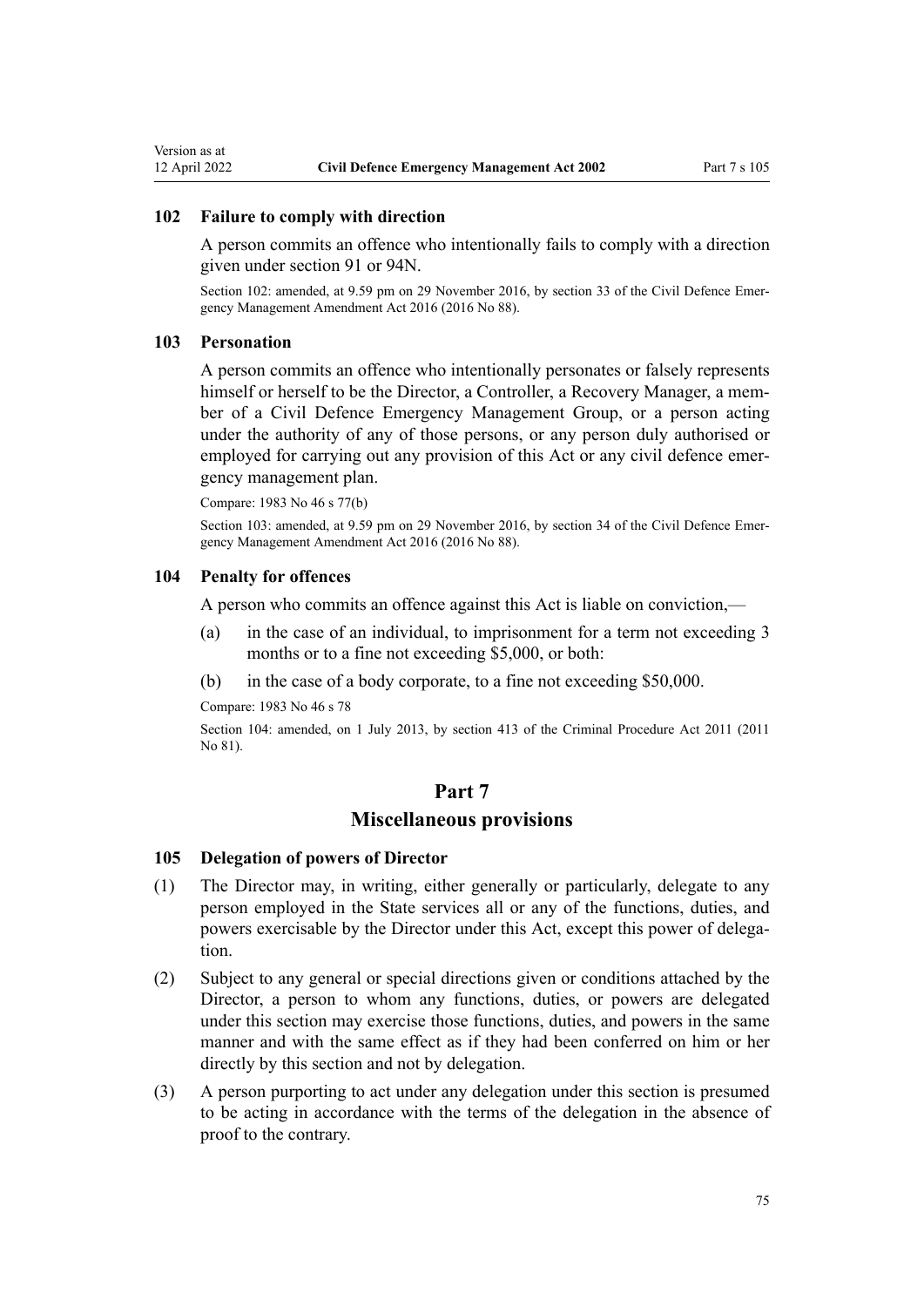### 102 Failure to comply with direction

A person commits an offence who intentionally fails to comply with a direction given under section 91 or 94N.

Section 102: amended, at 9.59 pm on 29 November 2016, by section 33 of the Civil Defence Emergency Management Amendment Act 2016 (2016 No 88).

### 103 Personation

A person commits an offence who intentionally personates or falsely represents himself or herself to be the Director, a Controller, a Recovery Manager, a member of a Civil Defence Emergency Management Group, or a person acting under the authority of any of those persons, or any person duly authorised or employed for carrying out any provision of this Act or any civil defence emergency management plan.

Compare: 1983 No 46 s 77(b)

Section 103: amended, at 9.59 pm on 29 November 2016, by section 34 of the Civil Defence Emergency Management Amendment Act 2016 (2016 No 88).

### 104 Penalty for offences

A person who commits an offence against this Act is liable on conviction,—

(a) in the case of an individual, to imprisonment for a term not exceeding 3 months or to a fine not exceeding $5,000, or both:

(b) in the case of a body corporate, to a fine not exceeding $50,000.

Compare: 1983 No 46 s 78

Section 104: amended, on 1 July 2013, by section 413 of the Criminal Procedure Act 2011 (2011 No 81).

## Part 7
## Miscellaneous provisions

### 105 Delegation of powers of Director

(1) The Director may, in writing, either generally or particularly, delegate to any person employed in the State services all or any of the functions, duties, and powers exercisable by the Director under this Act, except this power of delegation.

(2) Subject to any general or special directions given or conditions attached by the Director, a person to whom any functions, duties, or powers are delegated under this section may exercise those functions, duties, and powers in the same manner and with the same effect as if they had been conferred on him or her directly by this section and not by delegation.

(3) A person purporting to act under any delegation under this section is presumed to be acting in accordance with the terms of the delegation in the absence of proof to the contrary.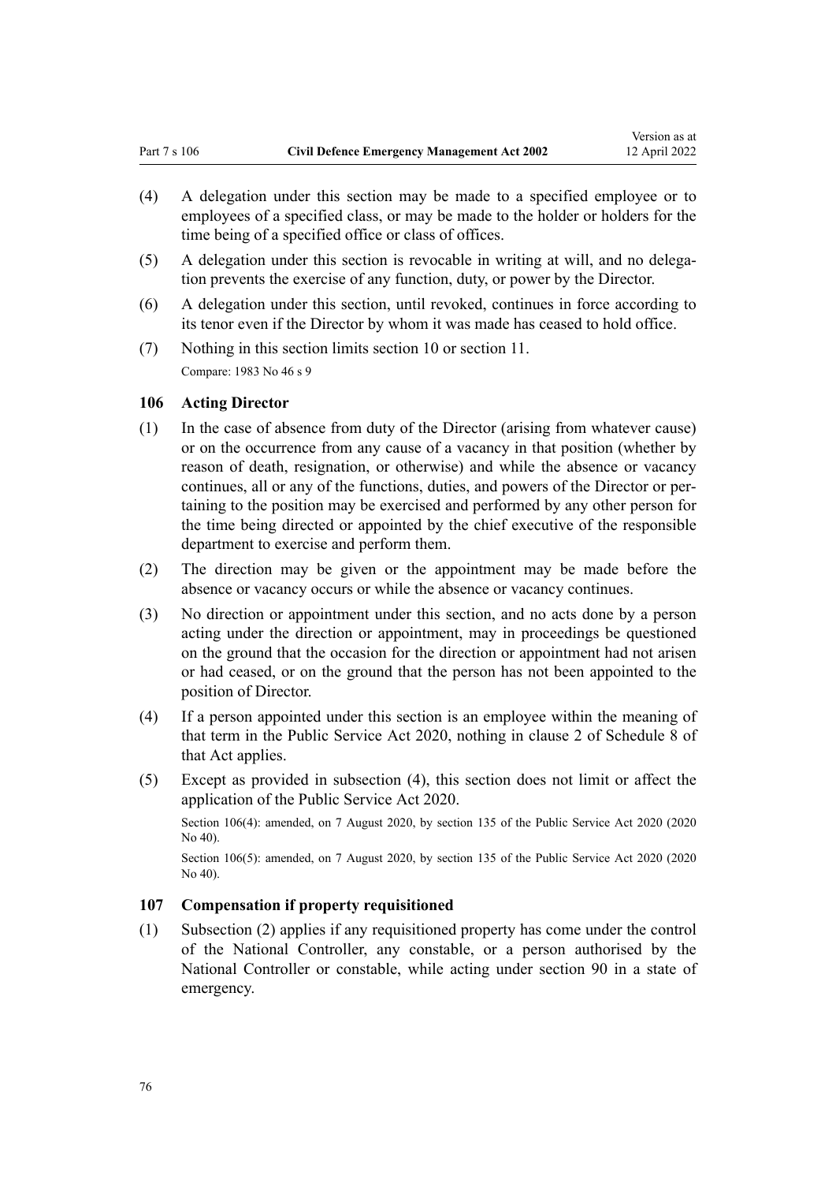(4) A delegation under this section may be made to a specified employee or to employees of a specified class, or may be made to the holder or holders for the time being of a specified office or class of offices.

(5) A delegation under this section is revocable in writing at will, and no delegation prevents the exercise of any function, duty, or power by the Director.

(6) A delegation under this section, until revoked, continues in force according to its tenor even if the Director by whom it was made has ceased to hold office.

(7) Nothing in this section limits section 10 or section 11.

Compare: 1983 No 46 s 9

### 106 Acting Director

(1) In the case of absence from duty of the Director (arising from whatever cause) or on the occurrence from any cause of a vacancy in that position (whether by reason of death, resignation, or otherwise) and while the absence or vacancy continues, all or any of the functions, duties, and powers of the Director or pertaining to the position may be exercised and performed by any other person for the time being directed or appointed by the chief executive of the responsible department to exercise and perform them.

(2) The direction may be given or the appointment may be made before the absence or vacancy occurs or while the absence or vacancy continues.

(3) No direction or appointment under this section, and no acts done by a person acting under the direction or appointment, may in proceedings be questioned on the ground that the occasion for the direction or appointment had not arisen or had ceased, or on the ground that the person has not been appointed to the position of Director.

(4) If a person appointed under this section is an employee within the meaning of that term in the Public Service Act 2020, nothing in clause 2 of Schedule 8 of that Act applies.

(5) Except as provided in subsection (4), this section does not limit or affect the application of the Public Service Act 2020.

Section 106(4): amended, on 7 August 2020, by section 135 of the Public Service Act 2020 (2020 No 40).

Section 106(5): amended, on 7 August 2020, by section 135 of the Public Service Act 2020 (2020 No 40).

### 107 Compensation if property requisitioned

(1) Subsection (2) applies if any requisitioned property has come under the control of the National Controller, any constable, or a person authorised by the National Controller or constable, while acting under section 90 in a state of emergency.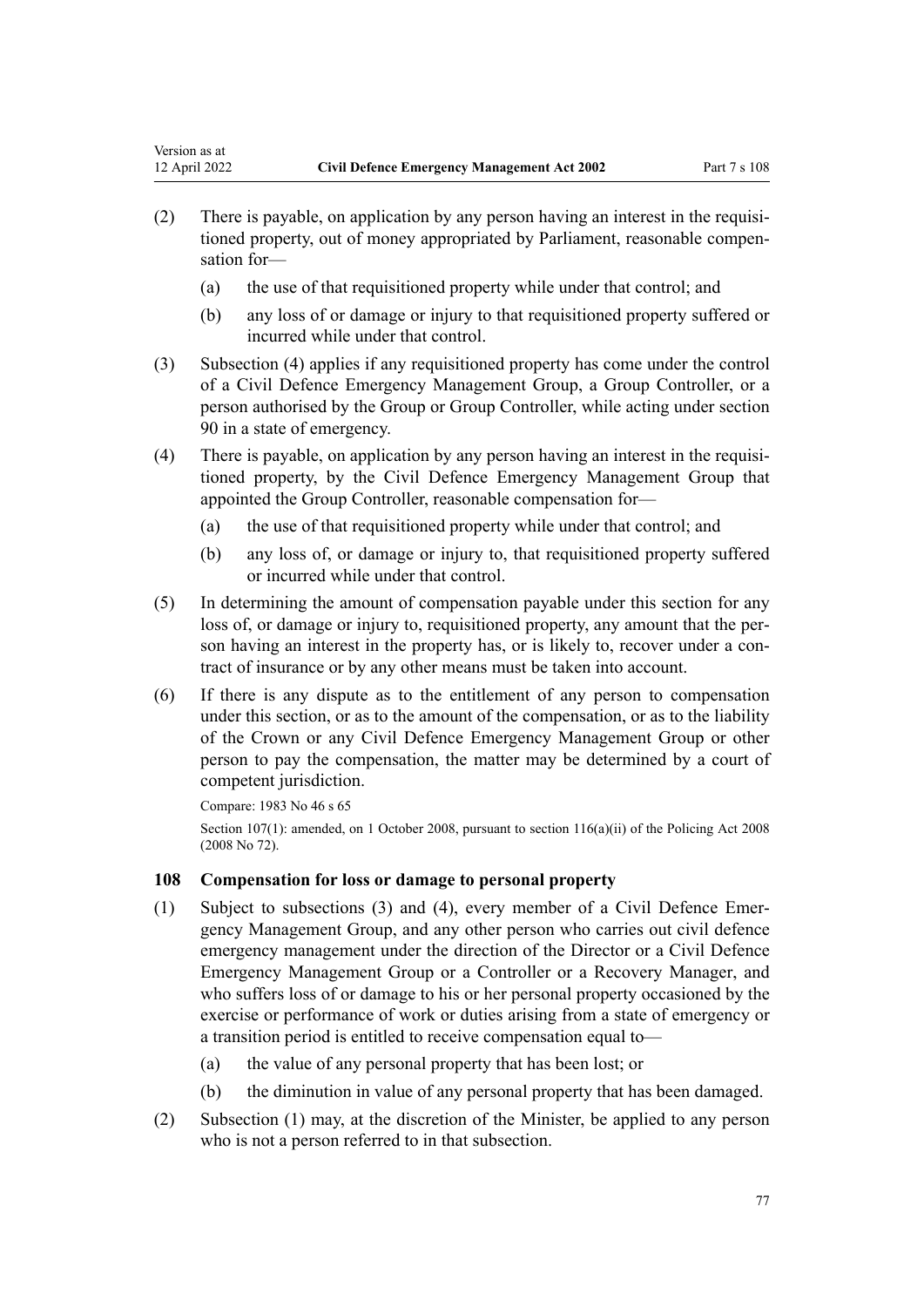(2) There is payable, on application by any person having an interest in the requisitioned property, out of money appropriated by Parliament, reasonable compensation for—

- (a) the use of that requisitioned property while under that control; and
- (b) any loss of or damage or injury to that requisitioned property suffered or incurred while under that control.

(3) Subsection (4) applies if any requisitioned property has come under the control of a Civil Defence Emergency Management Group, a Group Controller, or a person authorised by the Group or Group Controller, while acting under section 90 in a state of emergency.

(4) There is payable, on application by any person having an interest in the requisitioned property, by the Civil Defence Emergency Management Group that appointed the Group Controller, reasonable compensation for—

- (a) the use of that requisitioned property while under that control; and
- (b) any loss of, or damage or injury to, that requisitioned property suffered or incurred while under that control.

(5) In determining the amount of compensation payable under this section for any loss of, or damage or injury to, requisitioned property, any amount that the person having an interest in the property has, or is likely to, recover under a contract of insurance or by any other means must be taken into account.

(6) If there is any dispute as to the entitlement of any person to compensation under this section, or as to the amount of the compensation, or as to the liability of the Crown or any Civil Defence Emergency Management Group or other person to pay the compensation, the matter may be determined by a court of competent jurisdiction.

Compare: 1983 No 46 s 65

Section 107(1): amended, on 1 October 2008, pursuant to section 116(a)(ii) of the Policing Act 2008 (2008 No 72).

### 108 Compensation for loss or damage to personal property

(1) Subject to subsections (3) and (4), every member of a Civil Defence Emergency Management Group, and any other person who carries out civil defence emergency management under the direction of the Director or a Civil Defence Emergency Management Group or a Controller or a Recovery Manager, and who suffers loss of or damage to his or her personal property occasioned by the exercise or performance of work or duties arising from a state of emergency or a transition period is entitled to receive compensation equal to—

- (a) the value of any personal property that has been lost; or
- (b) the diminution in value of any personal property that has been damaged.

(2) Subsection (1) may, at the discretion of the Minister, be applied to any person who is not a person referred to in that subsection.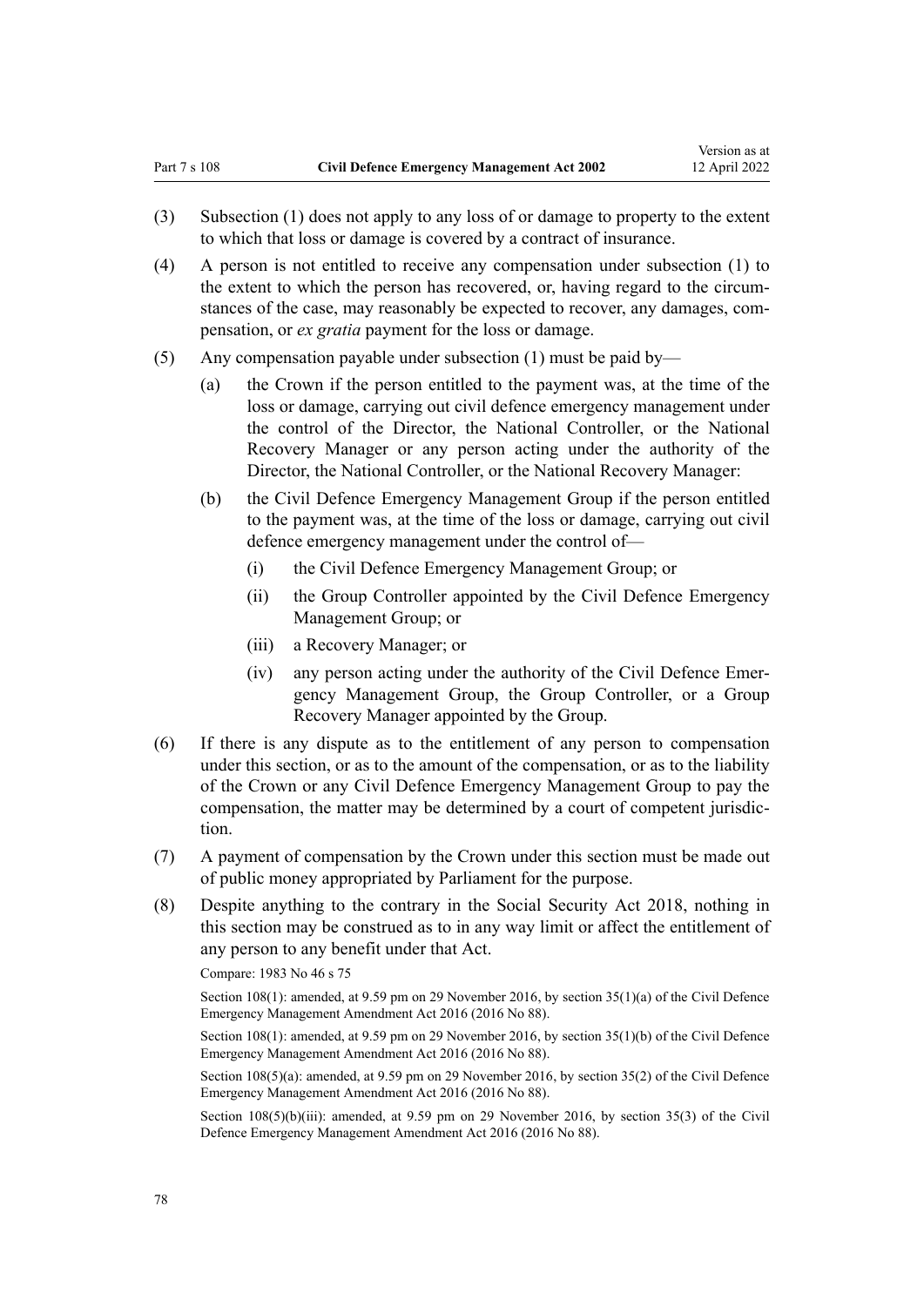(3) Subsection (1) does not apply to any loss of or damage to property to the extent to which that loss or damage is covered by a contract of insurance.

(4) A person is not entitled to receive any compensation under subsection (1) to the extent to which the person has recovered, or, having regard to the circumstances of the case, may reasonably be expected to recover, any damages, compensation, or *ex gratia* payment for the loss or damage.

(5) Any compensation payable under subsection (1) must be paid by—

   (a) the Crown if the person entitled to the payment was, at the time of the loss or damage, carrying out civil defence emergency management under the control of the Director, the National Controller, or the National Recovery Manager or any person acting under the authority of the Director, the National Controller, or the National Recovery Manager:

   (b) the Civil Defence Emergency Management Group if the person entitled to the payment was, at the time of the loss or damage, carrying out civil defence emergency management under the control of—

      (i) the Civil Defence Emergency Management Group; or

      (ii) the Group Controller appointed by the Civil Defence Emergency Management Group; or

      (iii) a Recovery Manager; or

      (iv) any person acting under the authority of the Civil Defence Emergency Management Group, the Group Controller, or a Group Recovery Manager appointed by the Group.

(6) If there is any dispute as to the entitlement of any person to compensation under this section, or as to the amount of the compensation, or as to the liability of the Crown or any Civil Defence Emergency Management Group to pay the compensation, the matter may be determined by a court of competent jurisdiction.

(7) A payment of compensation by the Crown under this section must be made out of public money appropriated by Parliament for the purpose.

(8) Despite anything to the contrary in the Social Security Act 2018, nothing in this section may be construed as to in any way limit or affect the entitlement of any person to any benefit under that Act.

Compare: 1983 No 46 s 75

Section 108(1): amended, at 9.59 pm on 29 November 2016, by section 35(1)(a) of the Civil Defence Emergency Management Amendment Act 2016 (2016 No 88).

Section 108(1): amended, at 9.59 pm on 29 November 2016, by section 35(1)(b) of the Civil Defence Emergency Management Amendment Act 2016 (2016 No 88).

Section 108(5)(a): amended, at 9.59 pm on 29 November 2016, by section 35(2) of the Civil Defence Emergency Management Amendment Act 2016 (2016 No 88).

Section 108(5)(b)(iii): amended, at 9.59 pm on 29 November 2016, by section 35(3) of the Civil Defence Emergency Management Amendment Act 2016 (2016 No 88).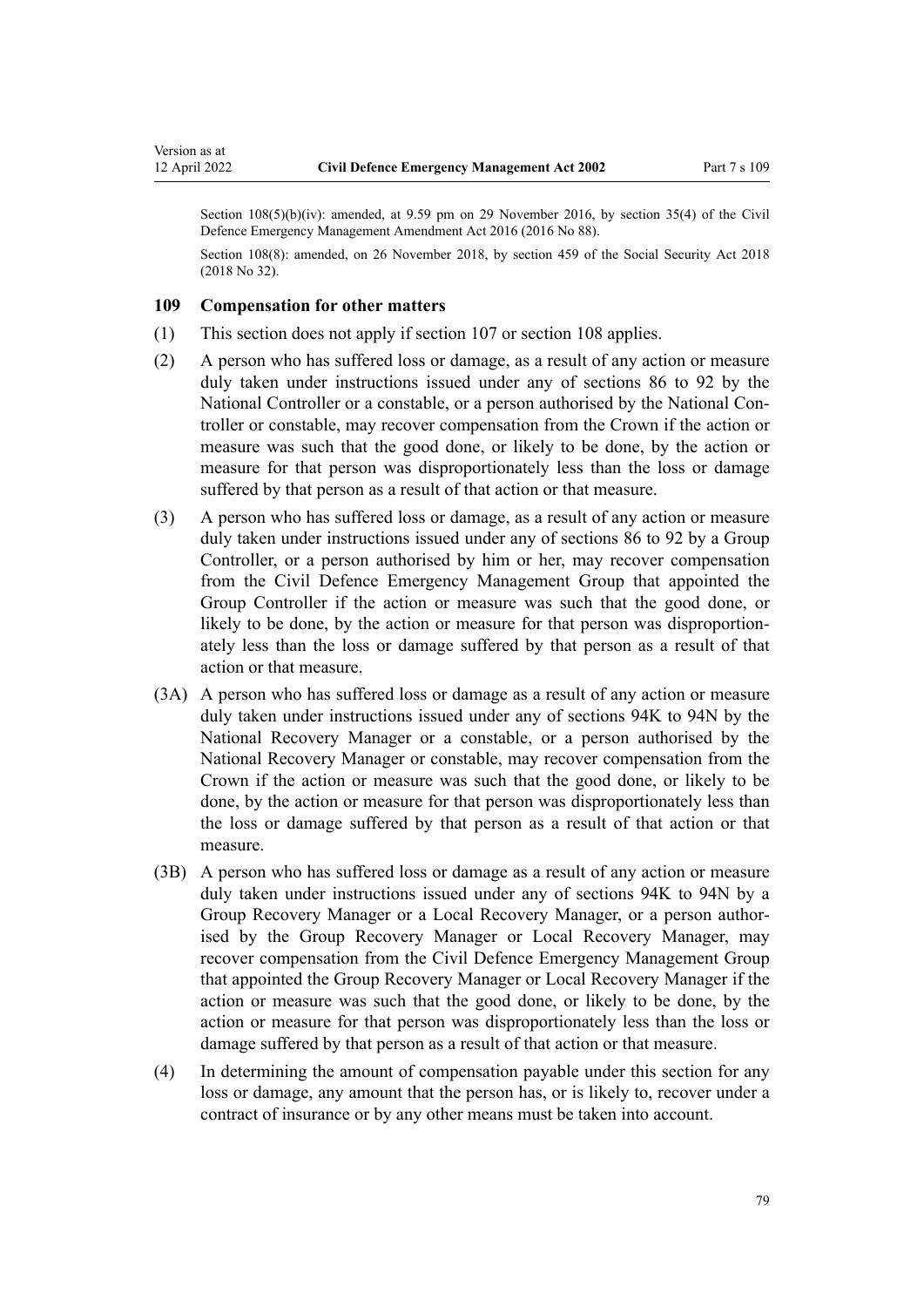Section 108(5)(b)(iv): amended, at 9.59 pm on 29 November 2016, by section 35(4) of the Civil Defence Emergency Management Amendment Act 2016 (2016 No 88).

Section 108(8): amended, on 26 November 2018, by section 459 of the Social Security Act 2018 (2018 No 32).

### 109 Compensation for other matters

(1) This section does not apply if section 107 or section 108 applies.

(2) A person who has suffered loss or damage, as a result of any action or measure duly taken under instructions issued under any of sections 86 to 92 by the National Controller or a constable, or a person authorised by the National Controller or constable, may recover compensation from the Crown if the action or measure was such that the good done, or likely to be done, by the action or measure for that person was disproportionately less than the loss or damage suffered by that person as a result of that action or that measure.

(3) A person who has suffered loss or damage, as a result of any action or measure duly taken under instructions issued under any of sections 86 to 92 by a Group Controller, or a person authorised by him or her, may recover compensation from the Civil Defence Emergency Management Group that appointed the Group Controller if the action or measure was such that the good done, or likely to be done, by the action or measure for that person was disproportionately less than the loss or damage suffered by that person as a result of that action or that measure.

(3A) A person who has suffered loss or damage as a result of any action or measure duly taken under instructions issued under any of sections 94K to 94N by the National Recovery Manager or a constable, or a person authorised by the National Recovery Manager or constable, may recover compensation from the Crown if the action or measure was such that the good done, or likely to be done, by the action or measure for that person was disproportionately less than the loss or damage suffered by that person as a result of that action or that measure.

(3B) A person who has suffered loss or damage as a result of any action or measure duly taken under instructions issued under any of sections 94K to 94N by a Group Recovery Manager or a Local Recovery Manager, or a person authorised by the Group Recovery Manager or Local Recovery Manager, may recover compensation from the Civil Defence Emergency Management Group that appointed the Group Recovery Manager or Local Recovery Manager if the action or measure was such that the good done, or likely to be done, by the action or measure for that person was disproportionately less than the loss or damage suffered by that person as a result of that action or that measure.

(4) In determining the amount of compensation payable under this section for any loss or damage, any amount that the person has, or is likely to, recover under a contract of insurance or by any other means must be taken into account.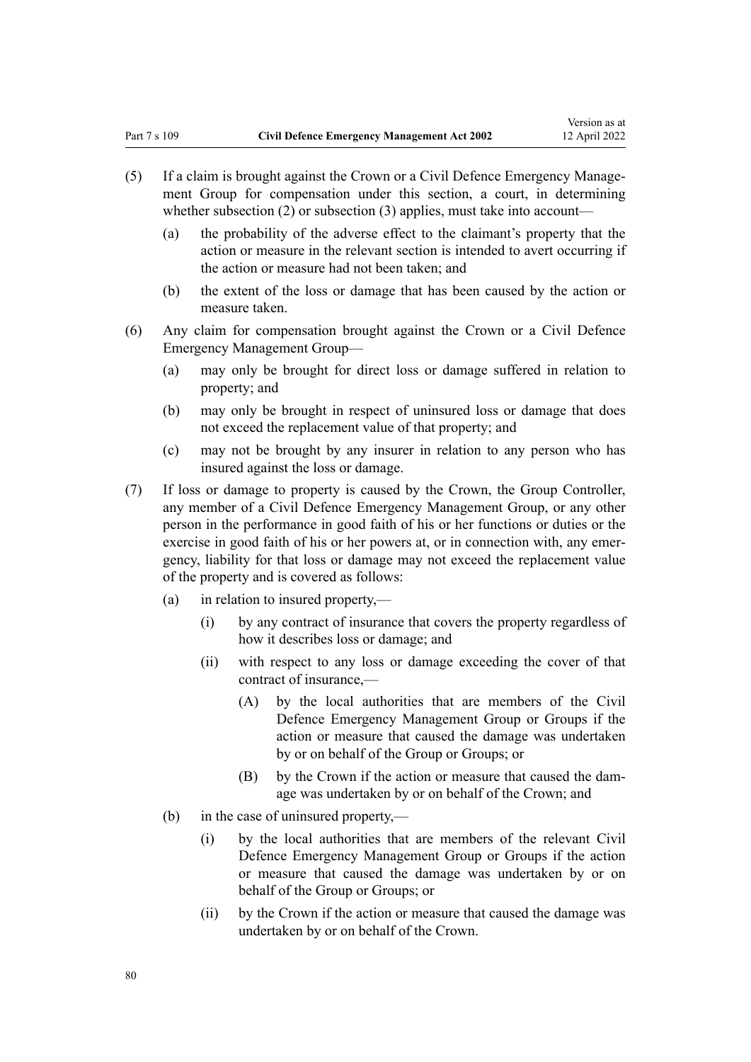(5) If a claim is brought against the Crown or a Civil Defence Emergency Management Group for compensation under this section, a court, in determining whether subsection (2) or subsection (3) applies, must take into account—

   (a) the probability of the adverse effect to the claimant's property that the action or measure in the relevant section is intended to avert occurring if the action or measure had not been taken; and

   (b) the extent of the loss or damage that has been caused by the action or measure taken.

(6) Any claim for compensation brought against the Crown or a Civil Defence Emergency Management Group—

   (a) may only be brought for direct loss or damage suffered in relation to property; and

   (b) may only be brought in respect of uninsured loss or damage that does not exceed the replacement value of that property; and

   (c) may not be brought by any insurer in relation to any person who has insured against the loss or damage.

(7) If loss or damage to property is caused by the Crown, the Group Controller, any member of a Civil Defence Emergency Management Group, or any other person in the performance in good faith of his or her functions or duties or the exercise in good faith of his or her powers at, or in connection with, any emergency, liability for that loss or damage may not exceed the replacement value of the property and is covered as follows:

   (a) in relation to insured property,—

      (i) by any contract of insurance that covers the property regardless of how it describes loss or damage; and

      (ii) with respect to any loss or damage exceeding the cover of that contract of insurance,—

         (A) by the local authorities that are members of the Civil Defence Emergency Management Group or Groups if the action or measure that caused the damage was undertaken by or on behalf of the Group or Groups; or

         (B) by the Crown if the action or measure that caused the damage was undertaken by or on behalf of the Crown; and

   (b) in the case of uninsured property,—

      (i) by the local authorities that are members of the relevant Civil Defence Emergency Management Group or Groups if the action or measure that caused the damage was undertaken by or on behalf of the Group or Groups; or

      (ii) by the Crown if the action or measure that caused the damage was undertaken by or on behalf of the Crown.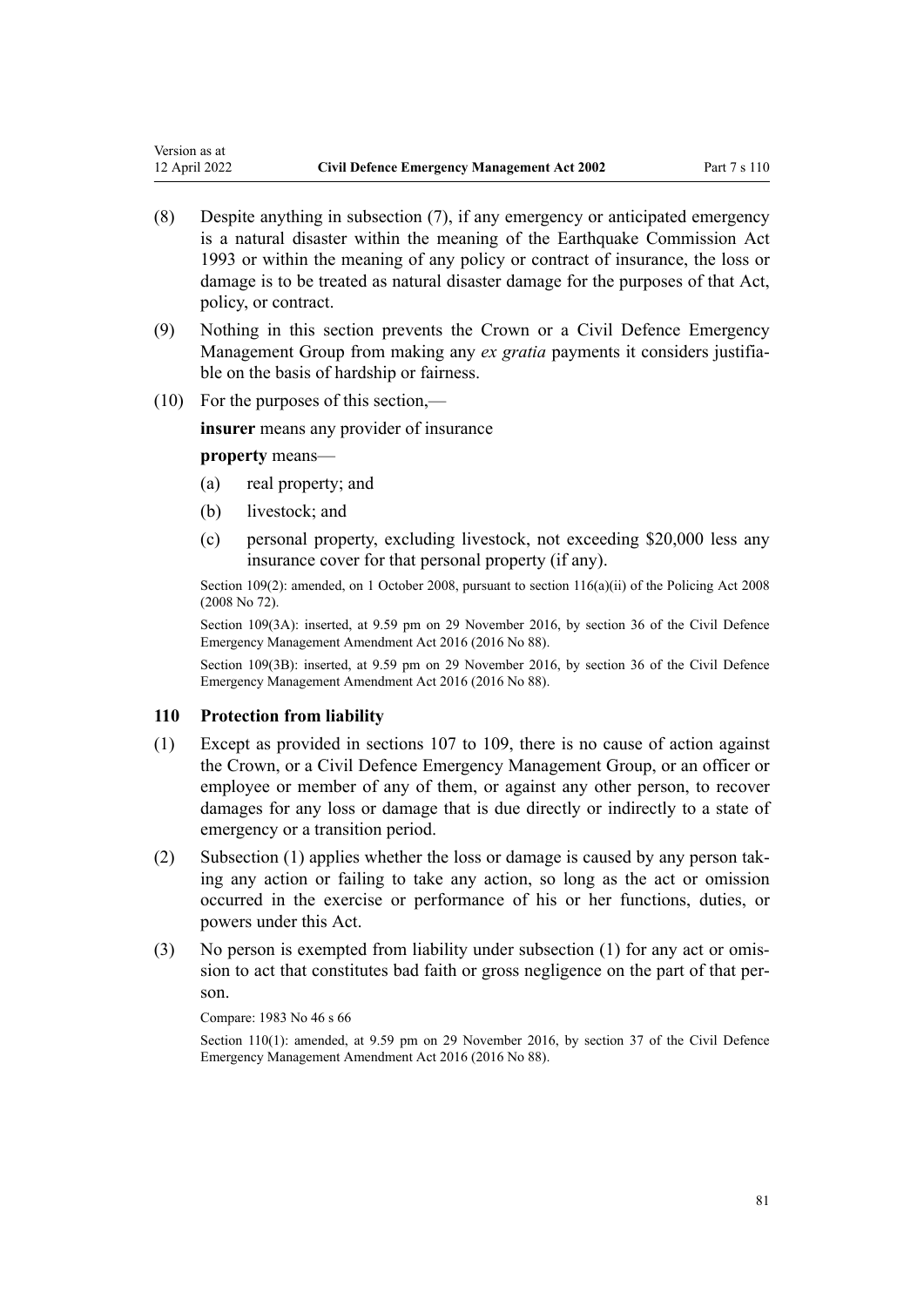(8) Despite anything in subsection (7), if any emergency or anticipated emergency is a natural disaster within the meaning of the Earthquake Commission Act 1993 or within the meaning of any policy or contract of insurance, the loss or damage is to be treated as natural disaster damage for the purposes of that Act, policy, or contract.

(9) Nothing in this section prevents the Crown or a Civil Defence Emergency Management Group from making any *ex gratia* payments it considers justifiable on the basis of hardship or fairness.

(10) For the purposes of this section,—

**insurer** means any provider of insurance

**property** means—

(a) real property; and

(b) livestock; and

(c) personal property, excluding livestock, not exceeding $20,000 less any insurance cover for that personal property (if any).

Section 109(2): amended, on 1 October 2008, pursuant to section 116(a)(ii) of the Policing Act 2008 (2008 No 72).

Section 109(3A): inserted, at 9.59 pm on 29 November 2016, by section 36 of the Civil Defence Emergency Management Amendment Act 2016 (2016 No 88).

Section 109(3B): inserted, at 9.59 pm on 29 November 2016, by section 36 of the Civil Defence Emergency Management Amendment Act 2016 (2016 No 88).

### 110 Protection from liability

(1) Except as provided in sections 107 to 109, there is no cause of action against the Crown, or a Civil Defence Emergency Management Group, or an officer or employee or member of any of them, or against any other person, to recover damages for any loss or damage that is due directly or indirectly to a state of emergency or a transition period.

(2) Subsection (1) applies whether the loss or damage is caused by any person taking any action or failing to take any action, so long as the act or omission occurred in the exercise or performance of his or her functions, duties, or powers under this Act.

(3) No person is exempted from liability under subsection (1) for any act or omission to act that constitutes bad faith or gross negligence on the part of that person.

Compare: 1983 No 46 s 66

Section 110(1): amended, at 9.59 pm on 29 November 2016, by section 37 of the Civil Defence Emergency Management Amendment Act 2016 (2016 No 88).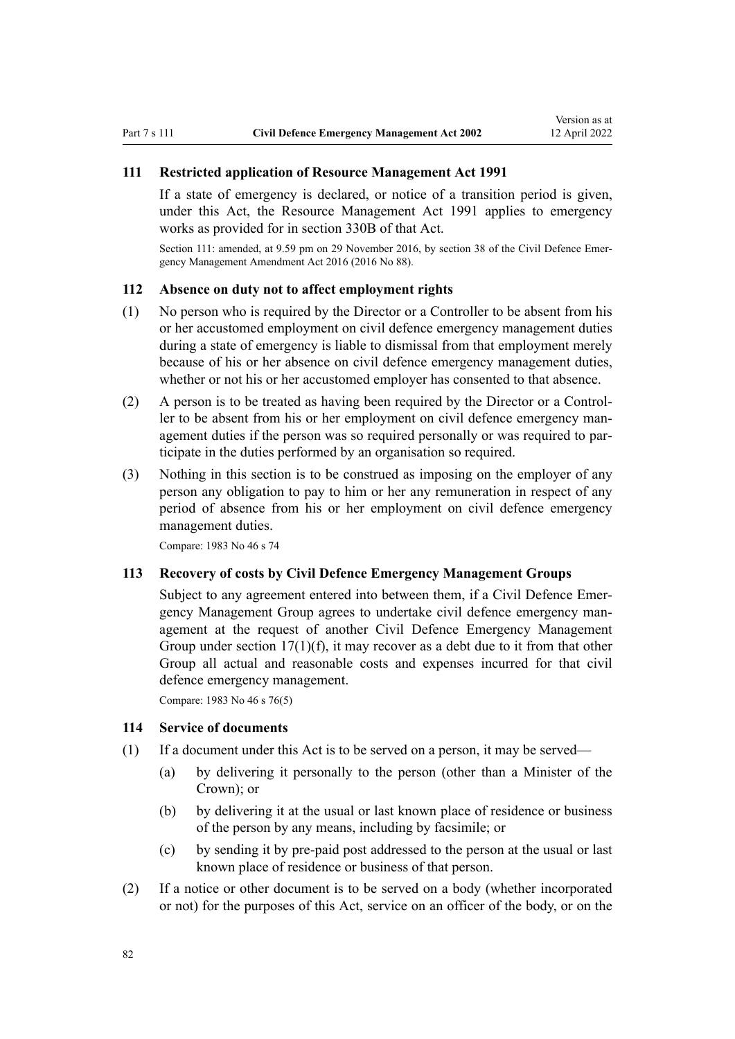## 111 Restricted application of Resource Management Act 1991

If a state of emergency is declared, or notice of a transition period is given, under this Act, the Resource Management Act 1991 applies to emergency works as provided for in section 330B of that Act.

Section 111: amended, at 9.59 pm on 29 November 2016, by section 38 of the Civil Defence Emergency Management Amendment Act 2016 (2016 No 88).

## 112 Absence on duty not to affect employment rights

(1) No person who is required by the Director or a Controller to be absent from his or her accustomed employment on civil defence emergency management duties during a state of emergency is liable to dismissal from that employment merely because of his or her absence on civil defence emergency management duties, whether or not his or her accustomed employer has consented to that absence.

(2) A person is to be treated as having been required by the Director or a Controller to be absent from his or her employment on civil defence emergency management duties if the person was so required personally or was required to participate in the duties performed by an organisation so required.

(3) Nothing in this section is to be construed as imposing on the employer of any person any obligation to pay to him or her any remuneration in respect of any period of absence from his or her employment on civil defence emergency management duties.

Compare: 1983 No 46 s 74

## 113 Recovery of costs by Civil Defence Emergency Management Groups

Subject to any agreement entered into between them, if a Civil Defence Emergency Management Group agrees to undertake civil defence emergency management at the request of another Civil Defence Emergency Management Group under section 17(1)(f), it may recover as a debt due to it from that other Group all actual and reasonable costs and expenses incurred for that civil defence emergency management.

Compare: 1983 No 46 s 76(5)

## 114 Service of documents

(1) If a document under this Act is to be served on a person, it may be served—

  (a) by delivering it personally to the person (other than a Minister of the Crown); or

  (b) by delivering it at the usual or last known place of residence or business of the person by any means, including by facsimile; or

  (c) by sending it by pre-paid post addressed to the person at the usual or last known place of residence or business of that person.

(2) If a notice or other document is to be served on a body (whether incorporated or not) for the purposes of this Act, service on an officer of the body, or on the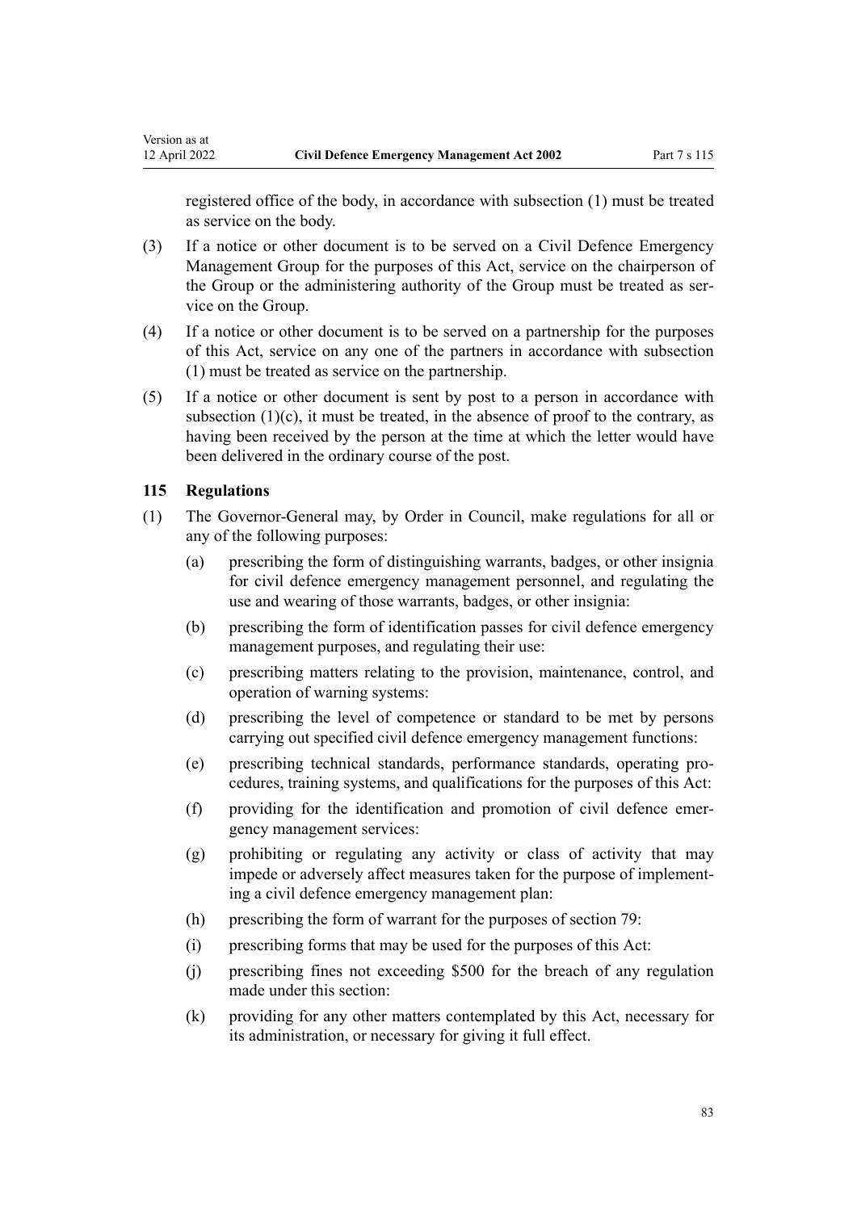registered office of the body, in accordance with subsection (1) must be treated as service on the body.

(3) If a notice or other document is to be served on a Civil Defence Emergency Management Group for the purposes of this Act, service on the chairperson of the Group or the administering authority of the Group must be treated as service on the Group.

(4) If a notice or other document is to be served on a partnership for the purposes of this Act, service on any one of the partners in accordance with subsection (1) must be treated as service on the partnership.

(5) If a notice or other document is sent by post to a person in accordance with subsection (1)(c), it must be treated, in the absence of proof to the contrary, as having been received by the person at the time at which the letter would have been delivered in the ordinary course of the post.

### 115 Regulations

(1) The Governor-General may, by Order in Council, make regulations for all or any of the following purposes:

   (a) prescribing the form of distinguishing warrants, badges, or other insignia for civil defence emergency management personnel, and regulating the use and wearing of those warrants, badges, or other insignia:

   (b) prescribing the form of identification passes for civil defence emergency management purposes, and regulating their use:

   (c) prescribing matters relating to the provision, maintenance, control, and operation of warning systems:

   (d) prescribing the level of competence or standard to be met by persons carrying out specified civil defence emergency management functions:

   (e) prescribing technical standards, performance standards, operating procedures, training systems, and qualifications for the purposes of this Act:

   (f) providing for the identification and promotion of civil defence emergency management services:

   (g) prohibiting or regulating any activity or class of activity that may impede or adversely affect measures taken for the purpose of implementing a civil defence emergency management plan:

   (h) prescribing the form of warrant for the purposes of section 79:

   (i) prescribing forms that may be used for the purposes of this Act:

   (j) prescribing fines not exceeding $500 for the breach of any regulation made under this section:

   (k) providing for any other matters contemplated by this Act, necessary for its administration, or necessary for giving it full effect.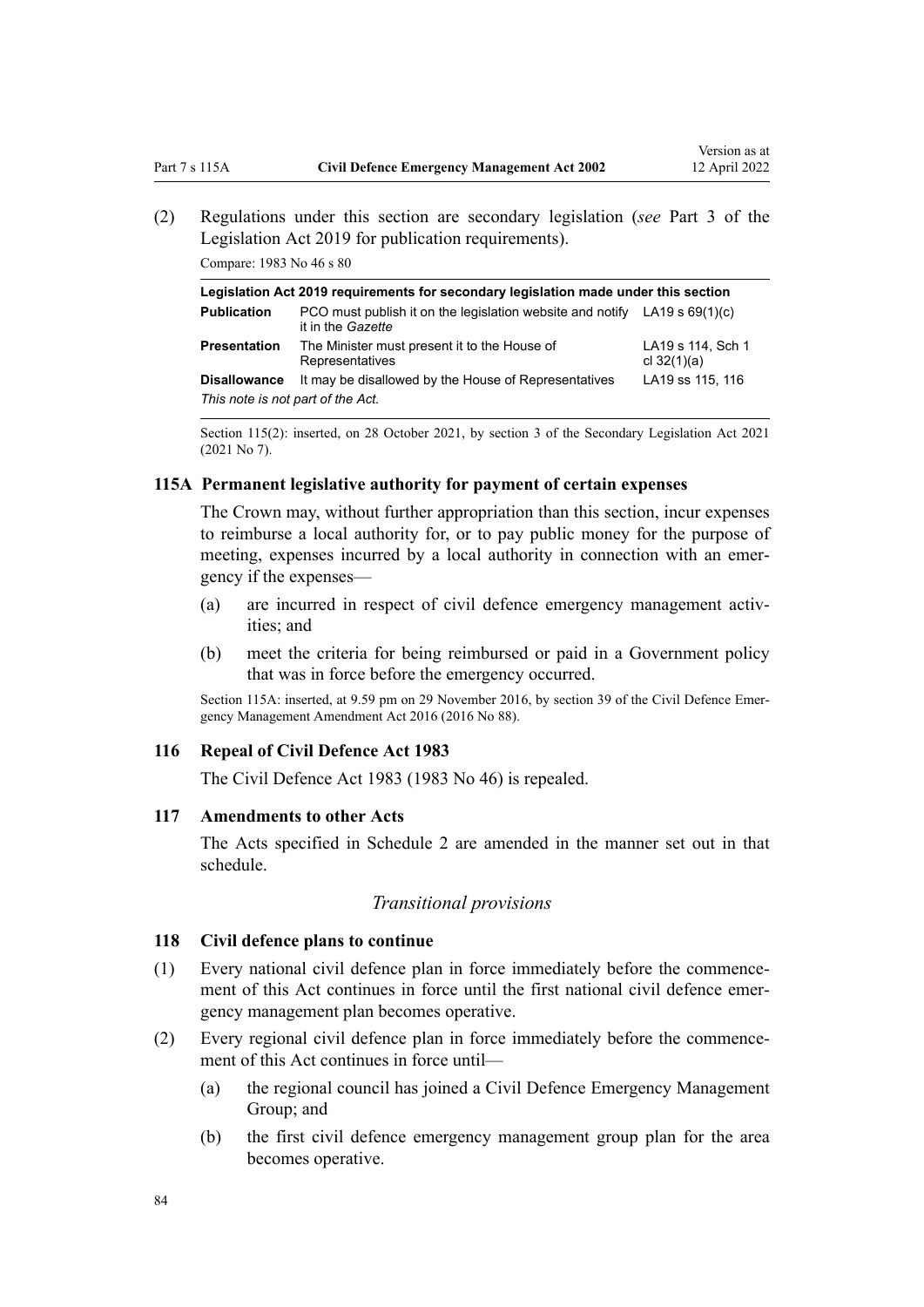(2) Regulations under this section are secondary legislation (*see* Part 3 of the Legislation Act 2019 for publication requirements).

Compare: 1983 No 46 s 80

| Legislation Act 2019 requirements for secondary legislation made under this section | | |
|---|---|---|
| **Publication** | PCO must publish it on the legislation website and notify it in the *Gazette* | LA19 s 69(1)(c) |
| **Presentation** | The Minister must present it to the House of Representatives | LA19 s 114, Sch 1 cl 32(1)(a) |
| **Disallowance** | It may be disallowed by the House of Representatives | LA19 ss 115, 116 |
| *This note is not part of the Act.* | | |

Section 115(2): inserted, on 28 October 2021, by section 3 of the Secondary Legislation Act 2021 (2021 No 7).

### 115A Permanent legislative authority for payment of certain expenses

The Crown may, without further appropriation than this section, incur expenses to reimburse a local authority for, or to pay public money for the purpose of meeting, expenses incurred by a local authority in connection with an emergency if the expenses—

(a) are incurred in respect of civil defence emergency management activities; and

(b) meet the criteria for being reimbursed or paid in a Government policy that was in force before the emergency occurred.

Section 115A: inserted, at 9.59 pm on 29 November 2016, by section 39 of the Civil Defence Emergency Management Amendment Act 2016 (2016 No 88).

### 116 Repeal of Civil Defence Act 1983

The Civil Defence Act 1983 (1983 No 46) is repealed.

### 117 Amendments to other Acts

The Acts specified in Schedule 2 are amended in the manner set out in that schedule.

## *Transitional provisions*

### 118 Civil defence plans to continue

(1) Every national civil defence plan in force immediately before the commencement of this Act continues in force until the first national civil defence emergency management plan becomes operative.

(2) Every regional civil defence plan in force immediately before the commencement of this Act continues in force until—

(a) the regional council has joined a Civil Defence Emergency Management Group; and

(b) the first civil defence emergency management group plan for the area becomes operative.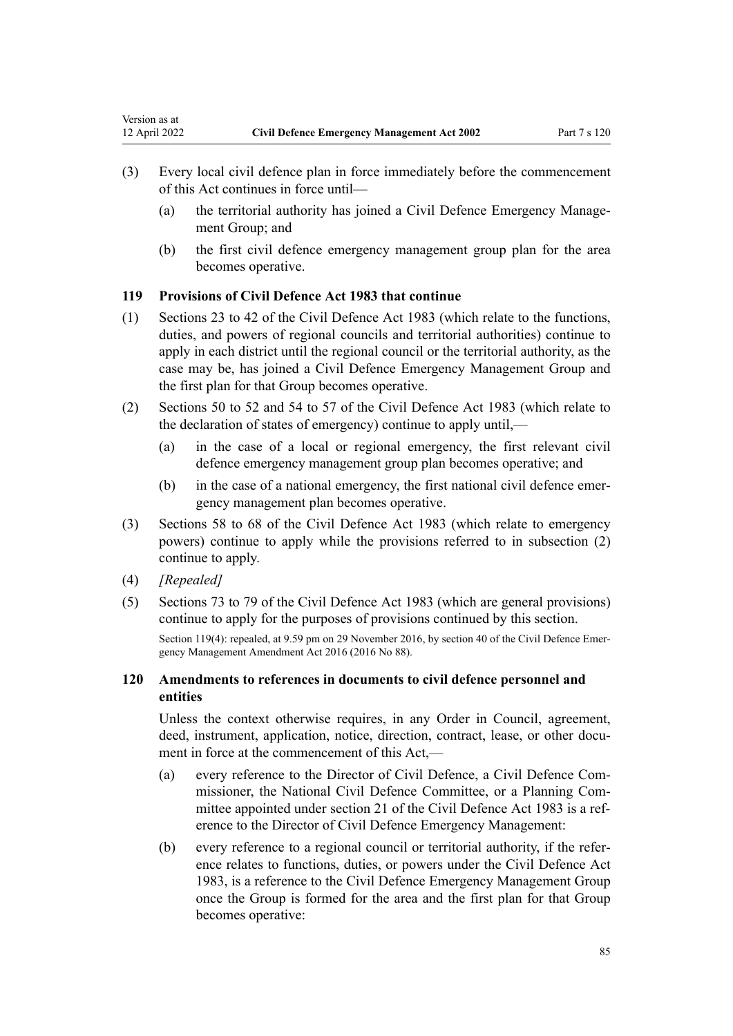(3) Every local civil defence plan in force immediately before the commencement of this Act continues in force until—

(a) the territorial authority has joined a Civil Defence Emergency Management Group; and

(b) the first civil defence emergency management group plan for the area becomes operative.

### 119 Provisions of Civil Defence Act 1983 that continue

(1) Sections 23 to 42 of the Civil Defence Act 1983 (which relate to the functions, duties, and powers of regional councils and territorial authorities) continue to apply in each district until the regional council or the territorial authority, as the case may be, has joined a Civil Defence Emergency Management Group and the first plan for that Group becomes operative.

(2) Sections 50 to 52 and 54 to 57 of the Civil Defence Act 1983 (which relate to the declaration of states of emergency) continue to apply until,—

(a) in the case of a local or regional emergency, the first relevant civil defence emergency management group plan becomes operative; and

(b) in the case of a national emergency, the first national civil defence emergency management plan becomes operative.

(3) Sections 58 to 68 of the Civil Defence Act 1983 (which relate to emergency powers) continue to apply while the provisions referred to in subsection (2) continue to apply.

(4) *[Repealed]*

(5) Sections 73 to 79 of the Civil Defence Act 1983 (which are general provisions) continue to apply for the purposes of provisions continued by this section.

Section 119(4): repealed, at 9.59 pm on 29 November 2016, by section 40 of the Civil Defence Emergency Management Amendment Act 2016 (2016 No 88).

### 120 Amendments to references in documents to civil defence personnel and entities

Unless the context otherwise requires, in any Order in Council, agreement, deed, instrument, application, notice, direction, contract, lease, or other document in force at the commencement of this Act,—

(a) every reference to the Director of Civil Defence, a Civil Defence Commissioner, the National Civil Defence Committee, or a Planning Committee appointed under section 21 of the Civil Defence Act 1983 is a reference to the Director of Civil Defence Emergency Management:

(b) every reference to a regional council or territorial authority, if the reference relates to functions, duties, or powers under the Civil Defence Act 1983, is a reference to the Civil Defence Emergency Management Group once the Group is formed for the area and the first plan for that Group becomes operative: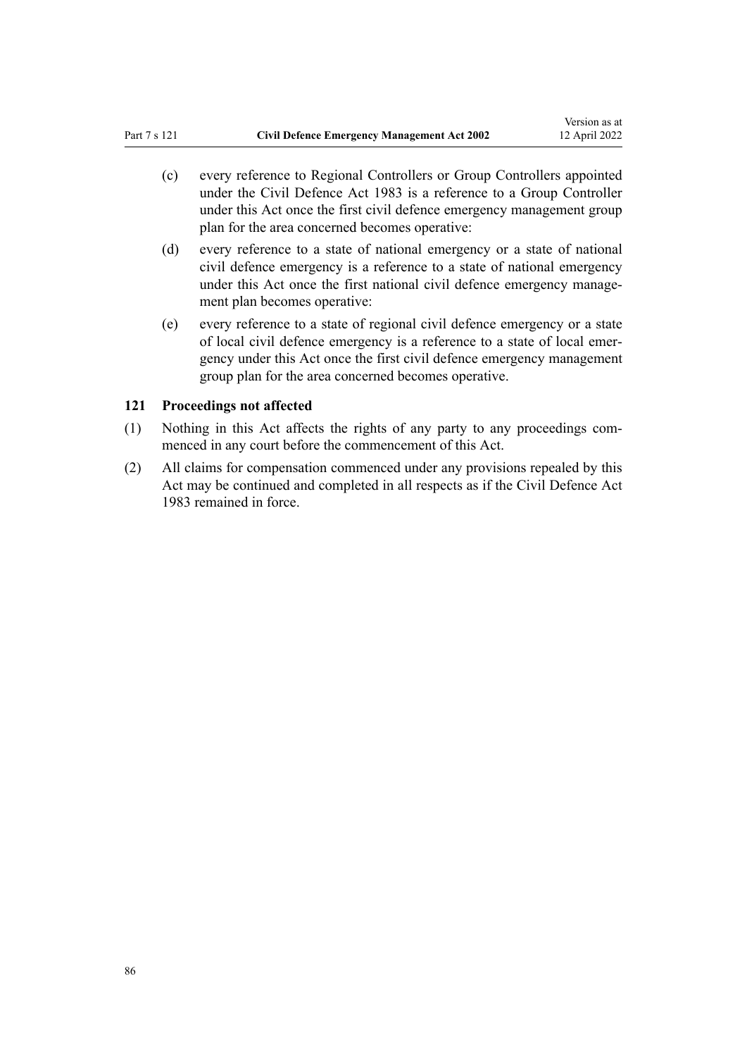(c) every reference to Regional Controllers or Group Controllers appointed under the Civil Defence Act 1983 is a reference to a Group Controller under this Act once the first civil defence emergency management group plan for the area concerned becomes operative:

(d) every reference to a state of national emergency or a state of national civil defence emergency is a reference to a state of national emergency under this Act once the first national civil defence emergency management plan becomes operative:

(e) every reference to a state of regional civil defence emergency or a state of local civil defence emergency is a reference to a state of local emergency under this Act once the first civil defence emergency management group plan for the area concerned becomes operative.

### 121 Proceedings not affected

(1) Nothing in this Act affects the rights of any party to any proceedings commenced in any court before the commencement of this Act.

(2) All claims for compensation commenced under any provisions repealed by this Act may be continued and completed in all respects as if the Civil Defence Act 1983 remained in force.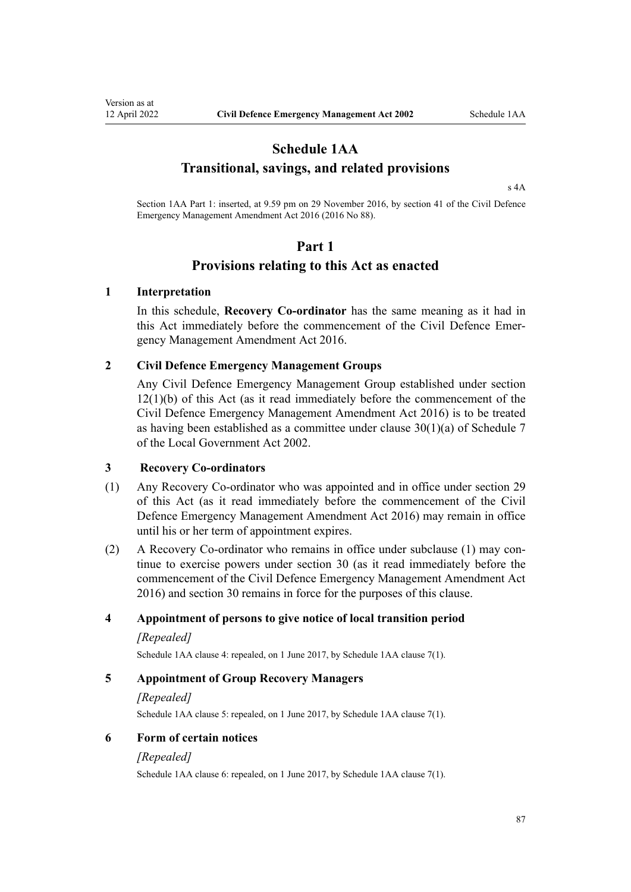# Schedule 1AA
# Transitional, savings, and related provisions

s 4A

Section 1AA Part 1: inserted, at 9.59 pm on 29 November 2016, by section 41 of the Civil Defence Emergency Management Amendment Act 2016 (2016 No 88).

## Part 1
## Provisions relating to this Act as enacted

### 1 Interpretation

In this schedule, **Recovery Co-ordinator** has the same meaning as it had in this Act immediately before the commencement of the Civil Defence Emergency Management Amendment Act 2016.

### 2 Civil Defence Emergency Management Groups

Any Civil Defence Emergency Management Group established under section 12(1)(b) of this Act (as it read immediately before the commencement of the Civil Defence Emergency Management Amendment Act 2016) is to be treated as having been established as a committee under clause 30(1)(a) of Schedule 7 of the Local Government Act 2002.

### 3 Recovery Co-ordinators

(1) Any Recovery Co-ordinator who was appointed and in office under section 29 of this Act (as it read immediately before the commencement of the Civil Defence Emergency Management Amendment Act 2016) may remain in office until his or her term of appointment expires.

(2) A Recovery Co-ordinator who remains in office under subclause (1) may continue to exercise powers under section 30 (as it read immediately before the commencement of the Civil Defence Emergency Management Amendment Act 2016) and section 30 remains in force for the purposes of this clause.

### 4 Appointment of persons to give notice of local transition period

*[Repealed]*

Schedule 1AA clause 4: repealed, on 1 June 2017, by Schedule 1AA clause 7(1).

### 5 Appointment of Group Recovery Managers

*[Repealed]*

Schedule 1AA clause 5: repealed, on 1 June 2017, by Schedule 1AA clause 7(1).

### 6 Form of certain notices

*[Repealed]*

Schedule 1AA clause 6: repealed, on 1 June 2017, by Schedule 1AA clause 7(1).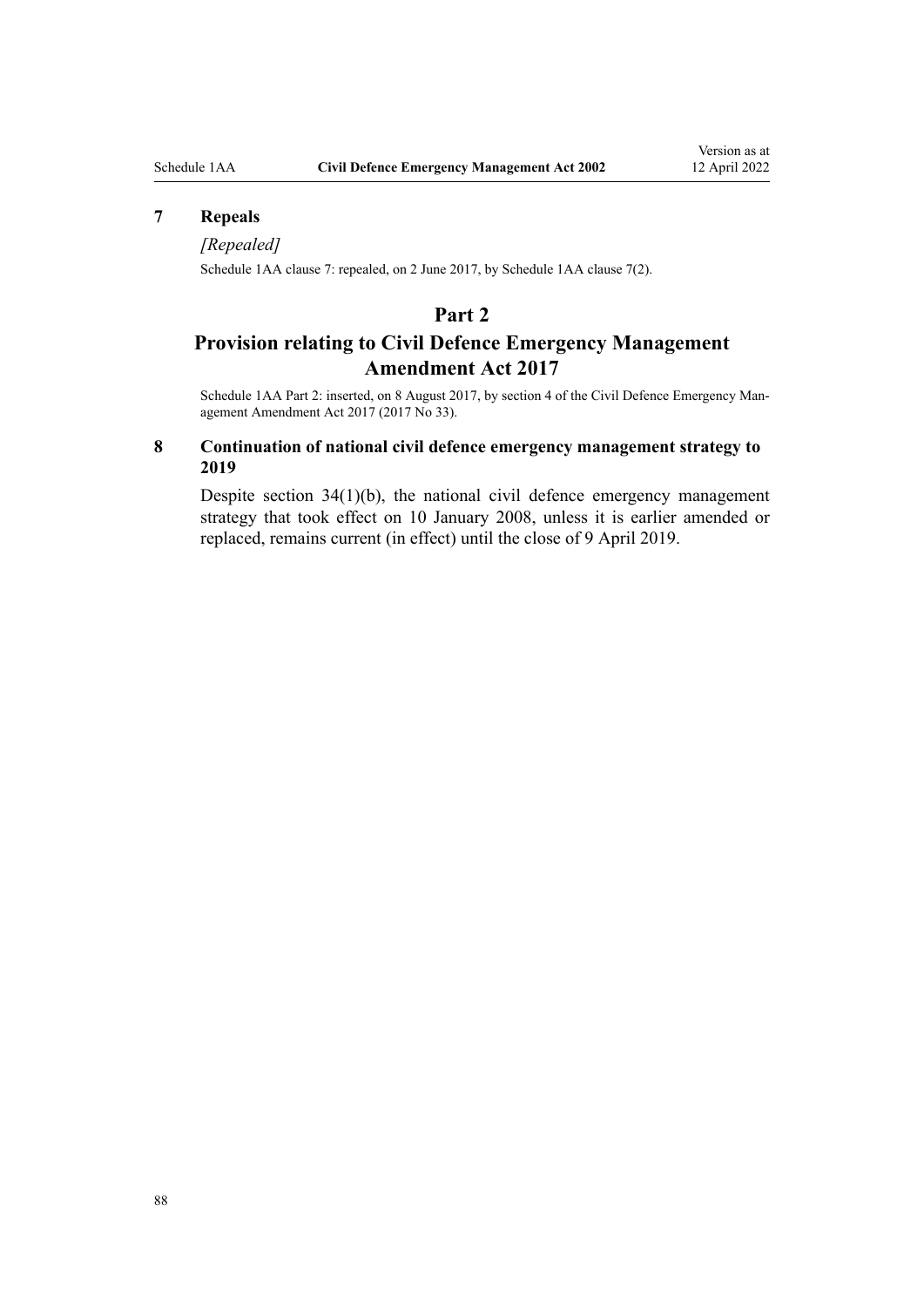### 7 Repeals

*[Repealed]*

Schedule 1AA clause 7: repealed, on 2 June 2017, by Schedule 1AA clause 7(2).

## Part 2
## Provision relating to Civil Defence Emergency Management Amendment Act 2017

Schedule 1AA Part 2: inserted, on 8 August 2017, by section 4 of the Civil Defence Emergency Management Amendment Act 2017 (2017 No 33).

### 8 Continuation of national civil defence emergency management strategy to 2019

Despite section 34(1)(b), the national civil defence emergency management strategy that took effect on 10 January 2008, unless it is earlier amended or replaced, remains current (in effect) until the close of 9 April 2019.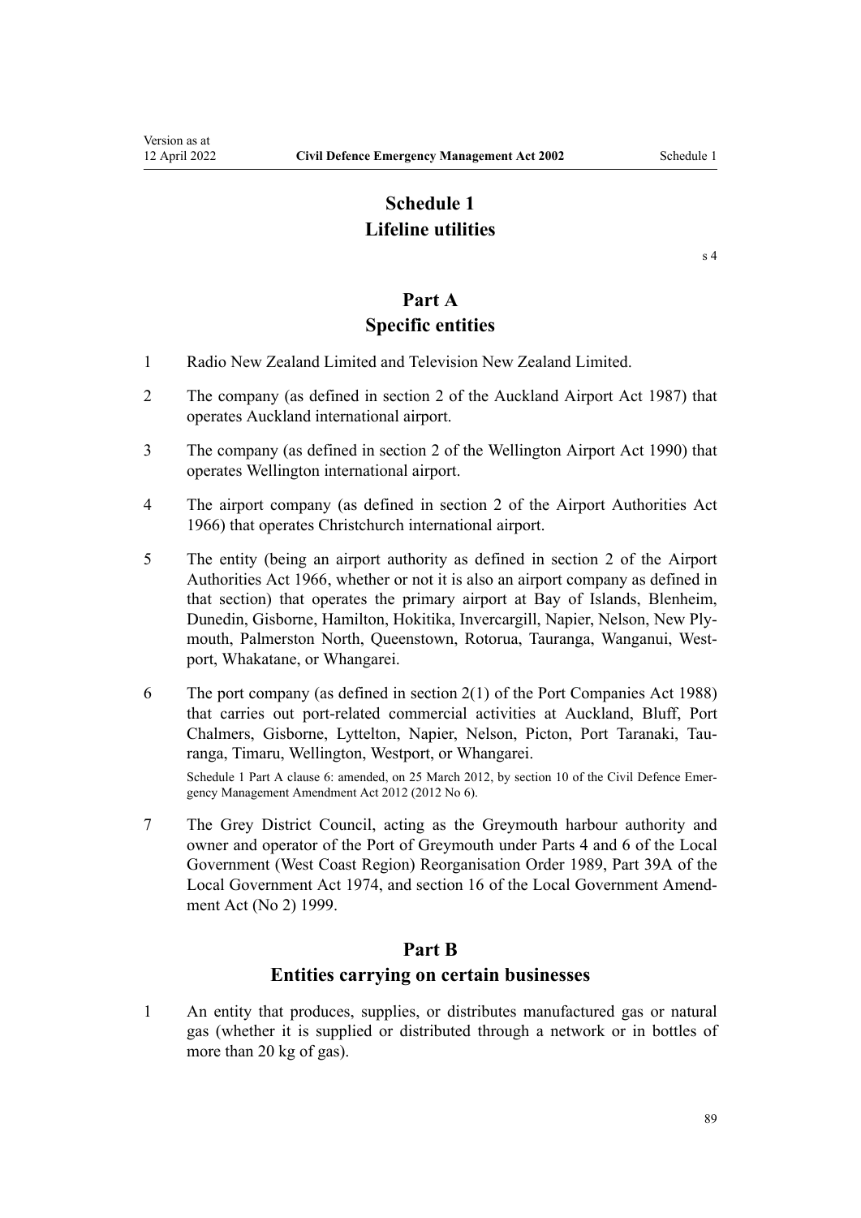# Schedule 1
# Lifeline utilities

s 4

## Part A
## Specific entities

1 Radio New Zealand Limited and Television New Zealand Limited.

2 The company (as defined in section 2 of the Auckland Airport Act 1987) that operates Auckland international airport.

3 The company (as defined in section 2 of the Wellington Airport Act 1990) that operates Wellington international airport.

4 The airport company (as defined in section 2 of the Airport Authorities Act 1966) that operates Christchurch international airport.

5 The entity (being an airport authority as defined in section 2 of the Airport Authorities Act 1966, whether or not it is also an airport company as defined in that section) that operates the primary airport at Bay of Islands, Blenheim, Dunedin, Gisborne, Hamilton, Hokitika, Invercargill, Napier, Nelson, New Plymouth, Palmerston North, Queenstown, Rotorua, Tauranga, Wanganui, Westport, Whakatane, or Whangarei.

6 The port company (as defined in section 2(1) of the Port Companies Act 1988) that carries out port-related commercial activities at Auckland, Bluff, Port Chalmers, Gisborne, Lyttelton, Napier, Nelson, Picton, Port Taranaki, Tauranga, Timaru, Wellington, Westport, or Whangarei.

Schedule 1 Part A clause 6: amended, on 25 March 2012, by section 10 of the Civil Defence Emergency Management Amendment Act 2012 (2012 No 6).

7 The Grey District Council, acting as the Greymouth harbour authority and owner and operator of the Port of Greymouth under Parts 4 and 6 of the Local Government (West Coast Region) Reorganisation Order 1989, Part 39A of the Local Government Act 1974, and section 16 of the Local Government Amendment Act (No 2) 1999.

## Part B
## Entities carrying on certain businesses

1 An entity that produces, supplies, or distributes manufactured gas or natural gas (whether it is supplied or distributed through a network or in bottles of more than 20 kg of gas).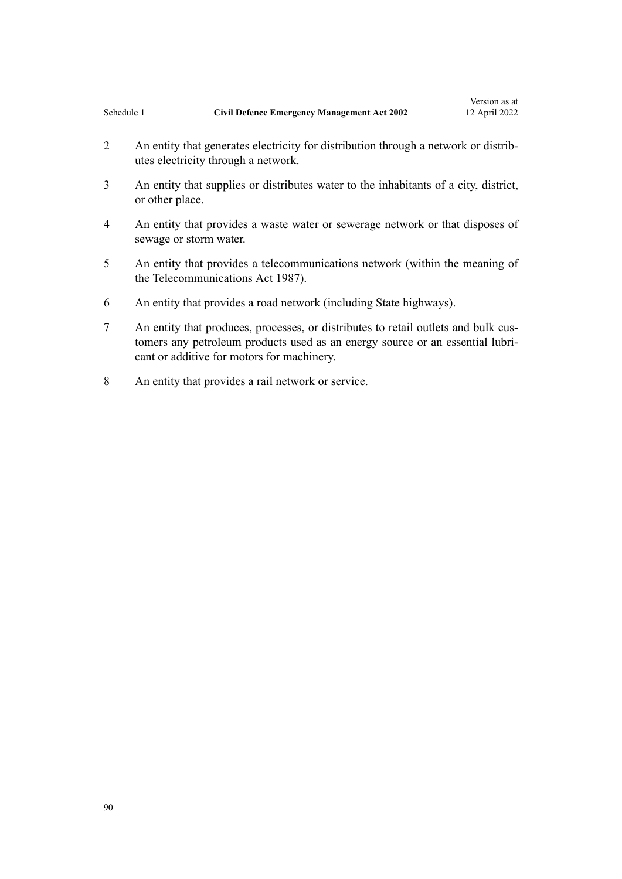2 An entity that generates electricity for distribution through a network or distributes electricity through a network.

3 An entity that supplies or distributes water to the inhabitants of a city, district, or other place.

4 An entity that provides a waste water or sewerage network or that disposes of sewage or storm water.

5 An entity that provides a telecommunications network (within the meaning of the Telecommunications Act 1987).

6 An entity that provides a road network (including State highways).

7 An entity that produces, processes, or distributes to retail outlets and bulk customers any petroleum products used as an energy source or an essential lubricant or additive for motors for machinery.

8 An entity that provides a rail network or service.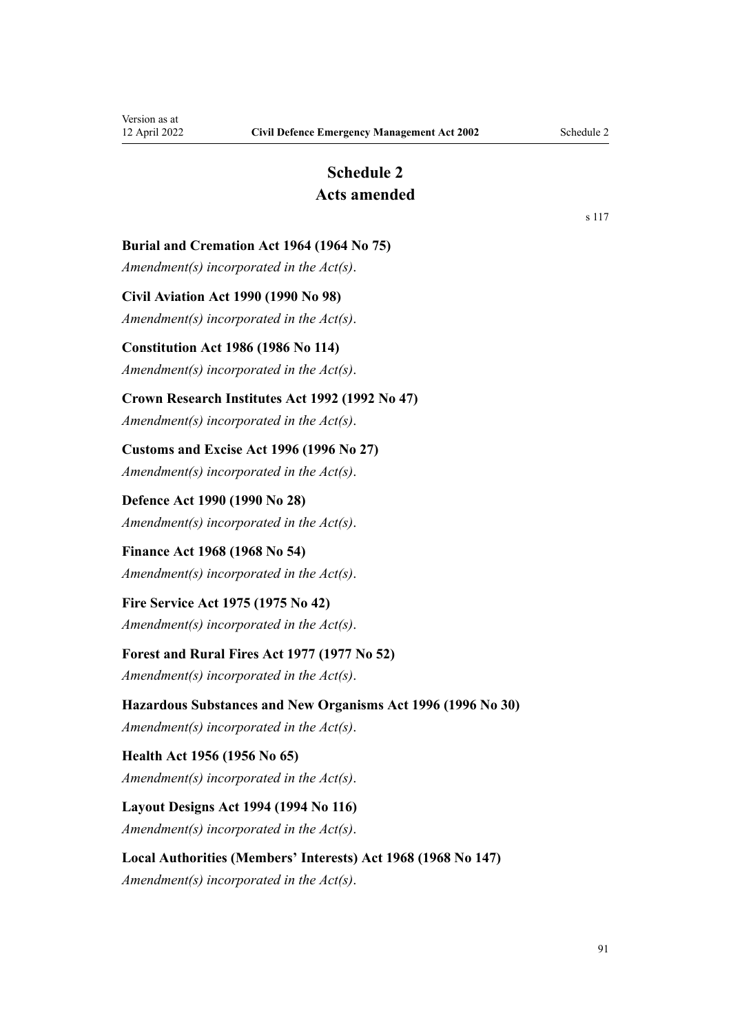# Schedule 2
## Acts amended

s 117

**Burial and Cremation Act 1964 (1964 No 75)**

*Amendment(s) incorporated in the Act(s).*

**Civil Aviation Act 1990 (1990 No 98)**

*Amendment(s) incorporated in the Act(s).*

**Constitution Act 1986 (1986 No 114)**

*Amendment(s) incorporated in the Act(s).*

**Crown Research Institutes Act 1992 (1992 No 47)**

*Amendment(s) incorporated in the Act(s).*

**Customs and Excise Act 1996 (1996 No 27)**

*Amendment(s) incorporated in the Act(s).*

**Defence Act 1990 (1990 No 28)**

*Amendment(s) incorporated in the Act(s).*

**Finance Act 1968 (1968 No 54)**

*Amendment(s) incorporated in the Act(s).*

**Fire Service Act 1975 (1975 No 42)**

*Amendment(s) incorporated in the Act(s).*

**Forest and Rural Fires Act 1977 (1977 No 52)**

*Amendment(s) incorporated in the Act(s).*

**Hazardous Substances and New Organisms Act 1996 (1996 No 30)**

*Amendment(s) incorporated in the Act(s).*

**Health Act 1956 (1956 No 65)**

*Amendment(s) incorporated in the Act(s).*

**Layout Designs Act 1994 (1994 No 116)**

*Amendment(s) incorporated in the Act(s).*

**Local Authorities (Members' Interests) Act 1968 (1968 No 147)**

*Amendment(s) incorporated in the Act(s).*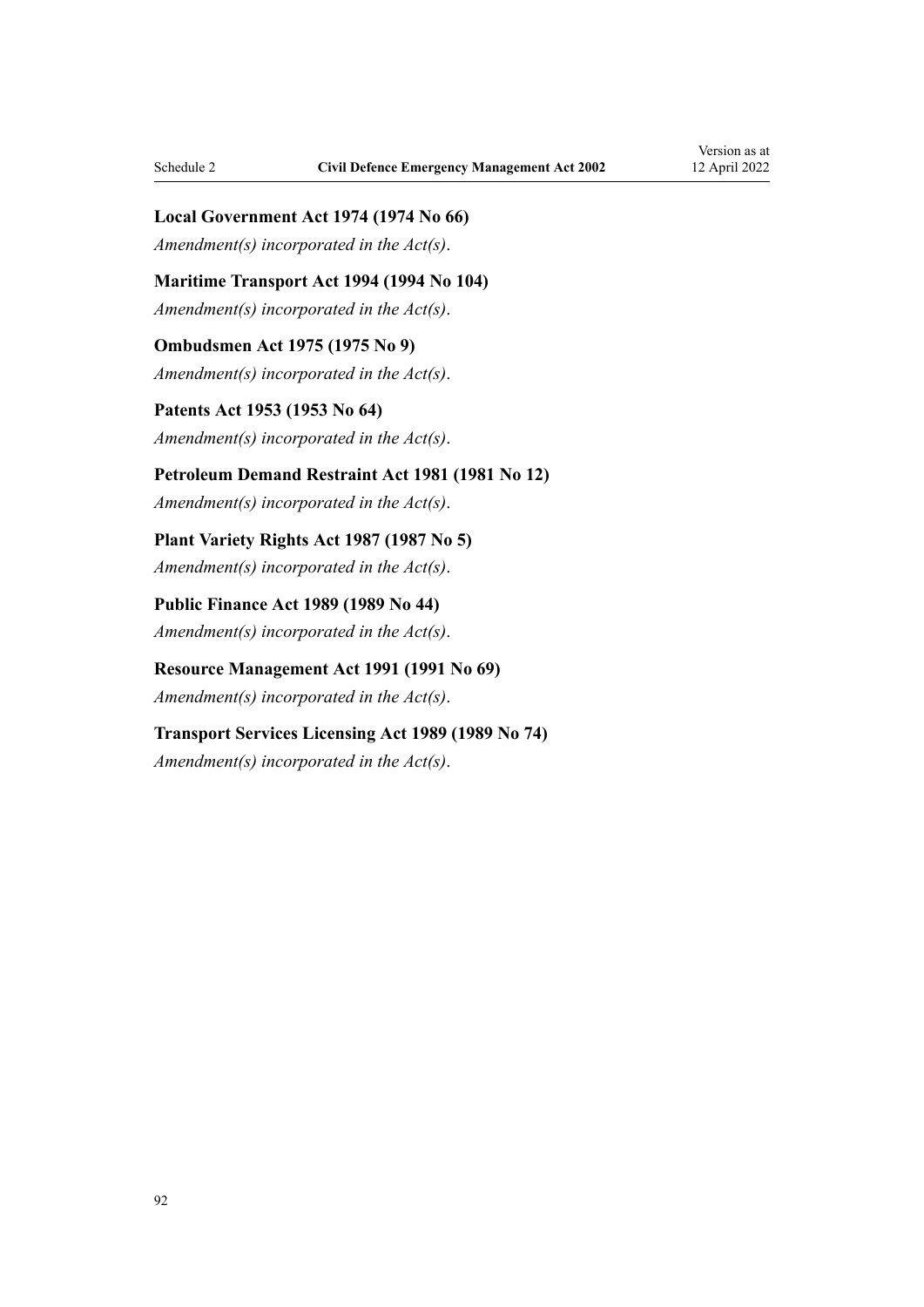**Local Government Act 1974 (1974 No 66)**

*Amendment(s) incorporated in the Act(s).*

**Maritime Transport Act 1994 (1994 No 104)**

*Amendment(s) incorporated in the Act(s).*

**Ombudsmen Act 1975 (1975 No 9)**

*Amendment(s) incorporated in the Act(s).*

**Patents Act 1953 (1953 No 64)**

*Amendment(s) incorporated in the Act(s).*

**Petroleum Demand Restraint Act 1981 (1981 No 12)**

*Amendment(s) incorporated in the Act(s).*

**Plant Variety Rights Act 1987 (1987 No 5)**

*Amendment(s) incorporated in the Act(s).*

**Public Finance Act 1989 (1989 No 44)**

*Amendment(s) incorporated in the Act(s).*

**Resource Management Act 1991 (1991 No 69)**

*Amendment(s) incorporated in the Act(s).*

**Transport Services Licensing Act 1989 (1989 No 74)**

*Amendment(s) incorporated in the Act(s).*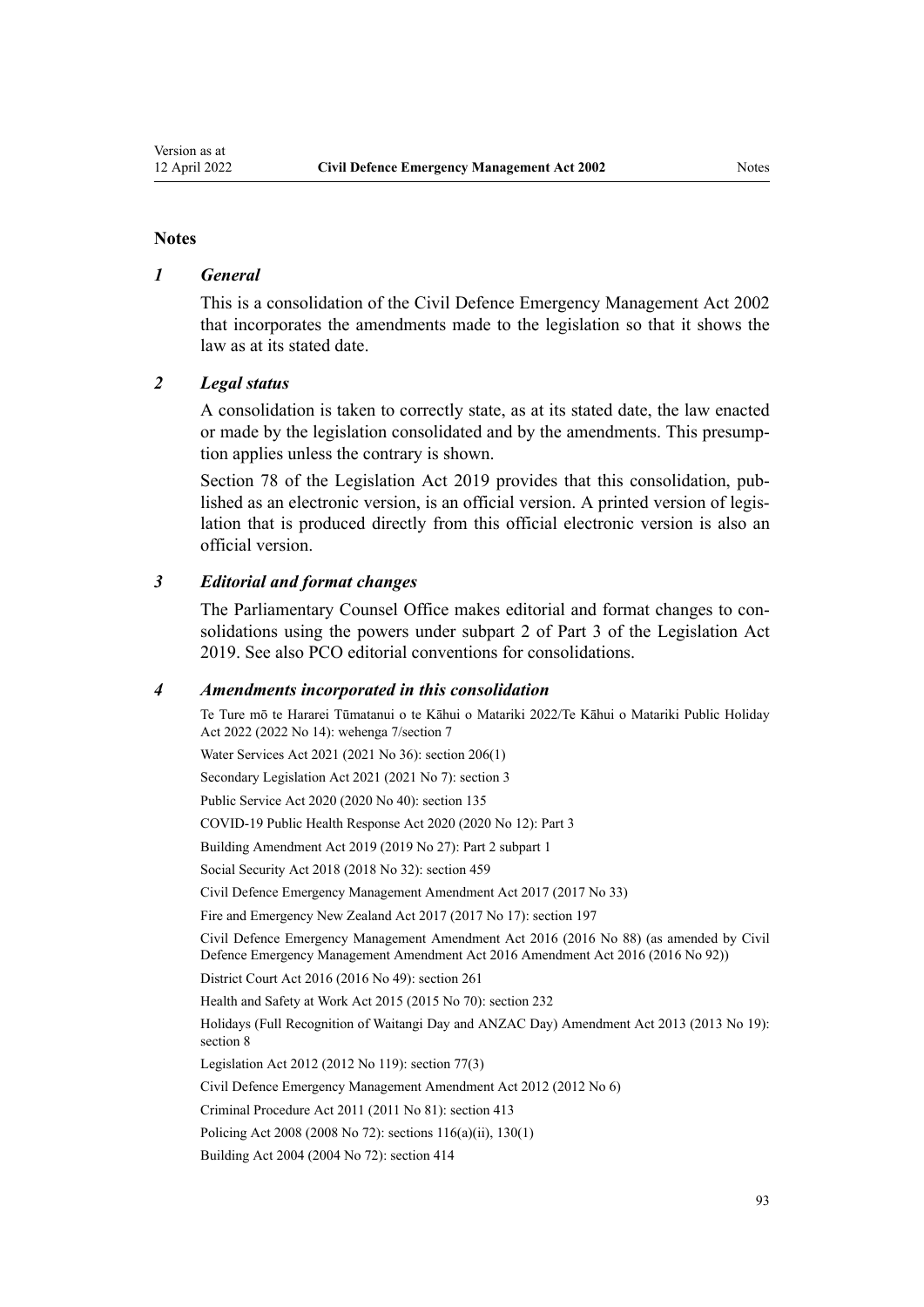## Notes

### *1 General*

This is a consolidation of the Civil Defence Emergency Management Act 2002 that incorporates the amendments made to the legislation so that it shows the law as at its stated date.

### *2 Legal status*

A consolidation is taken to correctly state, as at its stated date, the law enacted or made by the legislation consolidated and by the amendments. This presumption applies unless the contrary is shown.

Section 78 of the Legislation Act 2019 provides that this consolidation, published as an electronic version, is an official version. A printed version of legislation that is produced directly from this official electronic version is also an official version.

### *3 Editorial and format changes*

The Parliamentary Counsel Office makes editorial and format changes to consolidations using the powers under subpart 2 of Part 3 of the Legislation Act 2019. See also PCO editorial conventions for consolidations.

### *4 Amendments incorporated in this consolidation*

Te Ture mō te Hararei Tūmatanui o te Kāhui o Matariki 2022/Te Kāhui o Matariki Public Holiday Act 2022 (2022 No 14): wehenga 7/section 7

Water Services Act 2021 (2021 No 36): section 206(1)

Secondary Legislation Act 2021 (2021 No 7): section 3

Public Service Act 2020 (2020 No 40): section 135

COVID-19 Public Health Response Act 2020 (2020 No 12): Part 3

Building Amendment Act 2019 (2019 No 27): Part 2 subpart 1

Social Security Act 2018 (2018 No 32): section 459

Civil Defence Emergency Management Amendment Act 2017 (2017 No 33)

Fire and Emergency New Zealand Act 2017 (2017 No 17): section 197

Civil Defence Emergency Management Amendment Act 2016 (2016 No 88) (as amended by Civil Defence Emergency Management Amendment Act 2016 Amendment Act 2016 (2016 No 92))

District Court Act 2016 (2016 No 49): section 261

Health and Safety at Work Act 2015 (2015 No 70): section 232

Holidays (Full Recognition of Waitangi Day and ANZAC Day) Amendment Act 2013 (2013 No 19): section 8

Legislation Act 2012 (2012 No 119): section 77(3)

Civil Defence Emergency Management Amendment Act 2012 (2012 No 6)

Criminal Procedure Act 2011 (2011 No 81): section 413

Policing Act 2008 (2008 No 72): sections 116(a)(ii), 130(1)

Building Act 2004 (2004 No 72): section 414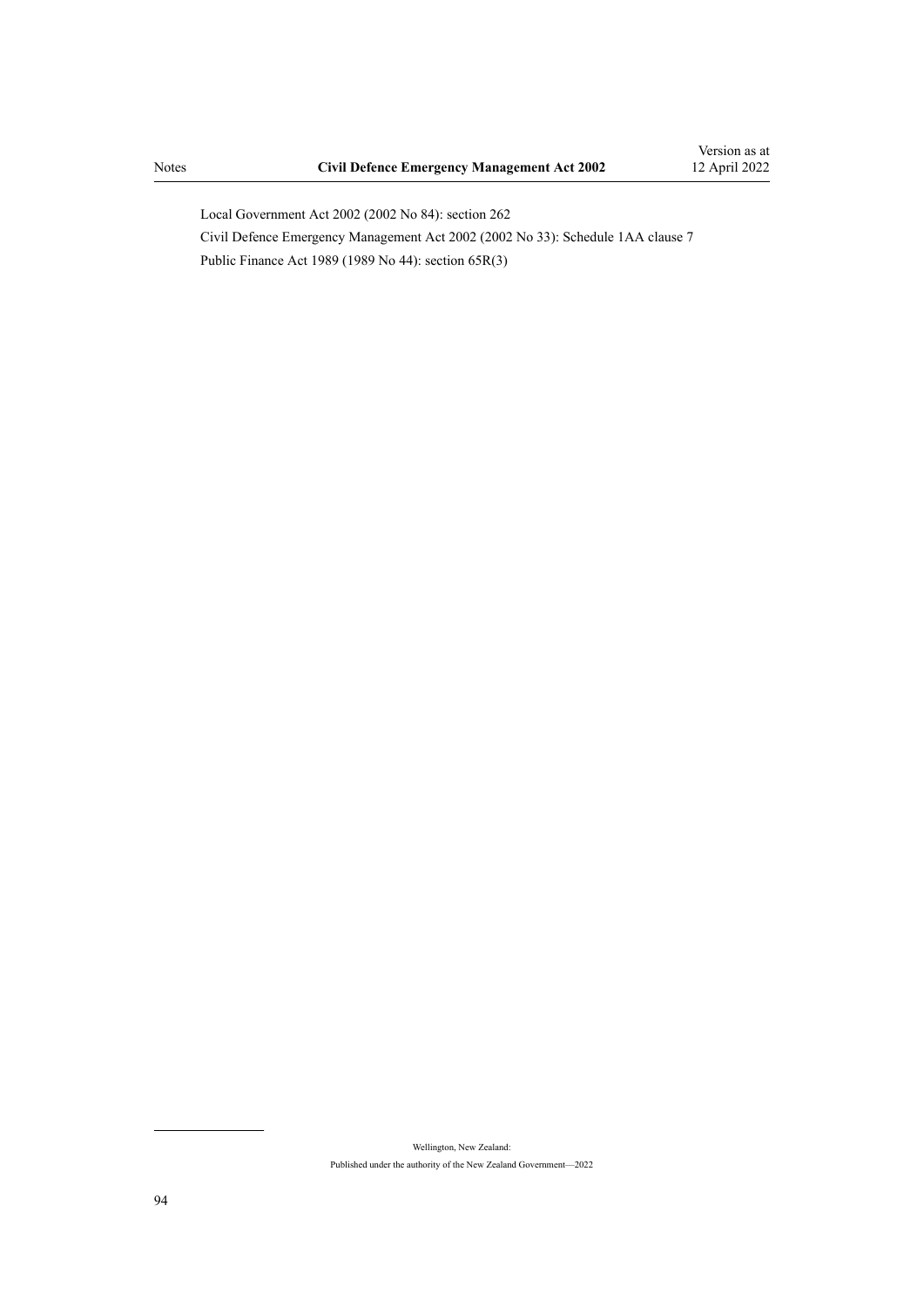Local Government Act 2002 (2002 No 84): section 262

Civil Defence Emergency Management Act 2002 (2002 No 33): Schedule 1AA clause 7

Public Finance Act 1989 (1989 No 44): section 65R(3)

Wellington, New Zealand:

Published under the authority of the New Zealand Government—2022